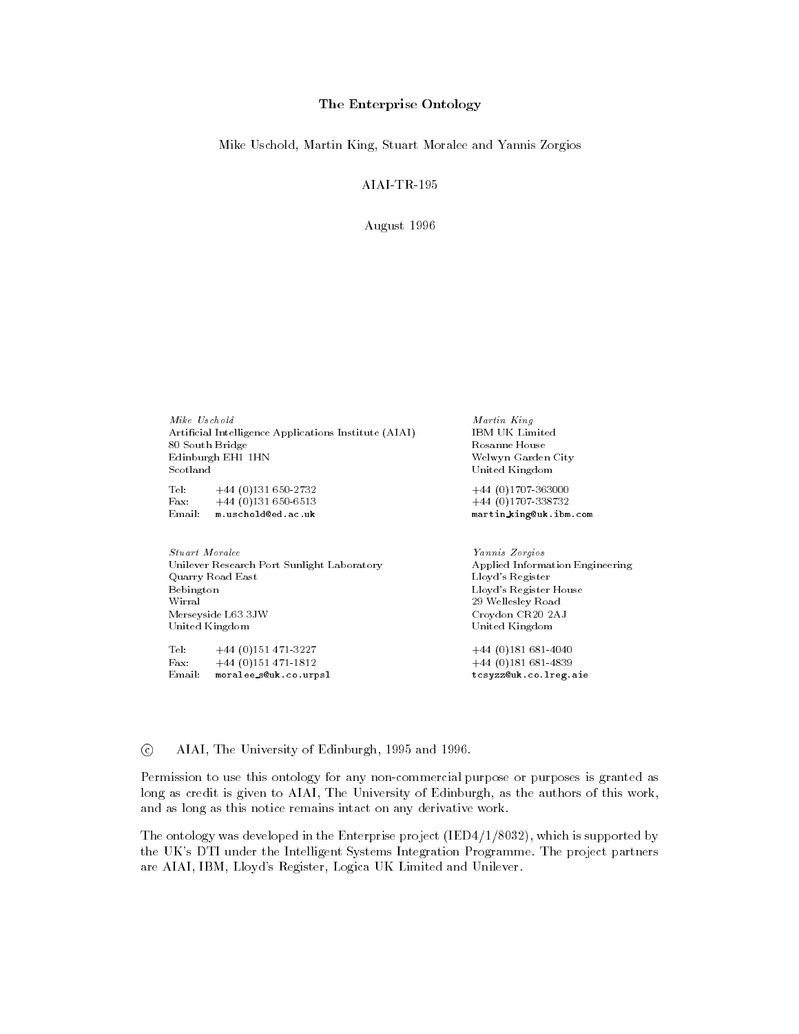# The Enterprise Ontology

Mike Uschold, Martin King, Stuart Moralee and Yannis Zorgios

AIAI-TR-195

August 1996

*Mike Uschold*
Artificial Intelligence Applications Institute (AIAI)
80 South Bridge
Edinburgh EH1 1HN
Scotland

Tel: +44 (0)131 650-2732
Fax: +44 (0)131 650-6513
Email: `m.uschold@ed.ac.uk`

*Martin King*
IBM UK Limited
Rosanne House
Welwyn Garden City
United Kingdom

+44 (0)1707-363000
+44 (0)1707-338732
`martin_king@uk.ibm.com`

*Stuart Moralee*
Unilever Research Port Sunlight Laboratory
Quarry Road East
Bebington
Wirral
Merseyside L63 3JW
United Kingdom

Tel: +44 (0)151 471-3227
Fax: +44 (0)151 471-1812
Email: `moralee_s@uk.co.urpsl`

*Yannis Zorgios*
Applied Information Engineering
Lloyd's Register
Lloyd's Register House
29 Wellesley Road
Croydon CR20 2AJ
United Kingdom

+44 (0)181 681-4040
+44 (0)181 681-4839
`tcsyzz@uk.co.lreg.aie`

© AIAI, The University of Edinburgh, 1995 and 1996.

Permission to use this ontology for any non-commercial purpose or purposes is granted as long as credit is given to AIAI, The University of Edinburgh, as the authors of this work, and as long as this notice remains intact on any derivative work.

The ontology was developed in the Enterprise project (IED4/1/8032), which is supported by the UK's DTI under the Intelligent Systems Integration Programme. The project partners are AIAI, IBM, Lloyd's Register, Logica UK Limited and Unilever.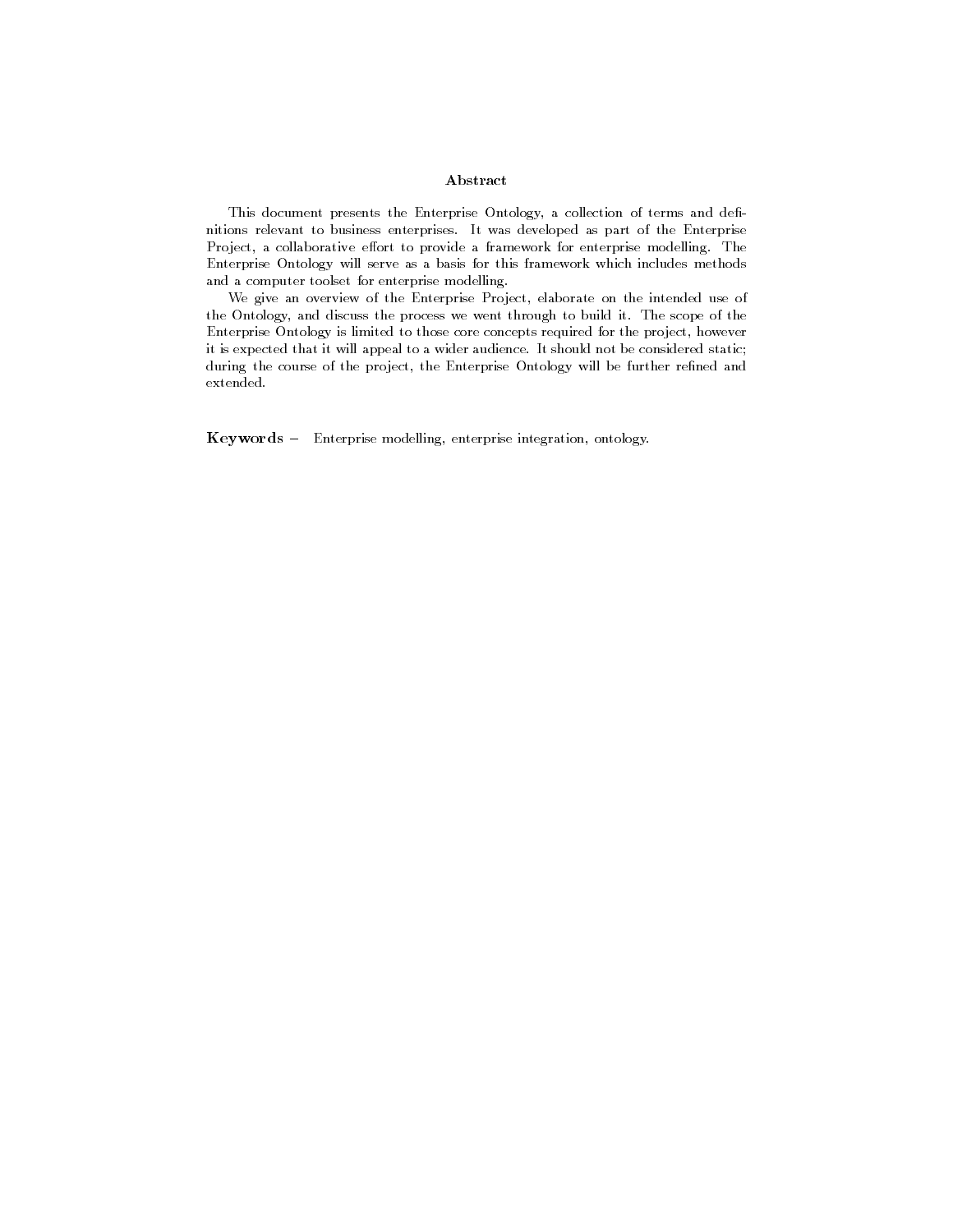## Abstract

This document presents the Enterprise Ontology, a collection of terms and definitions relevant to business enterprises. It was developed as part of the Enterprise Project, a collaborative effort to provide a framework for enterprise modelling. The Enterprise Ontology will serve as a basis for this framework which includes methods and a computer toolset for enterprise modelling.

We give an overview of the Enterprise Project, elaborate on the intended use of the Ontology, and discuss the process we went through to build it. The scope of the Enterprise Ontology is limited to those core concepts required for the project, however it is expected that it will appeal to a wider audience. It should not be considered static; during the course of the project, the Enterprise Ontology will be further refined and extended.

**Keywords –** Enterprise modelling, enterprise integration, ontology.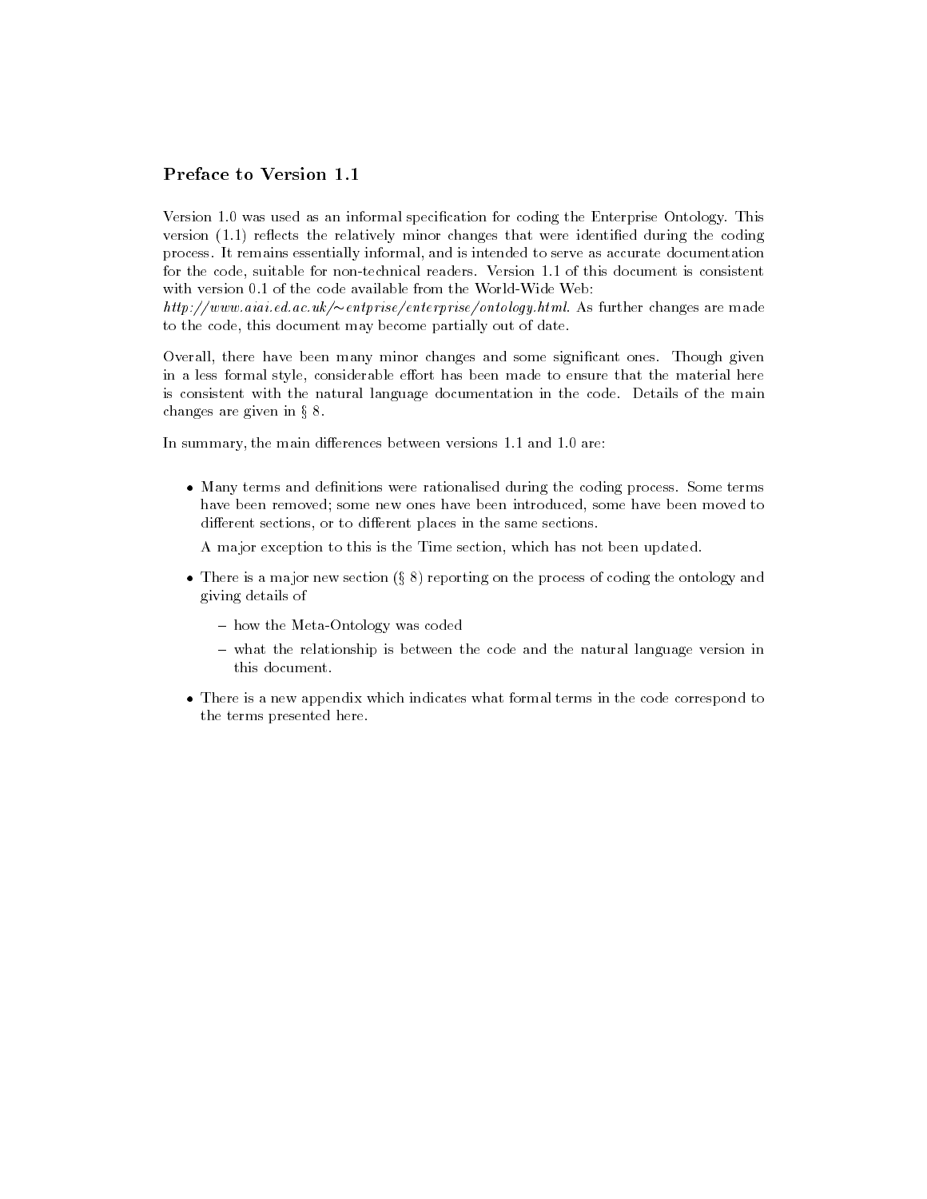## Preface to Version 1.1

Version 1.0 was used as an informal specification for coding the Enterprise Ontology. This version (1.1) reflects the relatively minor changes that were identified during the coding process. It remains essentially informal, and is intended to serve as accurate documentation for the code, suitable for non-technical readers. Version 1.1 of this document is consistent with version 0.1 of the code available from the World-Wide Web:
*http://www.aiai.ed.ac.uk/~entprise/enterprise/ontology.html*. As further changes are made to the code, this document may become partially out of date.

Overall, there have been many minor changes and some significant ones. Though given in a less formal style, considerable effort has been made to ensure that the material here is consistent with the natural language documentation in the code. Details of the main changes are given in § 8.

In summary, the main differences between versions 1.1 and 1.0 are:

- Many terms and definitions were rationalised during the coding process. Some terms have been removed; some new ones have been introduced, some have been moved to different sections, or to different places in the same sections.

  A major exception to this is the Time section, which has not been updated.

- There is a major new section (§ 8) reporting on the process of coding the ontology and giving details of
  - how the Meta-Ontology was coded
  - what the relationship is between the code and the natural language version in this document.

- There is a new appendix which indicates what formal terms in the code correspond to the terms presented here.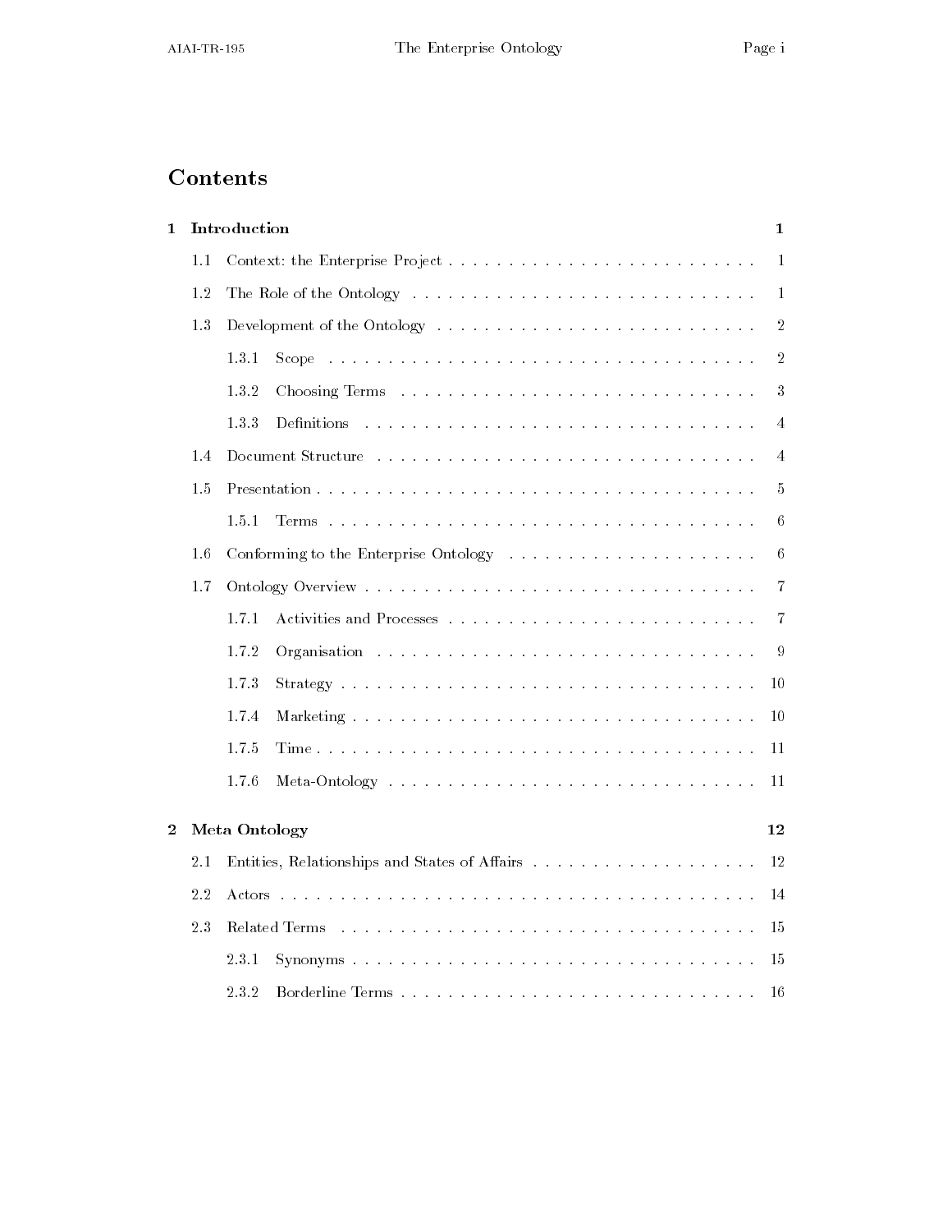# Contents

| | | |
|---|---|---|
| **1 Introduction** | | **1** |
| 1.1 | Context: the Enterprise Project | 1 |
| 1.2 | The Role of the Ontology | 1 |
| 1.3 | Development of the Ontology | 2 |
| 1.3.1 | Scope | 2 |
| 1.3.2 | Choosing Terms | 3 |
| 1.3.3 | Definitions | 4 |
| 1.4 | Document Structure | 4 |
| 1.5 | Presentation | 5 |
| 1.5.1 | Terms | 6 |
| 1.6 | Conforming to the Enterprise Ontology | 6 |
| 1.7 | Ontology Overview | 7 |
| 1.7.1 | Activities and Processes | 7 |
| 1.7.2 | Organisation | 9 |
| 1.7.3 | Strategy | 10 |
| 1.7.4 | Marketing | 10 |
| 1.7.5 | Time | 11 |
| 1.7.6 | Meta-Ontology | 11 |
| **2 Meta Ontology** | | **12** |
| 2.1 | Entities, Relationships and States of Affairs | 12 |
| 2.2 | Actors | 14 |
| 2.3 | Related Terms | 15 |
| 2.3.1 | Synonyms | 15 |
| 2.3.2 | Borderline Terms | 16 |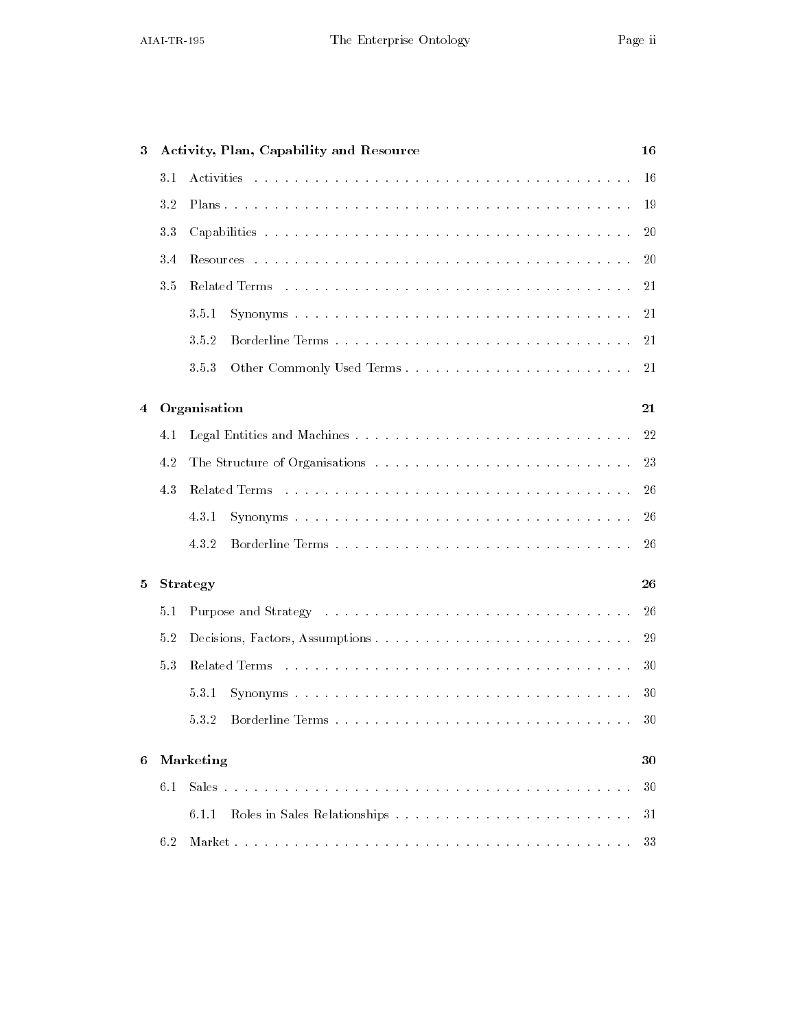3 **Activity, Plan, Capability and Resource** 16

3.1 Activities . . . . . . . . . . . . . . . . . . . . . . . . . . . . . . . . . . . . . . . 16

3.2 Plans . . . . . . . . . . . . . . . . . . . . . . . . . . . . . . . . . . . . . . . . . 19

3.3 Capabilities . . . . . . . . . . . . . . . . . . . . . . . . . . . . . . . . . . . . . 20

3.4 Resources . . . . . . . . . . . . . . . . . . . . . . . . . . . . . . . . . . . . . . 20

3.5 Related Terms . . . . . . . . . . . . . . . . . . . . . . . . . . . . . . . . . . . 21

3.5.1 Synonyms . . . . . . . . . . . . . . . . . . . . . . . . . . . . . . . . . . 21

3.5.2 Borderline Terms . . . . . . . . . . . . . . . . . . . . . . . . . . . . . 21

3.5.3 Other Commonly Used Terms . . . . . . . . . . . . . . . . . . . . . . 21

4 **Organisation** 21

4.1 Legal Entities and Machines . . . . . . . . . . . . . . . . . . . . . . . . . . . 22

4.2 The Structure of Organisations . . . . . . . . . . . . . . . . . . . . . . . . . 23

4.3 Related Terms . . . . . . . . . . . . . . . . . . . . . . . . . . . . . . . . . . . 26

4.3.1 Synonyms . . . . . . . . . . . . . . . . . . . . . . . . . . . . . . . . . . 26

4.3.2 Borderline Terms . . . . . . . . . . . . . . . . . . . . . . . . . . . . . 26

5 **Strategy** 26

5.1 Purpose and Strategy . . . . . . . . . . . . . . . . . . . . . . . . . . . . . . . 26

5.2 Decisions, Factors, Assumptions . . . . . . . . . . . . . . . . . . . . . . . . 29

5.3 Related Terms . . . . . . . . . . . . . . . . . . . . . . . . . . . . . . . . . . . 30

5.3.1 Synonyms . . . . . . . . . . . . . . . . . . . . . . . . . . . . . . . . . . 30

5.3.2 Borderline Terms . . . . . . . . . . . . . . . . . . . . . . . . . . . . . 30

6 **Marketing** 30

6.1 Sales . . . . . . . . . . . . . . . . . . . . . . . . . . . . . . . . . . . . . . . . . 30

6.1.1 Roles in Sales Relationships . . . . . . . . . . . . . . . . . . . . . . . 31

6.2 Market . . . . . . . . . . . . . . . . . . . . . . . . . . . . . . . . . . . . . . . . 33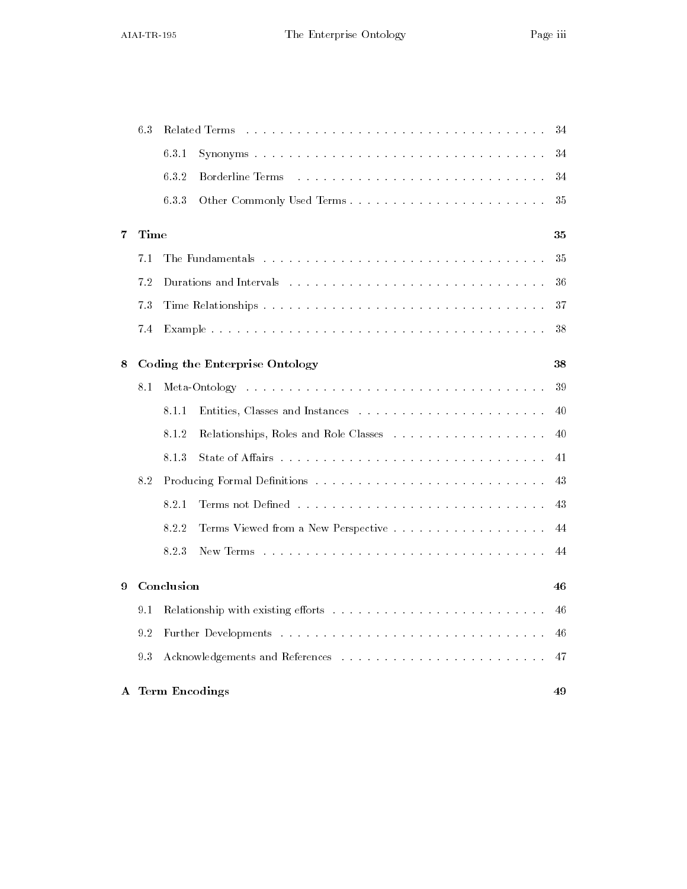- 6.3 Related Terms . . . . . . . . . . 34
  - 6.3.1 Synonyms . . . . . . . . . . 34
  - 6.3.2 Borderline Terms . . . . . . . . . . 34
  - 6.3.3 Other Commonly Used Terms . . . . . . . . . . 35

**7 Time** **35**

- 7.1 The Fundamentals . . . . . . . . . . 35
- 7.2 Durations and Intervals . . . . . . . . . . 36
- 7.3 Time Relationships . . . . . . . . . . 37
- 7.4 Example . . . . . . . . . . 38

**8 Coding the Enterprise Ontology** **38**

- 8.1 Meta-Ontology . . . . . . . . . . 39
  - 8.1.1 Entities, Classes and Instances . . . . . . . . . . 40
  - 8.1.2 Relationships, Roles and Role Classes . . . . . . . . . . 40
  - 8.1.3 State of Affairs . . . . . . . . . . 41
- 8.2 Producing Formal Definitions . . . . . . . . . . 43
  - 8.2.1 Terms not Defined . . . . . . . . . . 43
  - 8.2.2 Terms Viewed from a New Perspective . . . . . . . . . . 44
  - 8.2.3 New Terms . . . . . . . . . . 44

**9 Conclusion** **46**

- 9.1 Relationship with existing efforts . . . . . . . . . . 46
- 9.2 Further Developments . . . . . . . . . . 46
- 9.3 Acknowledgements and References . . . . . . . . . . 47

**A Term Encodings** **49**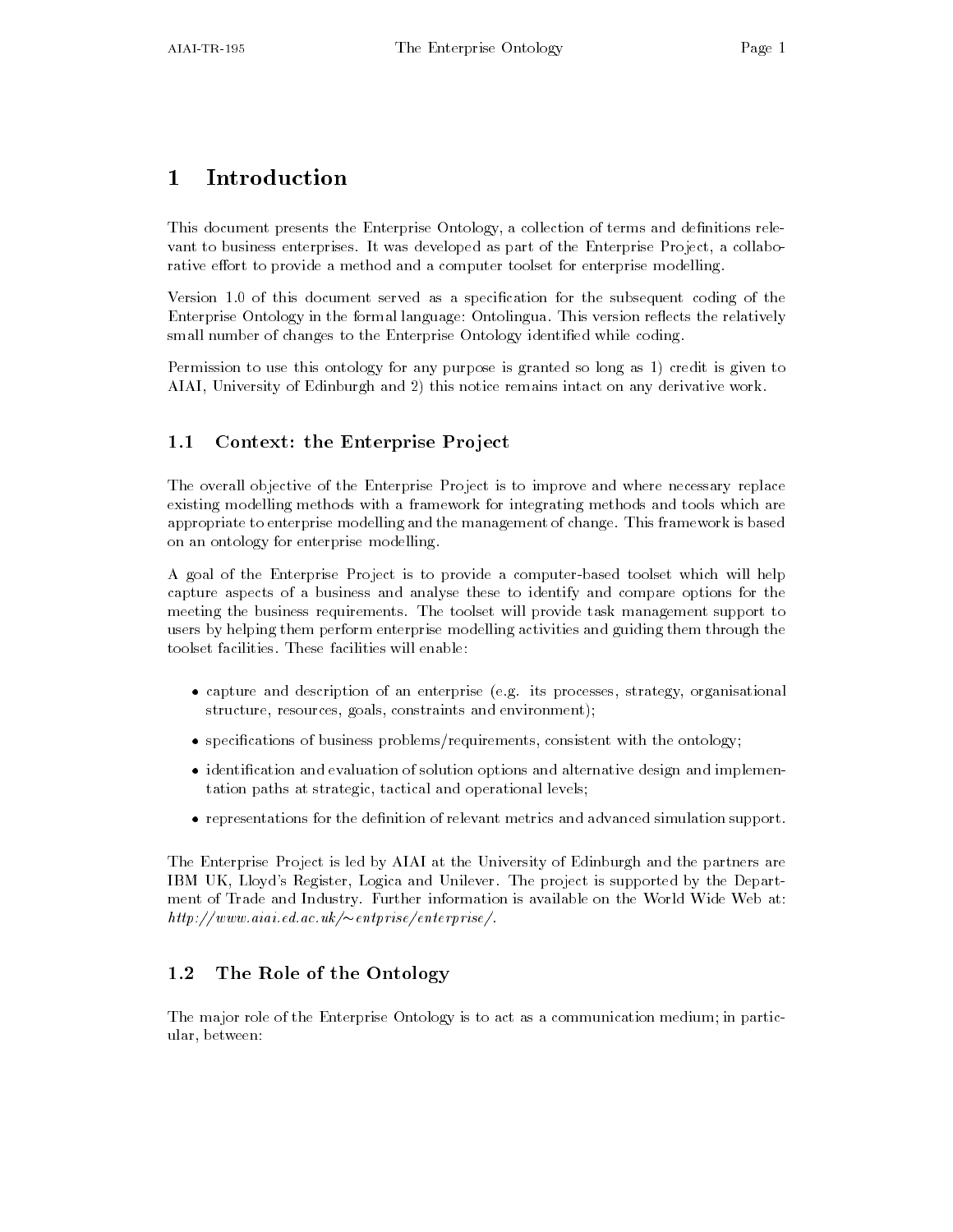# 1 Introduction

This document presents the Enterprise Ontology, a collection of terms and definitions relevant to business enterprises. It was developed as part of the Enterprise Project, a collaborative effort to provide a method and a computer toolset for enterprise modelling.

Version 1.0 of this document served as a specification for the subsequent coding of the Enterprise Ontology in the formal language: Ontolingua. This version reflects the relatively small number of changes to the Enterprise Ontology identified while coding.

Permission to use this ontology for any purpose is granted so long as 1) credit is given to AIAI, University of Edinburgh and 2) this notice remains intact on any derivative work.

## 1.1 Context: the Enterprise Project

The overall objective of the Enterprise Project is to improve and where necessary replace existing modelling methods with a framework for integrating methods and tools which are appropriate to enterprise modelling and the management of change. This framework is based on an ontology for enterprise modelling.

A goal of the Enterprise Project is to provide a computer-based toolset which will help capture aspects of a business and analyse these to identify and compare options for the meeting the business requirements. The toolset will provide task management support to users by helping them perform enterprise modelling activities and guiding them through the toolset facilities. These facilities will enable:

- capture and description of an enterprise (e.g. its processes, strategy, organisational structure, resources, goals, constraints and environment);
- specifications of business problems/requirements, consistent with the ontology;
- identification and evaluation of solution options and alternative design and implementation paths at strategic, tactical and operational levels;
- representations for the definition of relevant metrics and advanced simulation support.

The Enterprise Project is led by AIAI at the University of Edinburgh and the partners are IBM UK, Lloyd's Register, Logica and Unilever. The project is supported by the Department of Trade and Industry. Further information is available on the World Wide Web at: *http://www.aiai.ed.ac.uk/~entprise/enterprise/*.

## 1.2 The Role of the Ontology

The major role of the Enterprise Ontology is to act as a communication medium; in particular, between: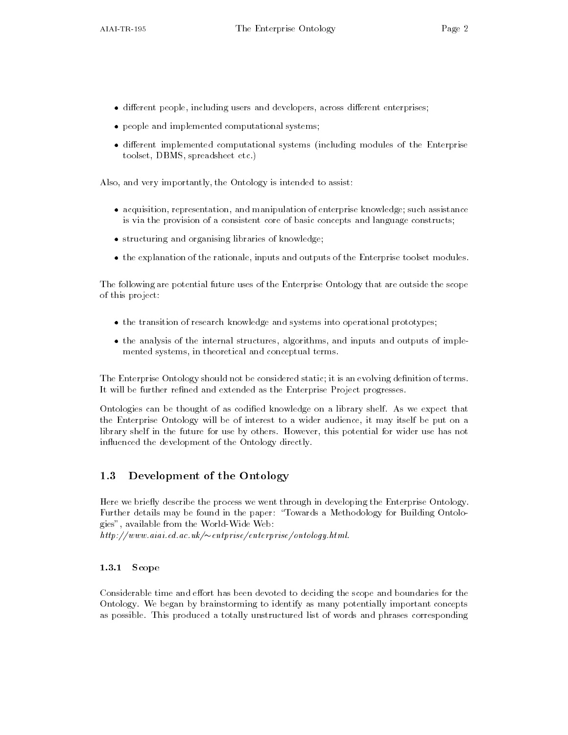- different people, including users and developers, across different enterprises;
- people and implemented computational systems;
- different implemented computational systems (including modules of the Enterprise toolset, DBMS, spreadsheet etc.)

Also, and very importantly, the Ontology is intended to assist:

- acquisition, representation, and manipulation of enterprise knowledge; such assistance is via the provision of a consistent core of basic concepts and language constructs;
- structuring and organising libraries of knowledge;
- the explanation of the rationale, inputs and outputs of the Enterprise toolset modules.

The following are potential future uses of the Enterprise Ontology that are outside the scope of this project:

- the transition of research knowledge and systems into operational prototypes;
- the analysis of the internal structures, algorithms, and inputs and outputs of implemented systems, in theoretical and conceptual terms.

The Enterprise Ontology should not be considered static; it is an evolving definition of terms. It will be further refined and extended as the Enterprise Project progresses.

Ontologies can be thought of as codified knowledge on a library shelf. As we expect that the Enterprise Ontology will be of interest to a wider audience, it may itself be put on a library shelf in the future for use by others. However, this potential for wider use has not influenced the development of the Ontology directly.

## 1.3 Development of the Ontology

Here we briefly describe the process we went through in developing the Enterprise Ontology. Further details may be found in the paper: "Towards a Methodology for Building Ontologies", available from the World-Wide Web:
*http://www.aiai.ed.ac.uk/~entprise/enterprise/ontology.html.*

### 1.3.1 Scope

Considerable time and effort has been devoted to deciding the scope and boundaries for the Ontology. We began by brainstorming to identify as many potentially important concepts as possible. This produced a totally unstructured list of words and phrases corresponding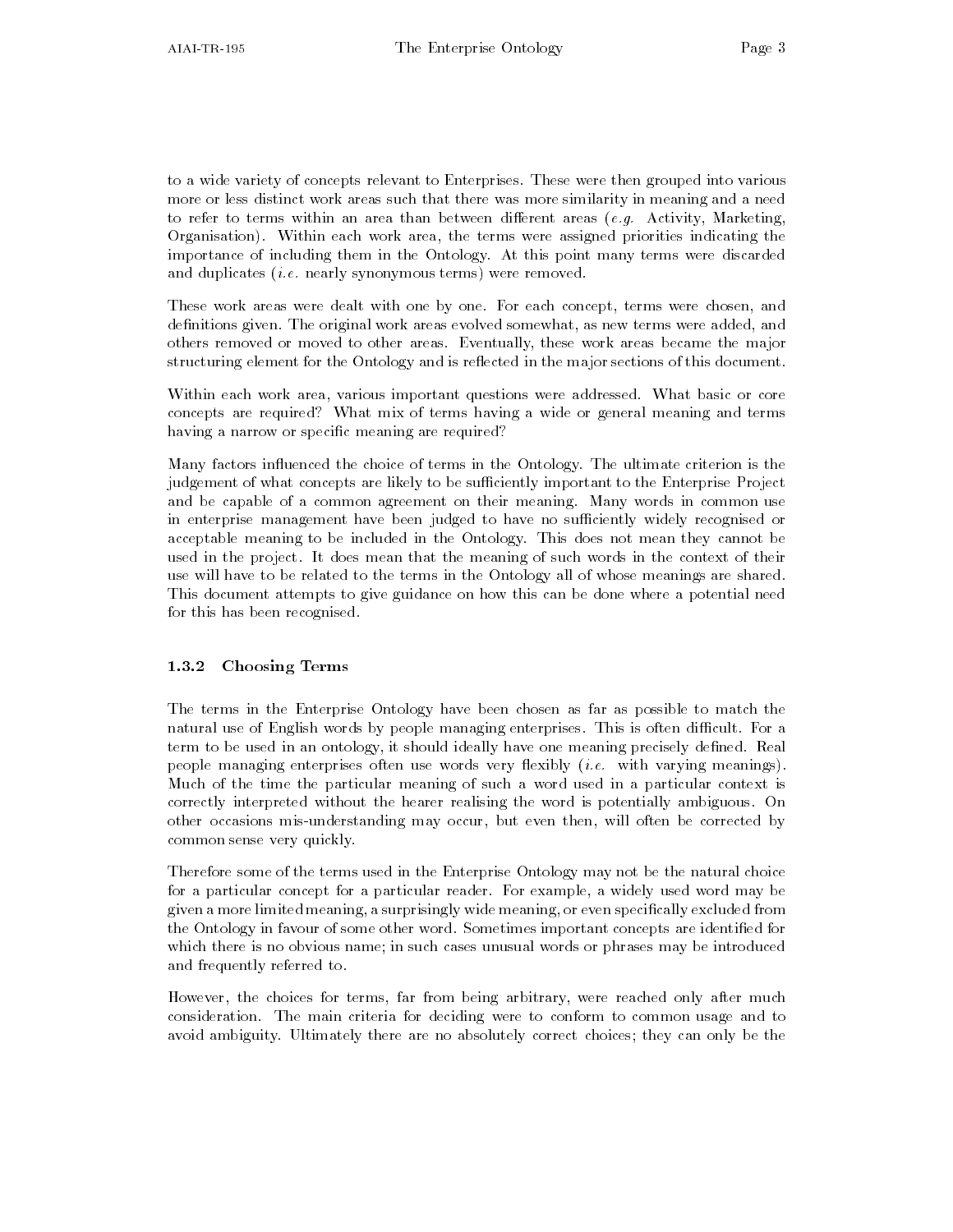to a wide variety of concepts relevant to Enterprises. These were then grouped into various more or less distinct work areas such that there was more similarity in meaning and a need to refer to terms within an area than between different areas (*e.g.* Activity, Marketing, Organisation). Within each work area, the terms were assigned priorities indicating the importance of including them in the Ontology. At this point many terms were discarded and duplicates (*i.e.* nearly synonymous terms) were removed.

These work areas were dealt with one by one. For each concept, terms were chosen, and definitions given. The original work areas evolved somewhat, as new terms were added, and others removed or moved to other areas. Eventually, these work areas became the major structuring element for the Ontology and is reflected in the major sections of this document.

Within each work area, various important questions were addressed. What basic or core concepts are required? What mix of terms having a wide or general meaning and terms having a narrow or specific meaning are required?

Many factors influenced the choice of terms in the Ontology. The ultimate criterion is the judgement of what concepts are likely to be sufficiently important to the Enterprise Project and be capable of a common agreement on their meaning. Many words in common use in enterprise management have been judged to have no sufficiently widely recognised or acceptable meaning to be included in the Ontology. This does not mean they cannot be used in the project. It does mean that the meaning of such words in the context of their use will have to be related to the terms in the Ontology all of whose meanings are shared. This document attempts to give guidance on how this can be done where a potential need for this has been recognised.

### 1.3.2 Choosing Terms

The terms in the Enterprise Ontology have been chosen as far as possible to match the natural use of English words by people managing enterprises. This is often difficult. For a term to be used in an ontology, it should ideally have one meaning precisely defined. Real people managing enterprises often use words very flexibly (*i.e.* with varying meanings). Much of the time the particular meaning of such a word used in a particular context is correctly interpreted without the hearer realising the word is potentially ambiguous. On other occasions mis-understanding may occur, but even then, will often be corrected by common sense very quickly.

Therefore some of the terms used in the Enterprise Ontology may not be the natural choice for a particular concept for a particular reader. For example, a widely used word may be given a more limited meaning, a surprisingly wide meaning, or even specifically excluded from the Ontology in favour of some other word. Sometimes important concepts are identified for which there is no obvious name; in such cases unusual words or phrases may be introduced and frequently referred to.

However, the choices for terms, far from being arbitrary, were reached only after much consideration. The main criteria for deciding were to conform to common usage and to avoid ambiguity. Ultimately there are no absolutely correct choices; they can only be the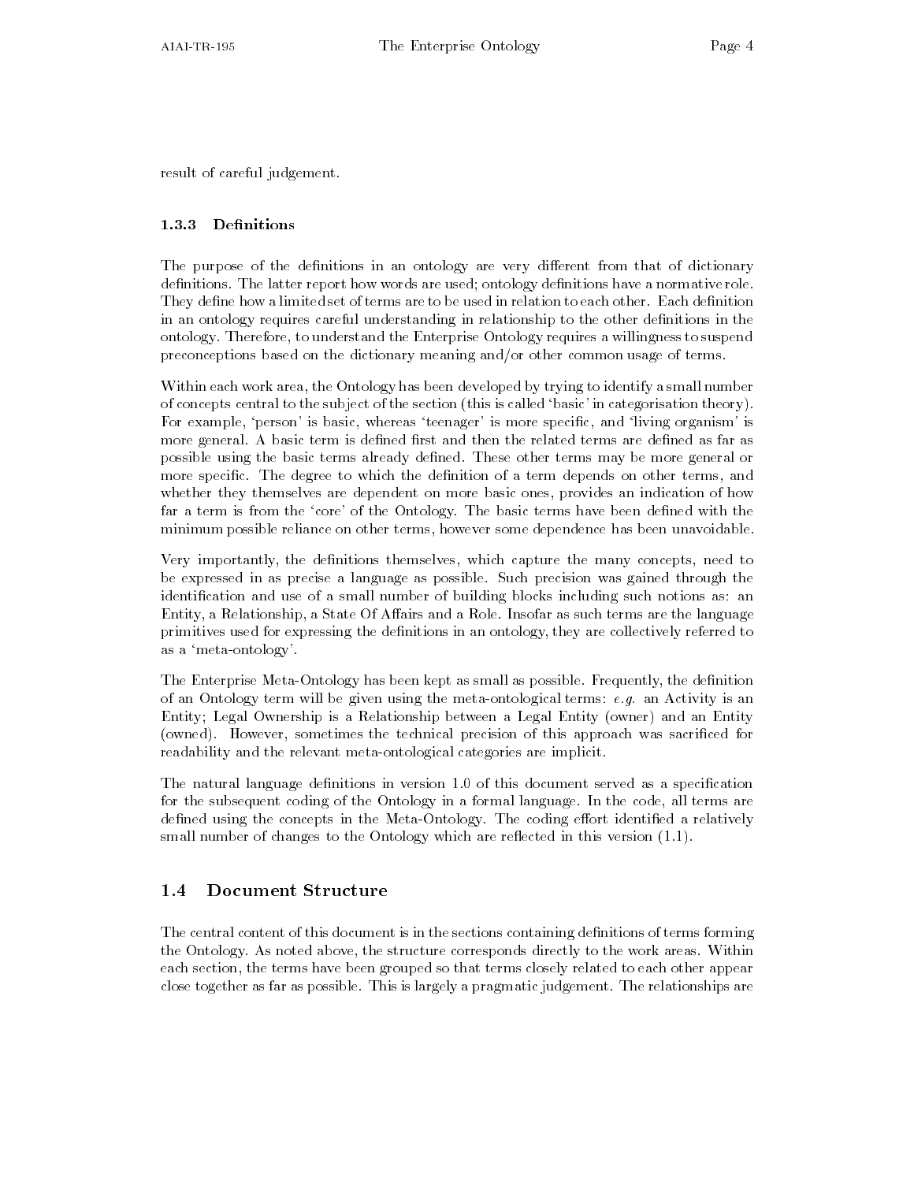result of careful judgement.

### 1.3.3 Definitions

The purpose of the definitions in an ontology are very different from that of dictionary definitions. The latter report how words are used; ontology definitions have a normative role. They define how a limited set of terms are to be used in relation to each other. Each definition in an ontology requires careful understanding in relationship to the other definitions in the ontology. Therefore, to understand the Enterprise Ontology requires a willingness to suspend preconceptions based on the dictionary meaning and/or other common usage of terms.

Within each work area, the Ontology has been developed by trying to identify a small number of concepts central to the subject of the section (this is called 'basic' in categorisation theory). For example, 'person' is basic, whereas 'teenager' is more specific, and 'living organism' is more general. A basic term is defined first and then the related terms are defined as far as possible using the basic terms already defined. These other terms may be more general or more specific. The degree to which the definition of a term depends on other terms, and whether they themselves are dependent on more basic ones, provides an indication of how far a term is from the 'core' of the Ontology. The basic terms have been defined with the minimum possible reliance on other terms, however some dependence has been unavoidable.

Very importantly, the definitions themselves, which capture the many concepts, need to be expressed in as precise a language as possible. Such precision was gained through the identification and use of a small number of building blocks including such notions as: an Entity, a Relationship, a State Of Affairs and a Role. Insofar as such terms are the language primitives used for expressing the definitions in an ontology, they are collectively referred to as a 'meta-ontology'.

The Enterprise Meta-Ontology has been kept as small as possible. Frequently, the definition of an Ontology term will be given using the meta-ontological terms: *e.g.* an Activity is an Entity; Legal Ownership is a Relationship between a Legal Entity (owner) and an Entity (owned). However, sometimes the technical precision of this approach was sacrificed for readability and the relevant meta-ontological categories are implicit.

The natural language definitions in version 1.0 of this document served as a specification for the subsequent coding of the Ontology in a formal language. In the code, all terms are defined using the concepts in the Meta-Ontology. The coding effort identified a relatively small number of changes to the Ontology which are reflected in this version (1.1).

## 1.4 Document Structure

The central content of this document is in the sections containing definitions of terms forming the Ontology. As noted above, the structure corresponds directly to the work areas. Within each section, the terms have been grouped so that terms closely related to each other appear close together as far as possible. This is largely a pragmatic judgement. The relationships are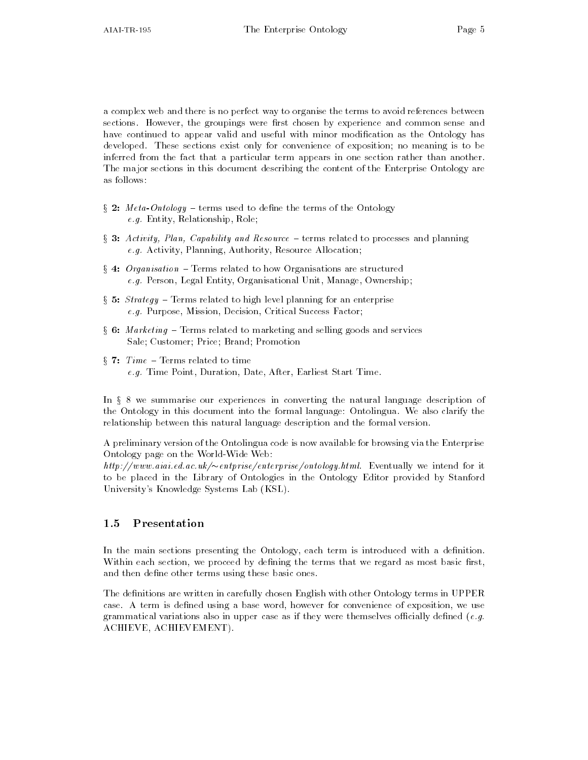a complex web and there is no perfect way to organise the terms to avoid references between sections. However, the groupings were first chosen by experience and common sense and have continued to appear valid and useful with minor modification as the Ontology has developed. These sections exist only for convenience of exposition; no meaning is to be inferred from the fact that a particular term appears in one section rather than another. The major sections in this document describing the content of the Enterprise Ontology are as follows:

§ **2:** *Meta-Ontology* – terms used to define the terms of the Ontology
*e.g.* Entity, Relationship, Role;

§ **3:** *Activity, Plan, Capability and Resource* – terms related to processes and planning
*e.g.* Activity, Planning, Authority, Resource Allocation;

§ **4:** *Organisation* – Terms related to how Organisations are structured
*e.g.* Person, Legal Entity, Organisational Unit, Manage, Ownership;

§ **5:** *Strategy* – Terms related to high level planning for an enterprise
*e.g.* Purpose, Mission, Decision, Critical Success Factor;

§ **6:** *Marketing* – Terms related to marketing and selling goods and services
Sale; Customer; Price; Brand; Promotion

§ **7:** *Time* – Terms related to time
*e.g.* Time Point, Duration, Date, After, Earliest Start Time.

In § 8 we summarise our experiences in converting the natural language description of the Ontology in this document into the formal language: Ontolingua. We also clarify the relationship between this natural language description and the formal version.

A preliminary version of the Ontolingua code is now available for browsing via the Enterprise Ontology page on the World-Wide Web:
*http://www.aiai.ed.ac.uk/~entprise/enterprise/ontology.html*. Eventually we intend for it to be placed in the Library of Ontologies in the Ontology Editor provided by Stanford University's Knowledge Systems Lab (KSL).

## 1.5 Presentation

In the main sections presenting the Ontology, each term is introduced with a definition. Within each section, we proceed by defining the terms that we regard as most basic first, and then define other terms using these basic ones.

The definitions are written in carefully chosen English with other Ontology terms in UPPER case. A term is defined using a base word, however for convenience of exposition, we use grammatical variations also in upper case as if they were themselves officially defined (*e.g.* ACHIEVE, ACHIEVEMENT).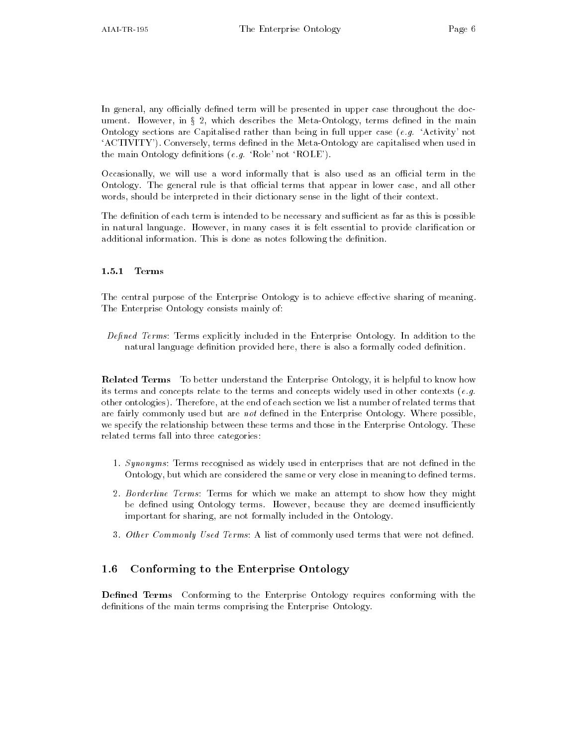In general, any officially defined term will be presented in upper case throughout the document. However, in § 2, which describes the Meta-Ontology, terms defined in the main Ontology sections are Capitalised rather than being in full upper case (*e.g.* 'Activity' not 'ACTIVITY'). Conversely, terms defined in the Meta-Ontology are capitalised when used in the main Ontology definitions (*e.g.* 'Role' not 'ROLE').

Occasionally, we will use a word informally that is also used as an official term in the Ontology. The general rule is that official terms that appear in lower case, and all other words, should be interpreted in their dictionary sense in the light of their context.

The definition of each term is intended to be necessary and sufficient as far as this is possible in natural language. However, in many cases it is felt essential to provide clarification or additional information. This is done as notes following the definition.

### 1.5.1 Terms

The central purpose of the Enterprise Ontology is to achieve effective sharing of meaning. The Enterprise Ontology consists mainly of:

*Defined Terms*: Terms explicitly included in the Enterprise Ontology. In addition to the natural language definition provided here, there is also a formally coded definition.

**Related Terms** To better understand the Enterprise Ontology, it is helpful to know how its terms and concepts relate to the terms and concepts widely used in other contexts (*e.g.* other ontologies). Therefore, at the end of each section we list a number of related terms that are fairly commonly used but are *not* defined in the Enterprise Ontology. Where possible, we specify the relationship between these terms and those in the Enterprise Ontology. These related terms fall into three categories:

1. *Synonyms*: Terms recognised as widely used in enterprises that are not defined in the Ontology, but which are considered the same or very close in meaning to defined terms.
2. *Borderline Terms*: Terms for which we make an attempt to show how they might be defined using Ontology terms. However, because they are deemed insufficiently important for sharing, are not formally included in the Ontology.
3. *Other Commonly Used Terms*: A list of commonly used terms that were not defined.

## 1.6 Conforming to the Enterprise Ontology

**Defined Terms** Conforming to the Enterprise Ontology requires conforming with the definitions of the main terms comprising the Enterprise Ontology.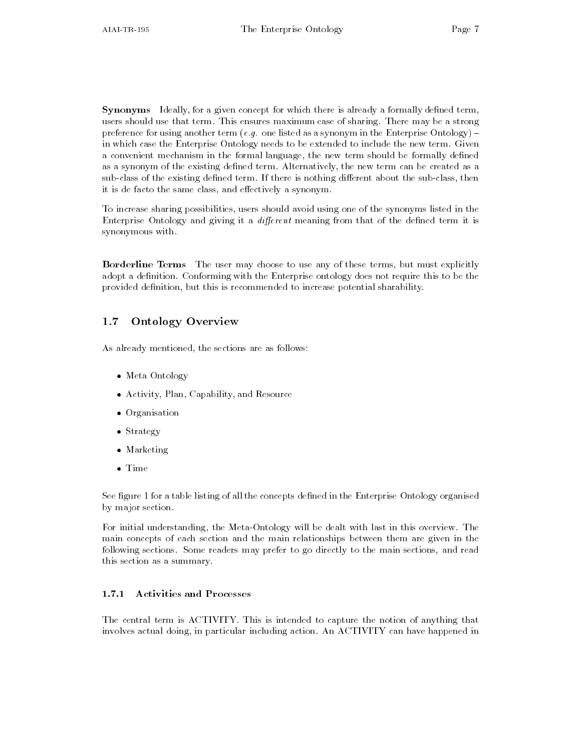**Synonyms** Ideally, for a given concept for which there is already a formally defined term, users should use that term. This ensures maximum ease of sharing. There may be a strong preference for using another term (*e.g.* one listed as a synonym in the Enterprise Ontology) – in which case the Enterprise Ontology needs to be extended to include the new term. Given a convenient mechanism in the formal language, the new term should be formally defined as a synonym of the existing defined term. Alternatively, the new term can be created as a sub-class of the existing defined term. If there is nothing different about the sub-class, then it is de facto the same class, and effectively a synonym.

To increase sharing possibilities, users should avoid using one of the synonyms listed in the Enterprise Ontology and giving it a *different* meaning from that of the defined term it is synonymous with.

**Borderline Terms** The user may choose to use any of these terms, but must explicitly adopt a definition. Conforming with the Enterprise ontology does not require this to be the provided definition, but this is recommended to increase potential sharability.

## 1.7 Ontology Overview

As already mentioned, the sections are as follows:

- Meta Ontology
- Activity, Plan, Capability, and Resource
- Organisation
- Strategy
- Marketing
- Time

See figure 1 for a table listing of all the concepts defined in the Enterprise Ontology organised by major section.

For initial understanding, the Meta-Ontology will be dealt with last in this overview. The main concepts of each section and the main relationships between them are given in the following sections. Some readers may prefer to go directly to the main sections, and read this section as a summary.

### 1.7.1 Activities and Processes

The central term is ACTIVITY. This is intended to capture the notion of anything that involves actual doing, in particular including action. An ACTIVITY can have happened in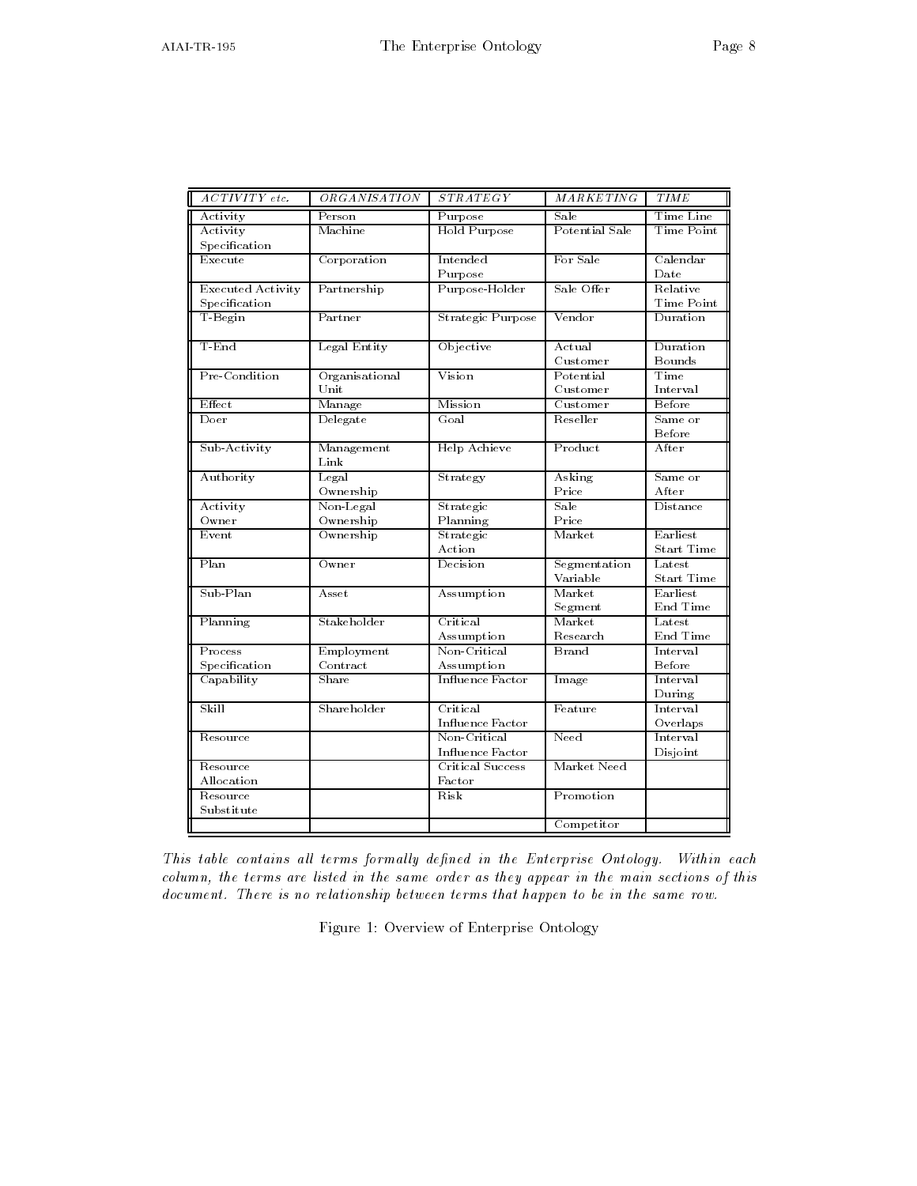| *ACTIVITY etc.* | *ORGANISATION* | *STRATEGY* | *MARKETING* | *TIME* |
|---|---|---|---|---|
| Activity | Person | Purpose | Sale | Time Line |
| Activity Specification | Machine | Hold Purpose | Potential Sale | Time Point |
| Execute | Corporation | Intended Purpose | For Sale | Calendar Date |
| Executed Activity Specification | Partnership | Purpose-Holder | Sale Offer | Relative Time Point |
| T-Begin | Partner | Strategic Purpose | Vendor | Duration |
| T-End | Legal Entity | Objective | Actual Customer | Duration Bounds |
| Pre-Condition | Organisational Unit | Vision | Potential Customer | Time Interval |
| Effect | Manage | Mission | Customer | Before |
| Doer | Delegate | Goal | Reseller | Same or Before |
| Sub-Activity | Management Link | Help Achieve | Product | After |
| Authority | Legal Ownership | Strategy | Asking Price | Same or After |
| Activity Owner | Non-Legal Ownership | Strategic Planning | Sale Price | Distance |
| Event | Ownership | Strategic Action | Market | Earliest Start Time |
| Plan | Owner | Decision | Segmentation Variable | Latest Start Time |
| Sub-Plan | Asset | Assumption | Market Segment | Earliest End Time |
| Planning | Stakeholder | Critical Assumption | Market Research | Latest End Time |
| Process Specification | Employment Contract | Non-Critical Assumption | Brand | Interval Before |
| Capability | Share | Influence Factor | Image | Interval During |
| Skill | Shareholder | Critical Influence Factor | Feature | Interval Overlaps |
| Resource | | Non-Critical Influence Factor | Need | Interval Disjoint |
| Resource Allocation | | Critical Success Factor | Market Need | |
| Resource Substitute | | Risk | Promotion | |
| | | | Competitor | |

*This table contains all terms formally defined in the Enterprise Ontology. Within each column, the terms are listed in the same order as they appear in the main sections of this document. There is no relationship between terms that happen to be in the same row.*

Figure 1: Overview of Enterprise Ontology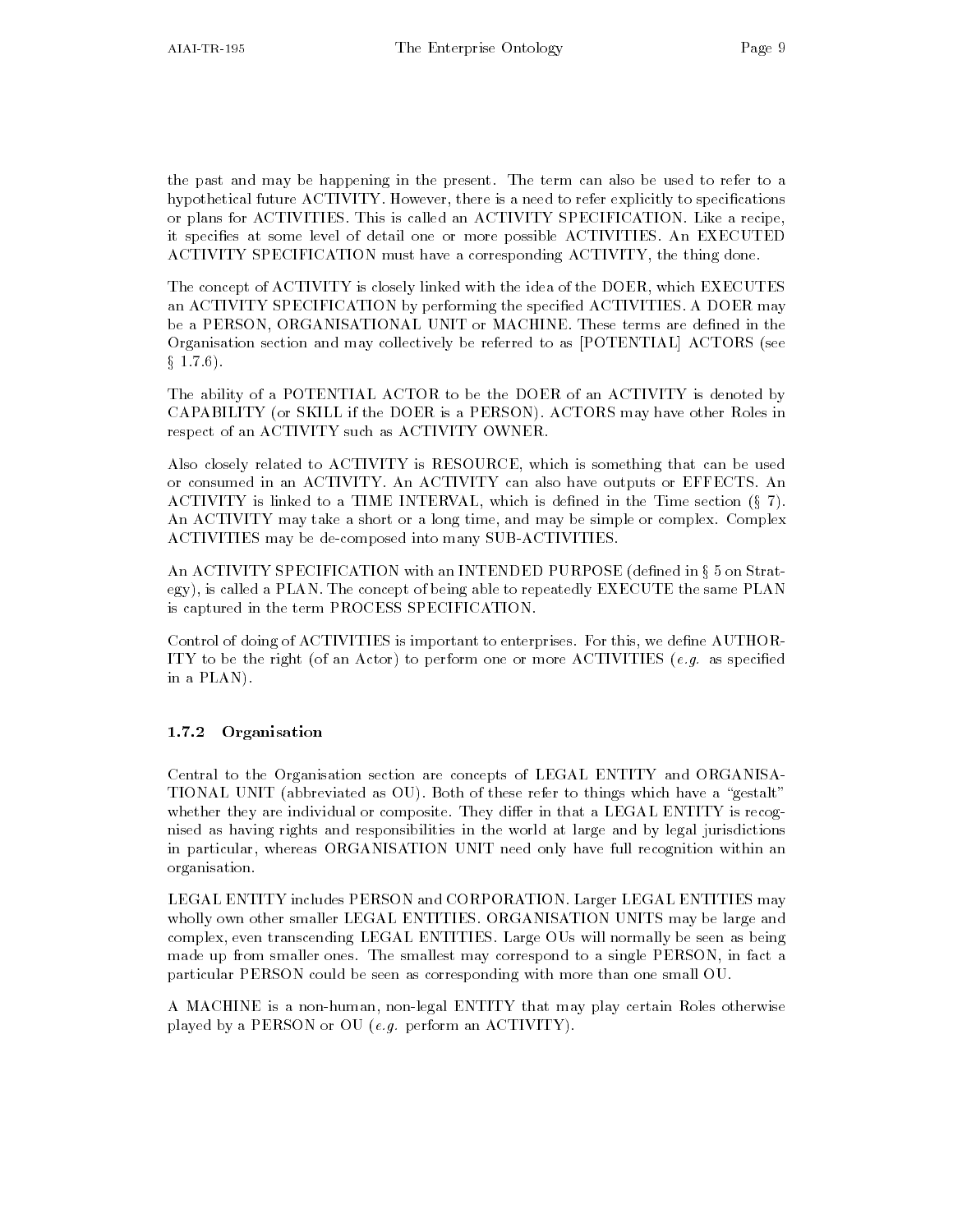the past and may be happening in the present. The term can also be used to refer to a hypothetical future ACTIVITY. However, there is a need to refer explicitly to specifications or plans for ACTIVITIES. This is called an ACTIVITY SPECIFICATION. Like a recipe, it specifies at some level of detail one or more possible ACTIVITIES. An EXECUTED ACTIVITY SPECIFICATION must have a corresponding ACTIVITY, the thing done.

The concept of ACTIVITY is closely linked with the idea of the DOER, which EXECUTES an ACTIVITY SPECIFICATION by performing the specified ACTIVITIES. A DOER may be a PERSON, ORGANISATIONAL UNIT or MACHINE. These terms are defined in the Organisation section and may collectively be referred to as [POTENTIAL] ACTORS (see § 1.7.6).

The ability of a POTENTIAL ACTOR to be the DOER of an ACTIVITY is denoted by CAPABILITY (or SKILL if the DOER is a PERSON). ACTORS may have other Roles in respect of an ACTIVITY such as ACTIVITY OWNER.

Also closely related to ACTIVITY is RESOURCE, which is something that can be used or consumed in an ACTIVITY. An ACTIVITY can also have outputs or EFFECTS. An ACTIVITY is linked to a TIME INTERVAL, which is defined in the Time section (§ 7). An ACTIVITY may take a short or a long time, and may be simple or complex. Complex ACTIVITIES may be de-composed into many SUB-ACTIVITIES.

An ACTIVITY SPECIFICATION with an INTENDED PURPOSE (defined in § 5 on Strategy), is called a PLAN. The concept of being able to repeatedly EXECUTE the same PLAN is captured in the term PROCESS SPECIFICATION.

Control of doing of ACTIVITIES is important to enterprises. For this, we define AUTHORITY to be the right (of an Actor) to perform one or more ACTIVITIES (*e.g.* as specified in a PLAN).

### 1.7.2 Organisation

Central to the Organisation section are concepts of LEGAL ENTITY and ORGANISATIONAL UNIT (abbreviated as OU). Both of these refer to things which have a "gestalt" whether they are individual or composite. They differ in that a LEGAL ENTITY is recognised as having rights and responsibilities in the world at large and by legal jurisdictions in particular, whereas ORGANISATION UNIT need only have full recognition within an organisation.

LEGAL ENTITY includes PERSON and CORPORATION. Larger LEGAL ENTITIES may wholly own other smaller LEGAL ENTITIES. ORGANISATION UNITS may be large and complex, even transcending LEGAL ENTITIES. Large OUs will normally be seen as being made up from smaller ones. The smallest may correspond to a single PERSON, in fact a particular PERSON could be seen as corresponding with more than one small OU.

A MACHINE is a non-human, non-legal ENTITY that may play certain Roles otherwise played by a PERSON or OU (*e.g.* perform an ACTIVITY).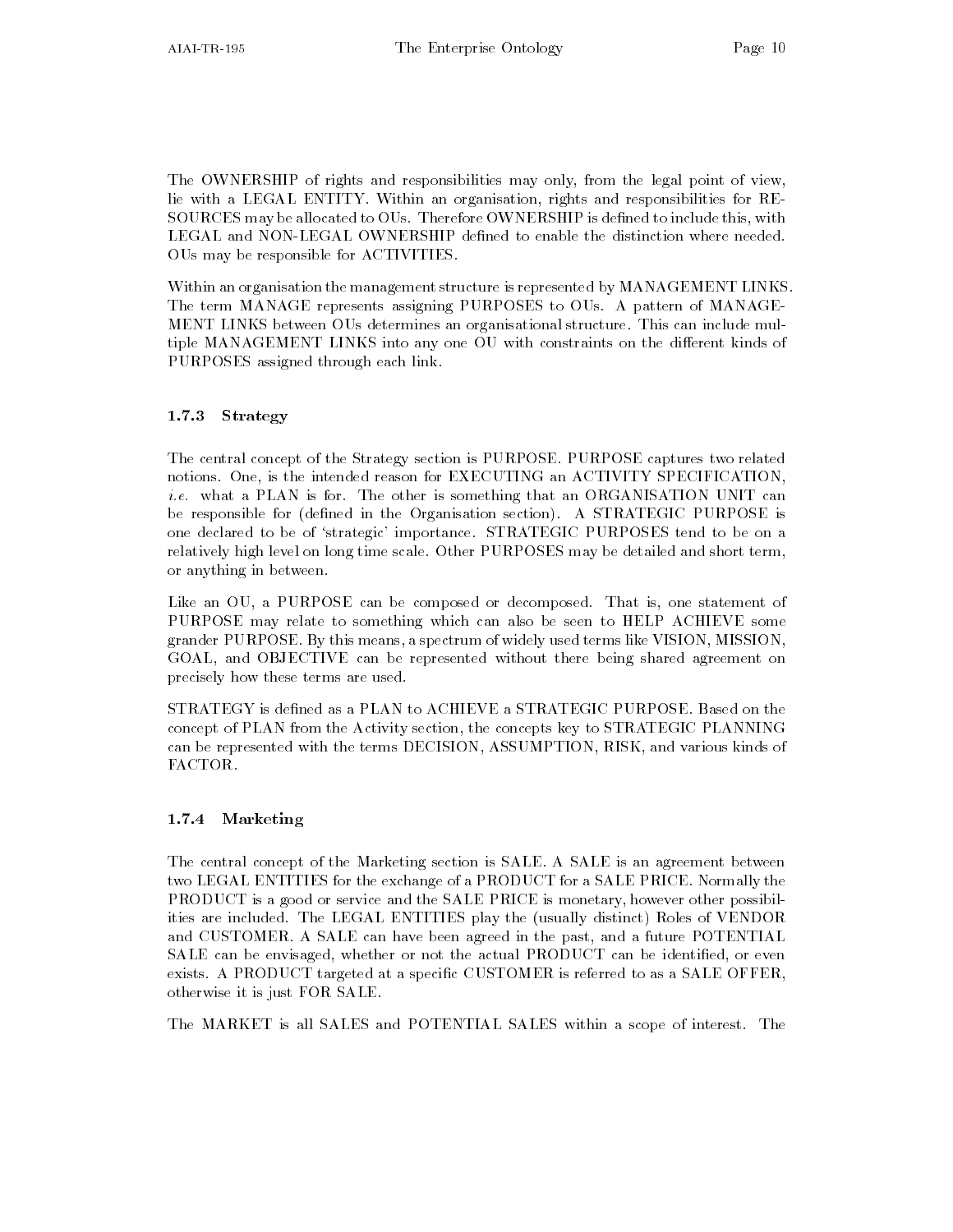The OWNERSHIP of rights and responsibilities may only, from the legal point of view, lie with a LEGAL ENTITY. Within an organisation, rights and responsibilities for RESOURCES may be allocated to OUs. Therefore OWNERSHIP is defined to include this, with LEGAL and NON-LEGAL OWNERSHIP defined to enable the distinction where needed. OUs may be responsible for ACTIVITIES.

Within an organisation the management structure is represented by MANAGEMENT LINKS. The term MANAGE represents assigning PURPOSES to OUs. A pattern of MANAGEMENT LINKS between OUs determines an organisational structure. This can include multiple MANAGEMENT LINKS into any one OU with constraints on the different kinds of PURPOSES assigned through each link.

### 1.7.3 Strategy

The central concept of the Strategy section is PURPOSE. PURPOSE captures two related notions. One, is the intended reason for EXECUTING an ACTIVITY SPECIFICATION, *i.e.* what a PLAN is for. The other is something that an ORGANISATION UNIT can be responsible for (defined in the Organisation section). A STRATEGIC PURPOSE is one declared to be of 'strategic' importance. STRATEGIC PURPOSES tend to be on a relatively high level on long time scale. Other PURPOSES may be detailed and short term, or anything in between.

Like an OU, a PURPOSE can be composed or decomposed. That is, one statement of PURPOSE may relate to something which can also be seen to HELP ACHIEVE some grander PURPOSE. By this means, a spectrum of widely used terms like VISION, MISSION, GOAL, and OBJECTIVE can be represented without there being shared agreement on precisely how these terms are used.

STRATEGY is defined as a PLAN to ACHIEVE a STRATEGIC PURPOSE. Based on the concept of PLAN from the Activity section, the concepts key to STRATEGIC PLANNING can be represented with the terms DECISION, ASSUMPTION, RISK, and various kinds of FACTOR.

### 1.7.4 Marketing

The central concept of the Marketing section is SALE. A SALE is an agreement between two LEGAL ENTITIES for the exchange of a PRODUCT for a SALE PRICE. Normally the PRODUCT is a good or service and the SALE PRICE is monetary, however other possibilities are included. The LEGAL ENTITIES play the (usually distinct) Roles of VENDOR and CUSTOMER. A SALE can have been agreed in the past, and a future POTENTIAL SALE can be envisaged, whether or not the actual PRODUCT can be identified, or even exists. A PRODUCT targeted at a specific CUSTOMER is referred to as a SALE OFFER, otherwise it is just FOR SALE.

The MARKET is all SALES and POTENTIAL SALES within a scope of interest. The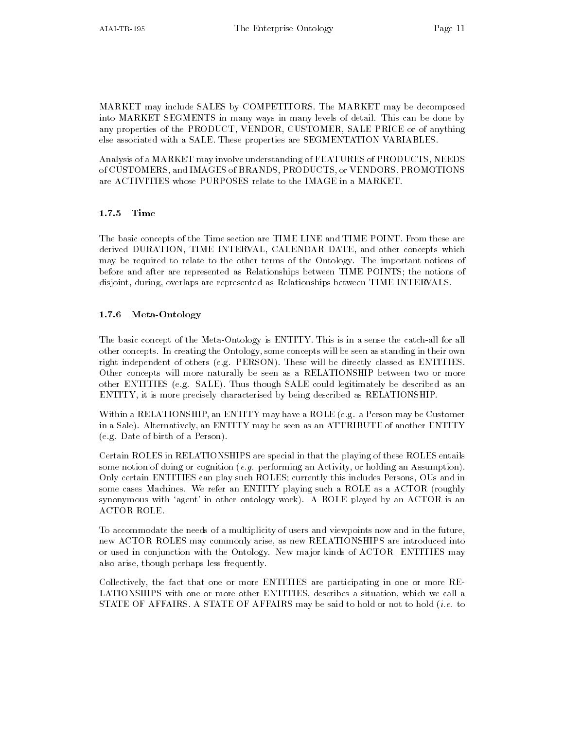MARKET may include SALES by COMPETITORS. The MARKET may be decomposed into MARKET SEGMENTS in many ways in many levels of detail. This can be done by any properties of the PRODUCT, VENDOR, CUSTOMER, SALE PRICE or of anything else associated with a SALE. These properties are SEGMENTATION VARIABLES.

Analysis of a MARKET may involve understanding of FEATURES of PRODUCTS, NEEDS of CUSTOMERS, and IMAGES of BRANDS, PRODUCTS, or VENDORS. PROMOTIONS are ACTIVITIES whose PURPOSES relate to the IMAGE in a MARKET.

### 1.7.5 Time

The basic concepts of the Time section are TIME LINE and TIME POINT. From these are derived DURATION, TIME INTERVAL, CALENDAR DATE, and other concepts which may be required to relate to the other terms of the Ontology. The important notions of before and after are represented as Relationships between TIME POINTS; the notions of disjoint, during, overlaps are represented as Relationships between TIME INTERVALS.

### 1.7.6 Meta-Ontology

The basic concept of the Meta-Ontology is ENTITY. This is in a sense the catch-all for all other concepts. In creating the Ontology, some concepts will be seen as standing in their own right independent of others (e.g. PERSON). These will be directly classed as ENTITIES. Other concepts will more naturally be seen as a RELATIONSHIP between two or more other ENTITIES (e.g. SALE). Thus though SALE could legitimately be described as an ENTITY, it is more precisely characterised by being described as RELATIONSHIP.

Within a RELATIONSHIP, an ENTITY may have a ROLE (e.g. a Person may be Customer in a Sale). Alternatively, an ENTITY may be seen as an ATTRIBUTE of another ENTITY (e.g. Date of birth of a Person).

Certain ROLES in RELATIONSHIPS are special in that the playing of these ROLES entails some notion of doing or cognition (*e.g.* performing an Activity, or holding an Assumption). Only certain ENTITIES can play such ROLES; currently this includes Persons, OUs and in some cases Machines. We refer an ENTITY playing such a ROLE as a ACTOR (roughly synonymous with 'agent' in other ontology work). A ROLE played by an ACTOR is an ACTOR ROLE.

To accommodate the needs of a multiplicity of users and viewpoints now and in the future, new ACTOR ROLES may commonly arise, as new RELATIONSHIPS are introduced into or used in conjunction with the Ontology. New major kinds of ACTOR ENTITIES may also arise, though perhaps less frequently.

Collectively, the fact that one or more ENTITIES are participating in one or more RELATIONSHIPS with one or more other ENTITIES, describes a situation, which we call a STATE OF AFFAIRS. A STATE OF AFFAIRS may be said to hold or not to hold (*i.e.* to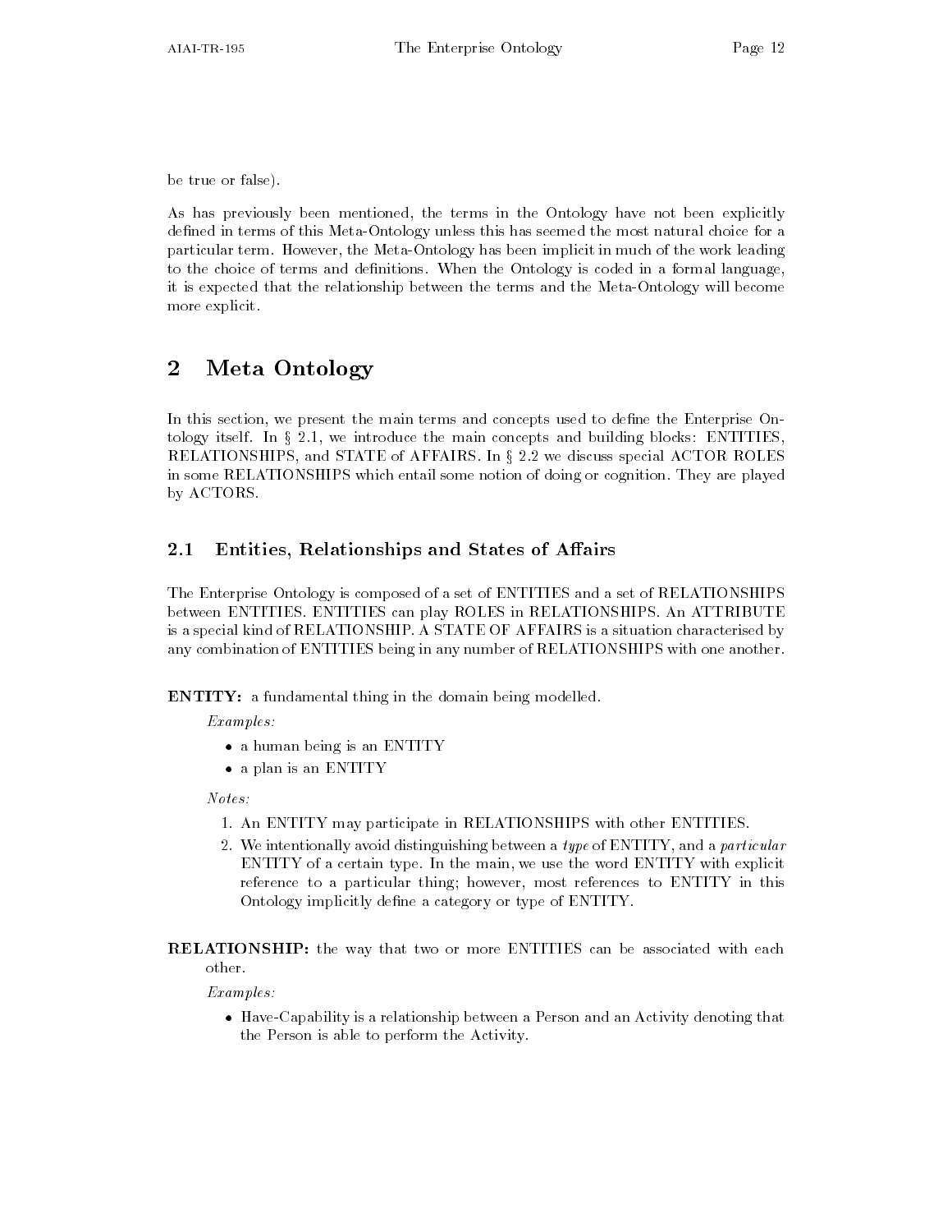be true or false).

As has previously been mentioned, the terms in the Ontology have not been explicitly defined in terms of this Meta-Ontology unless this has seemed the most natural choice for a particular term. However, the Meta-Ontology has been implicit in much of the work leading to the choice of terms and definitions. When the Ontology is coded in a formal language, it is expected that the relationship between the terms and the Meta-Ontology will become more explicit.

# 2 Meta Ontology

In this section, we present the main terms and concepts used to define the Enterprise Ontology itself. In § 2.1, we introduce the main concepts and building blocks: ENTITIES, RELATIONSHIPS, and STATE of AFFAIRS. In § 2.2 we discuss special ACTOR ROLES in some RELATIONSHIPS which entail some notion of doing or cognition. They are played by ACTORS.

## 2.1 Entities, Relationships and States of Affairs

The Enterprise Ontology is composed of a set of ENTITIES and a set of RELATIONSHIPS between ENTITIES. ENTITIES can play ROLES in RELATIONSHIPS. An ATTRIBUTE is a special kind of RELATIONSHIP. A STATE OF AFFAIRS is a situation characterised by any combination of ENTITIES being in any number of RELATIONSHIPS with one another.

**ENTITY:** a fundamental thing in the domain being modelled.

*Examples:*

- a human being is an ENTITY
- a plan is an ENTITY

*Notes:*

1. An ENTITY may participate in RELATIONSHIPS with other ENTITIES.
2. We intentionally avoid distinguishing between a *type* of ENTITY, and a *particular* ENTITY of a certain type. In the main, we use the word ENTITY with explicit reference to a particular thing; however, most references to ENTITY in this Ontology implicitly define a category or type of ENTITY.

**RELATIONSHIP:** the way that two or more ENTITIES can be associated with each other.

*Examples:*

- Have-Capability is a relationship between a Person and an Activity denoting that the Person is able to perform the Activity.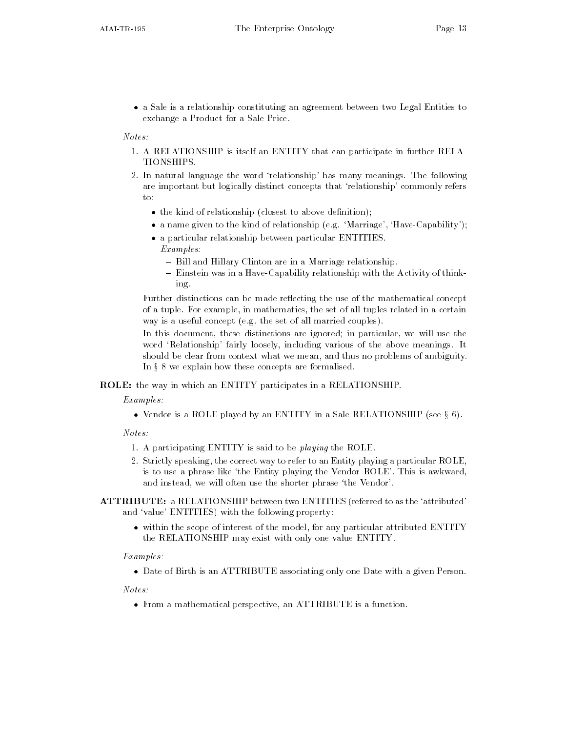- a Sale is a relationship constituting an agreement between two Legal Entities to exchange a Product for a Sale Price.

*Notes:*

1. A RELATIONSHIP is itself an ENTITY that can participate in further RELATIONSHIPS.
2. In natural language the word 'relationship' has many meanings. The following are important but logically distinct concepts that 'relationship' commonly refers to:
   - the kind of relationship (closest to above definition);
   - a name given to the kind of relationship (e.g. 'Marriage', 'Have-Capability');
   - a particular relationship between particular ENTITIES.
     *Examples:*
     - Bill and Hillary Clinton are in a Marriage relationship.
     - Einstein was in a Have-Capability relationship with the Activity of thinking.

   Further distinctions can be made reflecting the use of the mathematical concept of a tuple. For example, in mathematics, the set of all tuples related in a certain way is a useful concept (e.g. the set of all married couples).

   In this document, these distinctions are ignored; in particular, we will use the word 'Relationship' fairly loosely, including various of the above meanings. It should be clear from context what we mean, and thus no problems of ambiguity. In § 8 we explain how these concepts are formalised.

**ROLE:** the way in which an ENTITY participates in a RELATIONSHIP.

*Examples:*

- Vendor is a ROLE played by an ENTITY in a Sale RELATIONSHIP (see § 6).

*Notes:*

1. A participating ENTITY is said to be *playing* the ROLE.
2. Strictly speaking, the correct way to refer to an Entity playing a particular ROLE, is to use a phrase like 'the Entity playing the Vendor ROLE'. This is awkward, and instead, we will often use the shorter phrase 'the Vendor'.

**ATTRIBUTE:** a RELATIONSHIP between two ENTITIES (referred to as the 'attributed' and 'value' ENTITIES) with the following property:

- within the scope of interest of the model, for any particular attributed ENTITY the RELATIONSHIP may exist with only one value ENTITY.

*Examples:*

- Date of Birth is an ATTRIBUTE associating only one Date with a given Person.

*Notes:*

- From a mathematical perspective, an ATTRIBUTE is a function.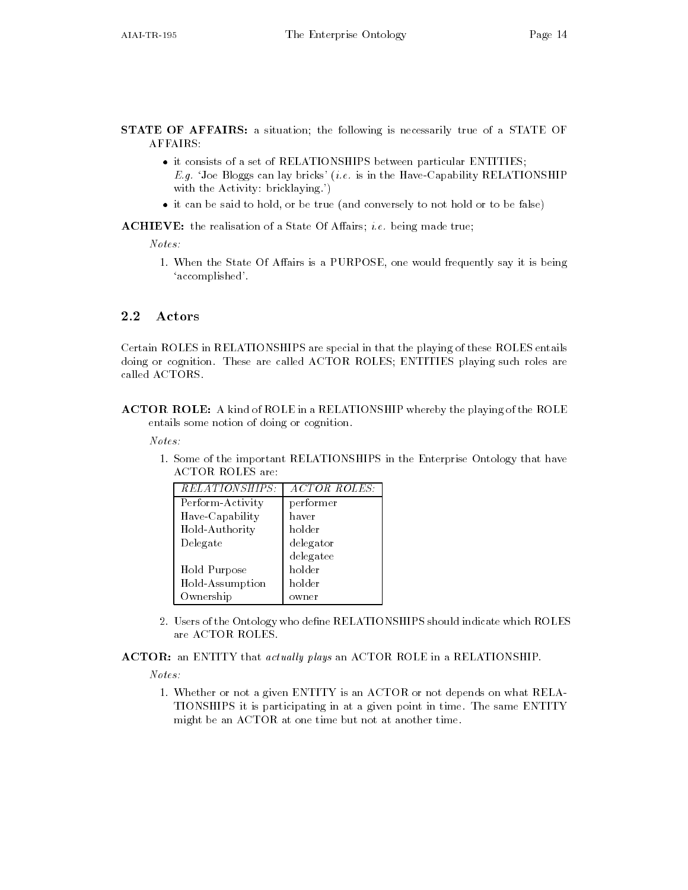**STATE OF AFFAIRS:** a situation; the following is necessarily true of a STATE OF AFFAIRS:

- it consists of a set of RELATIONSHIPS between particular ENTITIES; *E.g.* 'Joe Bloggs can lay bricks' (*i.e.* is in the Have-Capability RELATIONSHIP with the Activity: bricklaying.')
- it can be said to hold, or be true (and conversely to not hold or to be false)

**ACHIEVE:** the realisation of a State Of Affairs; *i.e.* being made true;

*Notes:*

1. When the State Of Affairs is a PURPOSE, one would frequently say it is being 'accomplished'.

## 2.2 Actors

Certain ROLES in RELATIONSHIPS are special in that the playing of these ROLES entails doing or cognition. These are called ACTOR ROLES; ENTITIES playing such roles are called ACTORS.

**ACTOR ROLE:** A kind of ROLE in a RELATIONSHIP whereby the playing of the ROLE entails some notion of doing or cognition.

*Notes:*

1. Some of the important RELATIONSHIPS in the Enterprise Ontology that have ACTOR ROLES are:

| *RELATIONSHIPS:* | *ACTOR ROLES:* |
|---|---|
| Perform-Activity | performer |
| Have-Capability | haver |
| Hold-Authority | holder |
| Delegate | delegator |
| | delegatee |
| Hold Purpose | holder |
| Hold-Assumption | holder |
| Ownership | owner |

2. Users of the Ontology who define RELATIONSHIPS should indicate which ROLES are ACTOR ROLES.

**ACTOR:** an ENTITY that *actually plays* an ACTOR ROLE in a RELATIONSHIP.

*Notes:*

1. Whether or not a given ENTITY is an ACTOR or not depends on what RELATIONSHIPS it is participating in at a given point in time. The same ENTITY might be an ACTOR at one time but not at another time.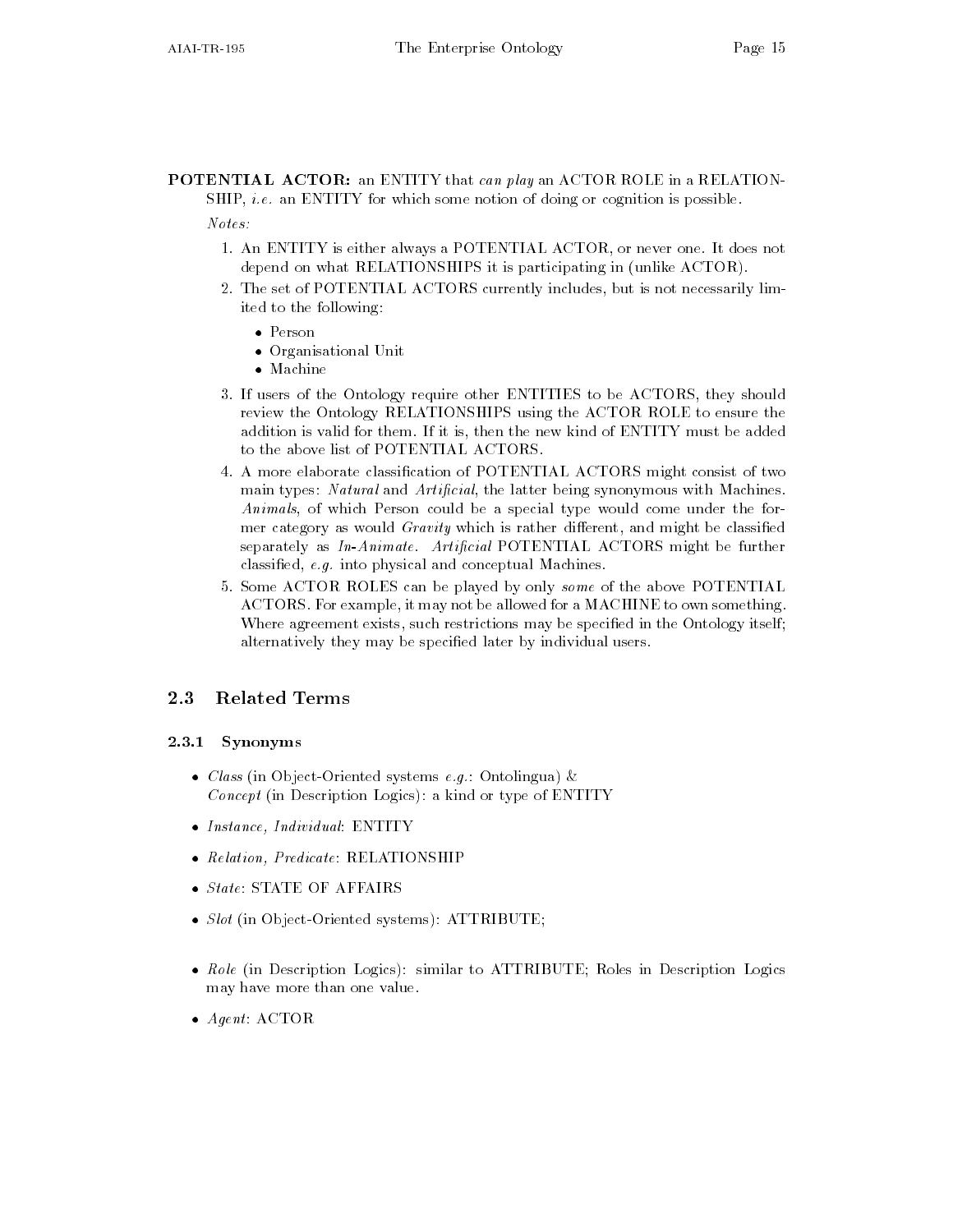**POTENTIAL ACTOR:** an ENTITY that *can play* an ACTOR ROLE in a RELATIONSHIP, *i.e.* an ENTITY for which some notion of doing or cognition is possible.

*Notes:*

1. An ENTITY is either always a POTENTIAL ACTOR, or never one. It does not depend on what RELATIONSHIPS it is participating in (unlike ACTOR).
2. The set of POTENTIAL ACTORS currently includes, but is not necessarily limited to the following:
   - Person
   - Organisational Unit
   - Machine
3. If users of the Ontology require other ENTITIES to be ACTORS, they should review the Ontology RELATIONSHIPS using the ACTOR ROLE to ensure the addition is valid for them. If it is, then the new kind of ENTITY must be added to the above list of POTENTIAL ACTORS.
4. A more elaborate classification of POTENTIAL ACTORS might consist of two main types: *Natural* and *Artificial*, the latter being synonymous with Machines. *Animals*, of which Person could be a special type would come under the former category as would *Gravity* which is rather different, and might be classified separately as *In-Animate*. *Artificial* POTENTIAL ACTORS might be further classified, *e.g.* into physical and conceptual Machines.
5. Some ACTOR ROLES can be played by only *some* of the above POTENTIAL ACTORS. For example, it may not be allowed for a MACHINE to own something. Where agreement exists, such restrictions may be specified in the Ontology itself; alternatively they may be specified later by individual users.

## 2.3 Related Terms

### 2.3.1 Synonyms

- *Class* (in Object-Oriented systems *e.g.*: Ontolingua) & *Concept* (in Description Logics): a kind or type of ENTITY
- *Instance, Individual*: ENTITY
- *Relation, Predicate*: RELATIONSHIP
- *State*: STATE OF AFFAIRS
- *Slot* (in Object-Oriented systems): ATTRIBUTE;
- *Role* (in Description Logics): similar to ATTRIBUTE; Roles in Description Logics may have more than one value.
- *Agent*: ACTOR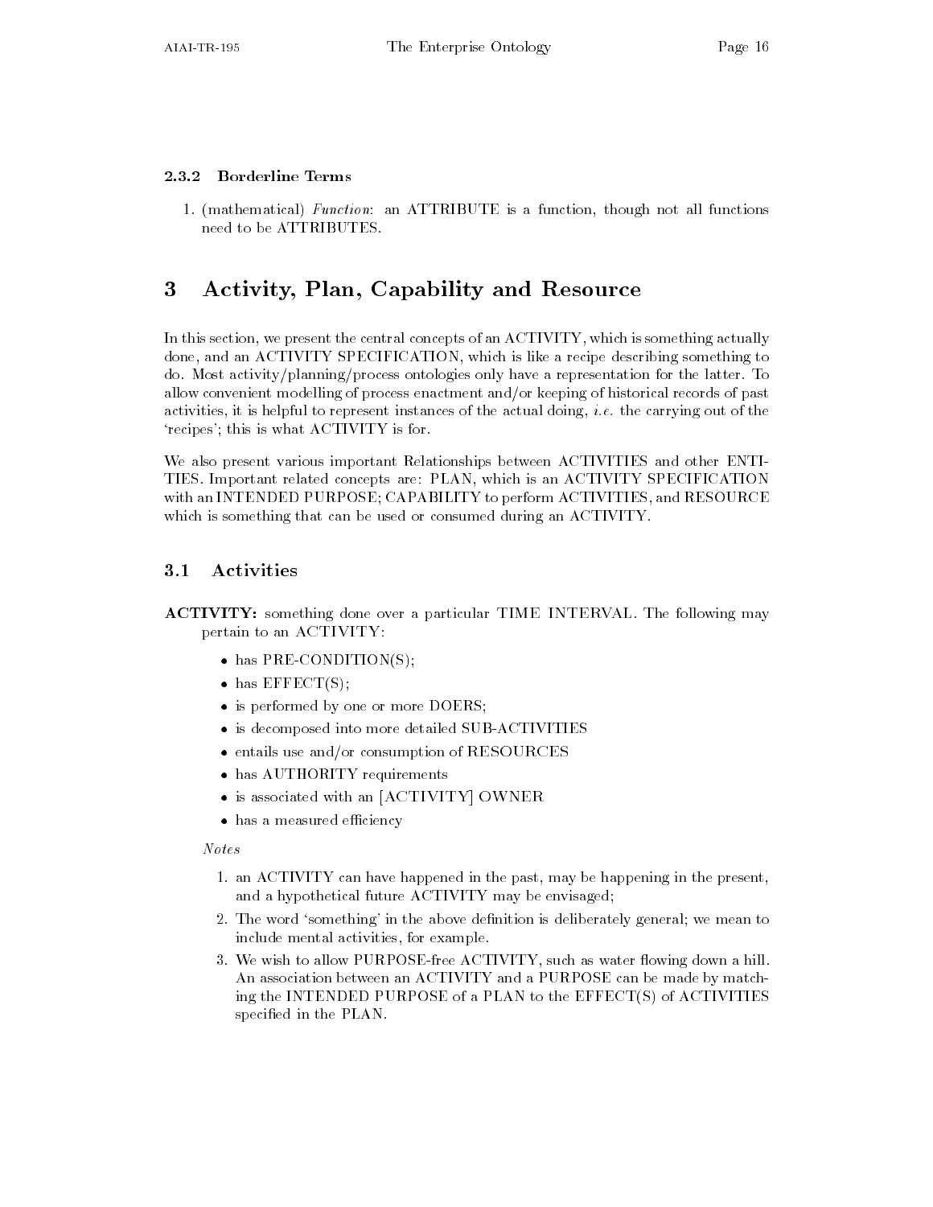### 2.3.2 Borderline Terms

1. (mathematical) *Function*: an ATTRIBUTE is a function, though not all functions need to be ATTRIBUTES.

# 3 Activity, Plan, Capability and Resource

In this section, we present the central concepts of an ACTIVITY, which is something actually done, and an ACTIVITY SPECIFICATION, which is like a recipe describing something to do. Most activity/planning/process ontologies only have a representation for the latter. To allow convenient modelling of process enactment and/or keeping of historical records of past activities, it is helpful to represent instances of the actual doing, *i.e.* the carrying out of the 'recipes'; this is what ACTIVITY is for.

We also present various important Relationships between ACTIVITIES and other ENTITIES. Important related concepts are: PLAN, which is an ACTIVITY SPECIFICATION with an INTENDED PURPOSE; CAPABILITY to perform ACTIVITIES, and RESOURCE which is something that can be used or consumed during an ACTIVITY.

## 3.1 Activities

**ACTIVITY:** something done over a particular TIME INTERVAL. The following may pertain to an ACTIVITY:

- has PRE-CONDITION(S);
- has EFFECT(S);
- is performed by one or more DOERS;
- is decomposed into more detailed SUB-ACTIVITIES
- entails use and/or consumption of RESOURCES
- has AUTHORITY requirements
- is associated with an [ACTIVITY] OWNER
- has a measured efficiency

*Notes*

1. an ACTIVITY can have happened in the past, may be happening in the present, and a hypothetical future ACTIVITY may be envisaged;
2. The word 'something' in the above definition is deliberately general; we mean to include mental activities, for example.
3. We wish to allow PURPOSE-free ACTIVITY, such as water flowing down a hill. An association between an ACTIVITY and a PURPOSE can be made by matching the INTENDED PURPOSE of a PLAN to the EFFECT(S) of ACTIVITIES specified in the PLAN.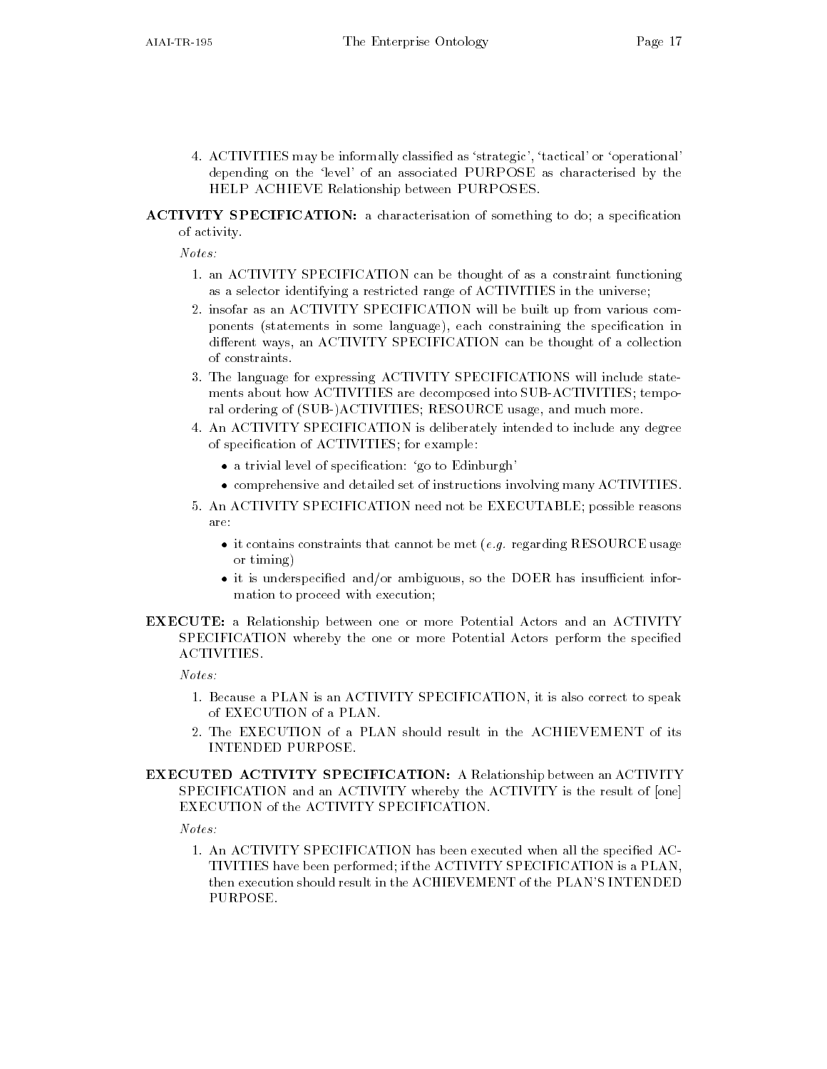4. ACTIVITIES may be informally classified as 'strategic', 'tactical' or 'operational' depending on the 'level' of an associated PURPOSE as characterised by the HELP ACHIEVE Relationship between PURPOSES.

**ACTIVITY SPECIFICATION:** a characterisation of something to do; a specification of activity.

*Notes:*

1. an ACTIVITY SPECIFICATION can be thought of as a constraint functioning as a selector identifying a restricted range of ACTIVITIES in the universe;
2. insofar as an ACTIVITY SPECIFICATION will be built up from various components (statements in some language), each constraining the specification in different ways, an ACTIVITY SPECIFICATION can be thought of a collection of constraints.
3. The language for expressing ACTIVITY SPECIFICATIONS will include statements about how ACTIVITIES are decomposed into SUB-ACTIVITIES; temporal ordering of (SUB-)ACTIVITIES; RESOURCE usage, and much more.
4. An ACTIVITY SPECIFICATION is deliberately intended to include any degree of specification of ACTIVITIES; for example:
   - a trivial level of specification: 'go to Edinburgh'
   - comprehensive and detailed set of instructions involving many ACTIVITIES.
5. An ACTIVITY SPECIFICATION need not be EXECUTABLE; possible reasons are:
   - it contains constraints that cannot be met (*e.g.* regarding RESOURCE usage or timing)
   - it is underspecified and/or ambiguous, so the DOER has insufficient information to proceed with execution;

**EXECUTE:** a Relationship between one or more Potential Actors and an ACTIVITY SPECIFICATION whereby the one or more Potential Actors perform the specified ACTIVITIES.

*Notes:*

1. Because a PLAN is an ACTIVITY SPECIFICATION, it is also correct to speak of EXECUTION of a PLAN.
2. The EXECUTION of a PLAN should result in the ACHIEVEMENT of its INTENDED PURPOSE.

**EXECUTED ACTIVITY SPECIFICATION:** A Relationship between an ACTIVITY SPECIFICATION and an ACTIVITY whereby the ACTIVITY is the result of [one] EXECUTION of the ACTIVITY SPECIFICATION.

*Notes:*

1. An ACTIVITY SPECIFICATION has been executed when all the specified ACTIVITIES have been performed; if the ACTIVITY SPECIFICATION is a PLAN, then execution should result in the ACHIEVEMENT of the PLAN'S INTENDED PURPOSE.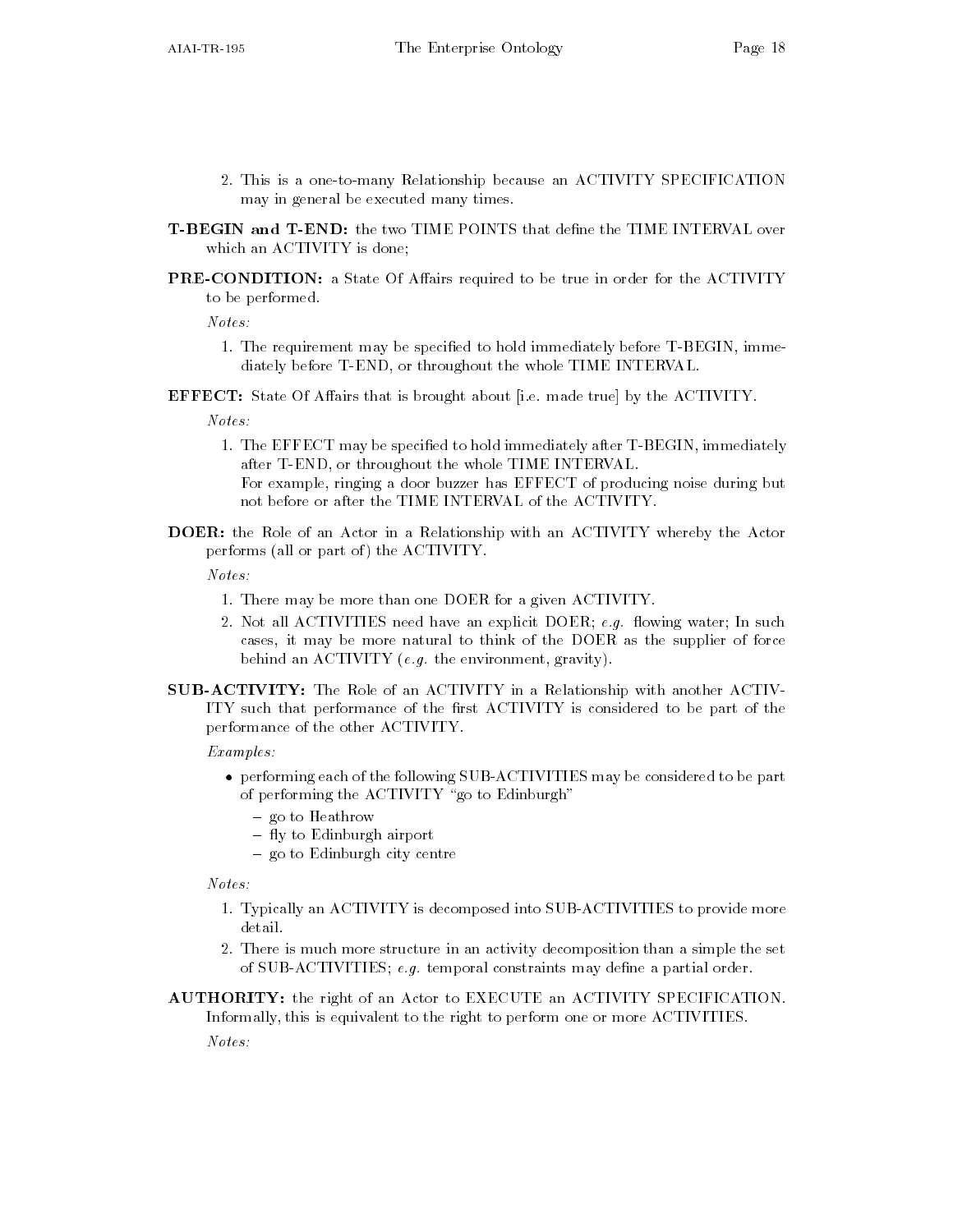2. This is a one-to-many Relationship because an ACTIVITY SPECIFICATION may in general be executed many times.

**T-BEGIN and T-END:** the two TIME POINTS that define the TIME INTERVAL over which an ACTIVITY is done;

**PRE-CONDITION:** a State Of Affairs required to be true in order for the ACTIVITY to be performed.

*Notes:*

1. The requirement may be specified to hold immediately before T-BEGIN, immediately before T-END, or throughout the whole TIME INTERVAL.

**EFFECT:** State Of Affairs that is brought about [i.e. made true] by the ACTIVITY.

*Notes:*

1. The EFFECT may be specified to hold immediately after T-BEGIN, immediately after T-END, or throughout the whole TIME INTERVAL.
   For example, ringing a door buzzer has EFFECT of producing noise during but not before or after the TIME INTERVAL of the ACTIVITY.

**DOER:** the Role of an Actor in a Relationship with an ACTIVITY whereby the Actor performs (all or part of) the ACTIVITY.

*Notes:*

1. There may be more than one DOER for a given ACTIVITY.
2. Not all ACTIVITIES need have an explicit DOER; *e.g.* flowing water; In such cases, it may be more natural to think of the DOER as the supplier of force behind an ACTIVITY (*e.g.* the environment, gravity).

**SUB-ACTIVITY:** The Role of an ACTIVITY in a Relationship with another ACTIVITY such that performance of the first ACTIVITY is considered to be part of the performance of the other ACTIVITY.

*Examples:*

- performing each of the following SUB-ACTIVITIES may be considered to be part of performing the ACTIVITY "go to Edinburgh"
  - go to Heathrow
  - fly to Edinburgh airport
  - go to Edinburgh city centre

*Notes:*

1. Typically an ACTIVITY is decomposed into SUB-ACTIVITIES to provide more detail.
2. There is much more structure in an activity decomposition than a simple the set of SUB-ACTIVITIES; *e.g.* temporal constraints may define a partial order.

**AUTHORITY:** the right of an Actor to EXECUTE an ACTIVITY SPECIFICATION. Informally, this is equivalent to the right to perform one or more ACTIVITIES.

*Notes:*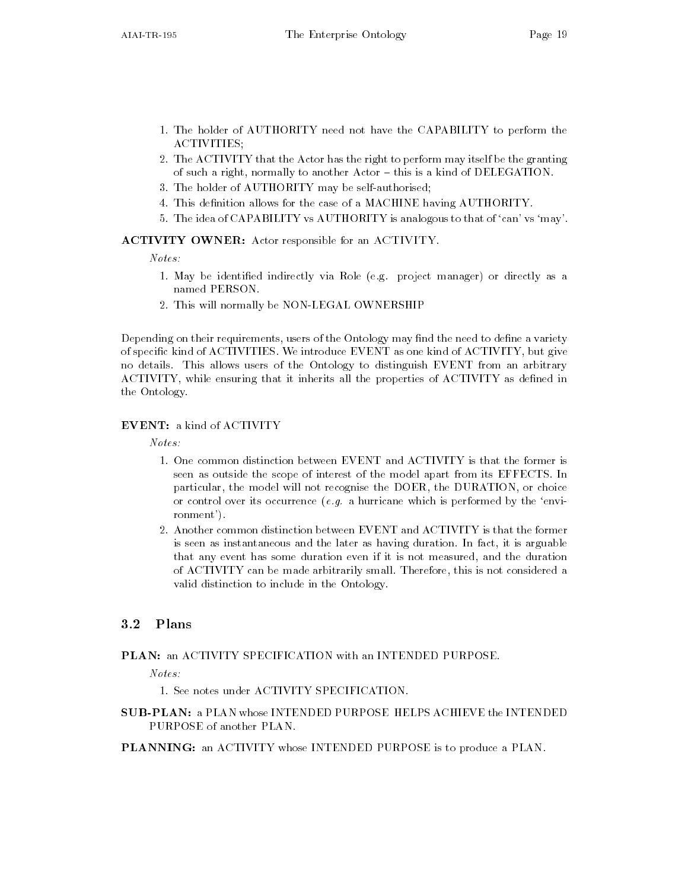1. The holder of AUTHORITY need not have the CAPABILITY to perform the ACTIVITIES;
2. The ACTIVITY that the Actor has the right to perform may itself be the granting of such a right, normally to another Actor – this is a kind of DELEGATION.
3. The holder of AUTHORITY may be self-authorised;
4. This definition allows for the case of a MACHINE having AUTHORITY.
5. The idea of CAPABILITY vs AUTHORITY is analogous to that of 'can' vs 'may'.

**ACTIVITY OWNER:** Actor responsible for an ACTIVITY.

*Notes:*

1. May be identified indirectly via Role (e.g. project manager) or directly as a named PERSON.
2. This will normally be NON-LEGAL OWNERSHIP

Depending on their requirements, users of the Ontology may find the need to define a variety of specific kind of ACTIVITIES. We introduce EVENT as one kind of ACTIVITY, but give no details. This allows users of the Ontology to distinguish EVENT from an arbitrary ACTIVITY, while ensuring that it inherits all the properties of ACTIVITY as defined in the Ontology.

**EVENT:** a kind of ACTIVITY

*Notes:*

1. One common distinction between EVENT and ACTIVITY is that the former is seen as outside the scope of interest of the model apart from its EFFECTS. In particular, the model will not recognise the DOER, the DURATION, or choice or control over its occurrence (*e.g.* a hurricane which is performed by the 'environment').
2. Another common distinction between EVENT and ACTIVITY is that the former is seen as instantaneous and the later as having duration. In fact, it is arguable that any event has some duration even if it is not measured, and the duration of ACTIVITY can be made arbitrarily small. Therefore, this is not considered a valid distinction to include in the Ontology.

## 3.2 Plans

**PLAN:** an ACTIVITY SPECIFICATION with an INTENDED PURPOSE.

*Notes:*

1. See notes under ACTIVITY SPECIFICATION.

**SUB-PLAN:** a PLAN whose INTENDED PURPOSE HELPS ACHIEVE the INTENDED PURPOSE of another PLAN.

**PLANNING:** an ACTIVITY whose INTENDED PURPOSE is to produce a PLAN.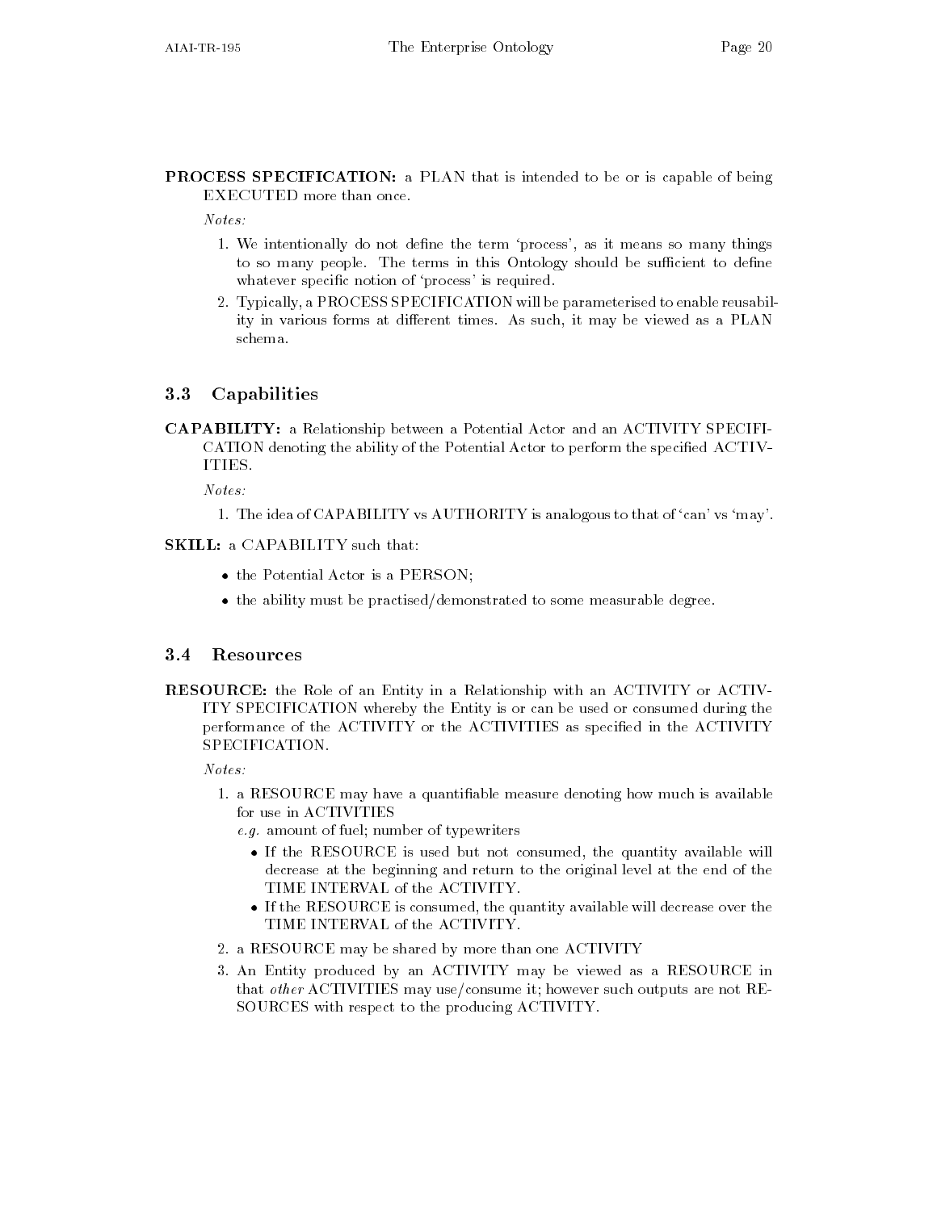**PROCESS SPECIFICATION:** a PLAN that is intended to be or is capable of being EXECUTED more than once.

*Notes:*

1. We intentionally do not define the term 'process', as it means so many things to so many people. The terms in this Ontology should be sufficient to define whatever specific notion of 'process' is required.
2. Typically, a PROCESS SPECIFICATION will be parameterised to enable reusability in various forms at different times. As such, it may be viewed as a PLAN schema.

## 3.3 Capabilities

**CAPABILITY:** a Relationship between a Potential Actor and an ACTIVITY SPECIFICATION denoting the ability of the Potential Actor to perform the specified ACTIVITIES.

*Notes:*

1. The idea of CAPABILITY vs AUTHORITY is analogous to that of 'can' vs 'may'.

**SKILL:** a CAPABILITY such that:

- the Potential Actor is a PERSON;
- the ability must be practised/demonstrated to some measurable degree.

## 3.4 Resources

**RESOURCE:** the Role of an Entity in a Relationship with an ACTIVITY or ACTIVITY SPECIFICATION whereby the Entity is or can be used or consumed during the performance of the ACTIVITY or the ACTIVITIES as specified in the ACTIVITY SPECIFICATION.

*Notes:*

1. a RESOURCE may have a quantifiable measure denoting how much is available for use in ACTIVITIES
   *e.g.* amount of fuel; number of typewriters
   - If the RESOURCE is used but not consumed, the quantity available will decrease at the beginning and return to the original level at the end of the TIME INTERVAL of the ACTIVITY.
   - If the RESOURCE is consumed, the quantity available will decrease over the TIME INTERVAL of the ACTIVITY.
2. a RESOURCE may be shared by more than one ACTIVITY
3. An Entity produced by an ACTIVITY may be viewed as a RESOURCE in that *other* ACTIVITIES may use/consume it; however such outputs are not RESOURCES with respect to the producing ACTIVITY.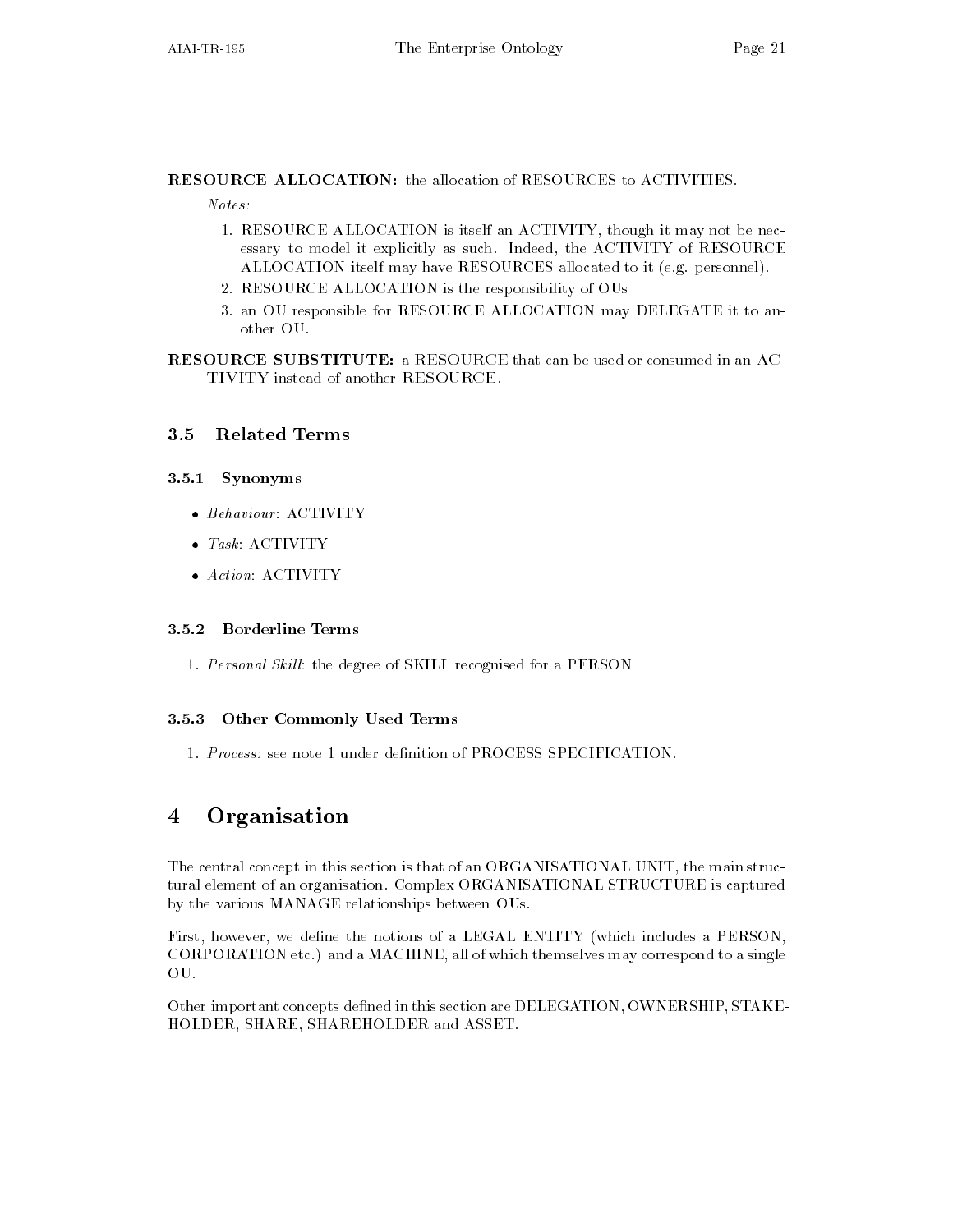**RESOURCE ALLOCATION:** the allocation of RESOURCES to ACTIVITIES.

*Notes:*

1. RESOURCE ALLOCATION is itself an ACTIVITY, though it may not be necessary to model it explicitly as such. Indeed, the ACTIVITY of RESOURCE ALLOCATION itself may have RESOURCES allocated to it (e.g. personnel).
2. RESOURCE ALLOCATION is the responsibility of OUs
3. an OU responsible for RESOURCE ALLOCATION may DELEGATE it to another OU.

**RESOURCE SUBSTITUTE:** a RESOURCE that can be used or consumed in an ACTIVITY instead of another RESOURCE.

## 3.5 Related Terms

### 3.5.1 Synonyms

- *Behaviour*: ACTIVITY
- *Task*: ACTIVITY
- *Action*: ACTIVITY

### 3.5.2 Borderline Terms

1. *Personal Skill*: the degree of SKILL recognised for a PERSON

### 3.5.3 Other Commonly Used Terms

1. *Process:* see note 1 under definition of PROCESS SPECIFICATION.

# 4 Organisation

The central concept in this section is that of an ORGANISATIONAL UNIT, the main structural element of an organisation. Complex ORGANISATIONAL STRUCTURE is captured by the various MANAGE relationships between OUs.

First, however, we define the notions of a LEGAL ENTITY (which includes a PERSON, CORPORATION etc.) and a MACHINE, all of which themselves may correspond to a single OU.

Other important concepts defined in this section are DELEGATION, OWNERSHIP, STAKEHOLDER, SHARE, SHAREHOLDER and ASSET.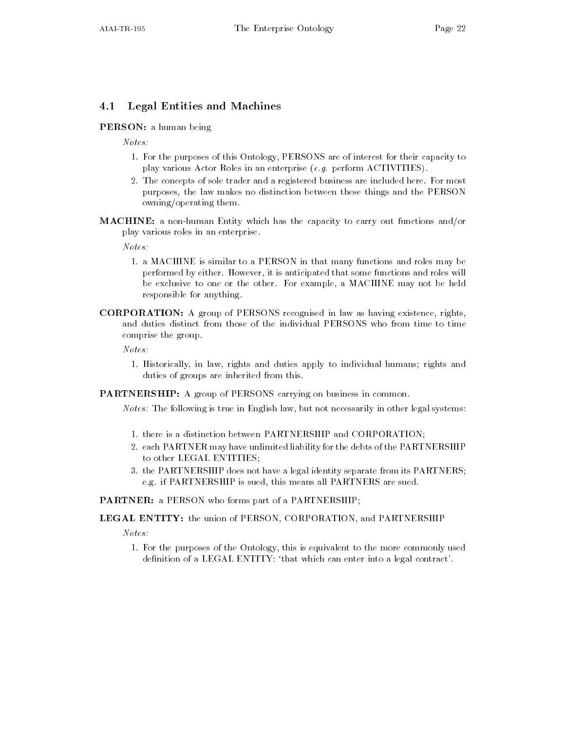## 4.1 Legal Entities and Machines

**PERSON:** a human being

*Notes:*

1. For the purposes of this Ontology, PERSONS are of interest for their capacity to play various Actor Roles in an enterprise (*e.g.* perform ACTIVITIES).
2. The concepts of sole trader and a registered business are included here. For most purposes, the law makes no distinction between these things and the PERSON owning/operating them.

**MACHINE:** a non-human Entity which has the capacity to carry out functions and/or play various roles in an enterprise.

*Notes:*

1. a MACHINE is similar to a PERSON in that many functions and roles may be performed by either. However, it is anticipated that some functions and roles will be exclusive to one or the other. For example, a MACHINE may not be held responsible for anything.

**CORPORATION:** A group of PERSONS recognised in law as having existence, rights, and duties distinct from those of the individual PERSONS who from time to time comprise the group.

*Notes:*

1. Historically, in law, rights and duties apply to individual humans; rights and duties of groups are inherited from this.

**PARTNERSHIP:** A group of PERSONS carrying on business in common.

*Notes:* The following is true in English law, but not necessarily in other legal systems:

1. there is a distinction between PARTNERSHIP and CORPORATION;
2. each PARTNER may have unlimited liability for the debts of the PARTNERSHIP to other LEGAL ENTITIES;
3. the PARTNERSHIP does not have a legal identity separate from its PARTNERS; e.g. if PARTNERSHIP is sued, this means all PARTNERS are sued.

**PARTNER:** a PERSON who forms part of a PARTNERSHIP;

**LEGAL ENTITY:** the union of PERSON, CORPORATION, and PARTNERSHIP

*Notes:*

1. For the purposes of the Ontology, this is equivalent to the more commonly used definition of a LEGAL ENTITY: 'that which can enter into a legal contract'.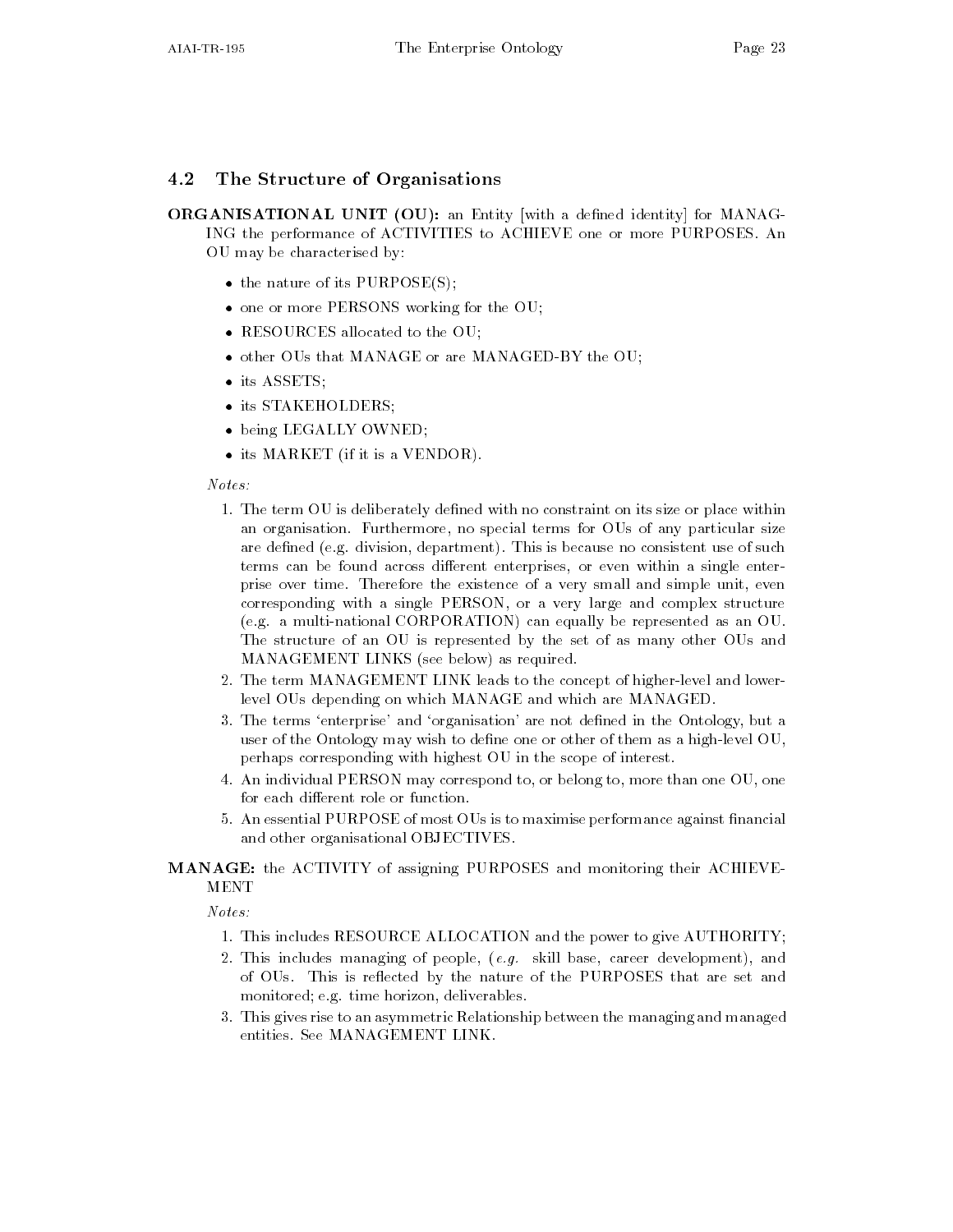## 4.2 The Structure of Organisations

**ORGANISATIONAL UNIT (OU):** an Entity [with a defined identity] for MANAGING the performance of ACTIVITIES to ACHIEVE one or more PURPOSES. An OU may be characterised by:

- the nature of its PURPOSE(S);
- one or more PERSONS working for the OU;
- RESOURCES allocated to the OU;
- other OUs that MANAGE or are MANAGED-BY the OU;
- its ASSETS;
- its STAKEHOLDERS;
- being LEGALLY OWNED;
- its MARKET (if it is a VENDOR).

*Notes:*

1. The term OU is deliberately defined with no constraint on its size or place within an organisation. Furthermore, no special terms for OUs of any particular size are defined (e.g. division, department). This is because no consistent use of such terms can be found across different enterprises, or even within a single enterprise over time. Therefore the existence of a very small and simple unit, even corresponding with a single PERSON, or a very large and complex structure (e.g. a multi-national CORPORATION) can equally be represented as an OU. The structure of an OU is represented by the set of as many other OUs and MANAGEMENT LINKS (see below) as required.
2. The term MANAGEMENT LINK leads to the concept of higher-level and lower-level OUs depending on which MANAGE and which are MANAGED.
3. The terms 'enterprise' and 'organisation' are not defined in the Ontology, but a user of the Ontology may wish to define one or other of them as a high-level OU, perhaps corresponding with highest OU in the scope of interest.
4. An individual PERSON may correspond to, or belong to, more than one OU, one for each different role or function.
5. An essential PURPOSE of most OUs is to maximise performance against financial and other organisational OBJECTIVES.

**MANAGE:** the ACTIVITY of assigning PURPOSES and monitoring their ACHIEVEMENT

*Notes:*

1. This includes RESOURCE ALLOCATION and the power to give AUTHORITY;
2. This includes managing of people, (*e.g.* skill base, career development), and of OUs. This is reflected by the nature of the PURPOSES that are set and monitored; e.g. time horizon, deliverables.
3. This gives rise to an asymmetric Relationship between the managing and managed entities. See MANAGEMENT LINK.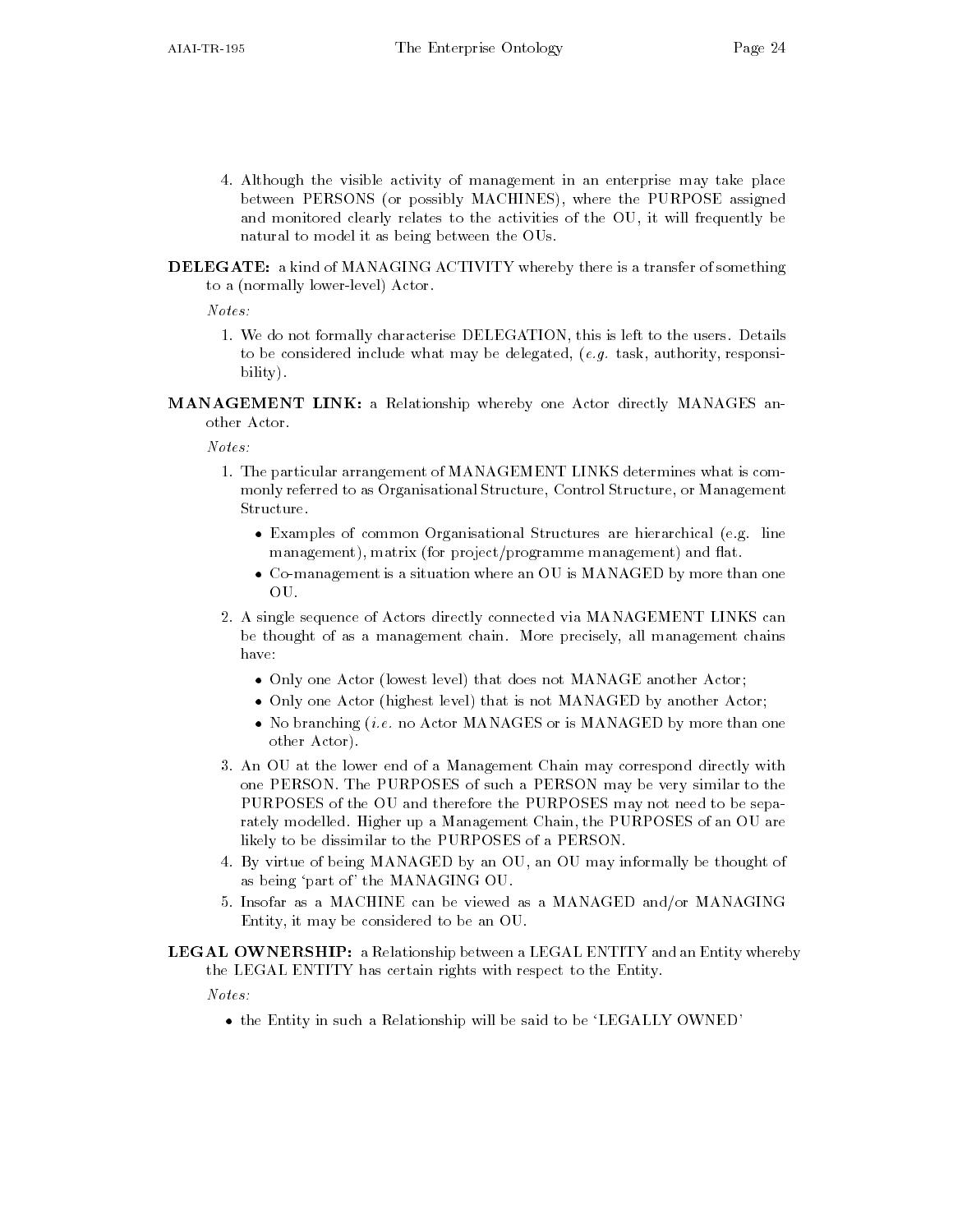4. Although the visible activity of management in an enterprise may take place between PERSONS (or possibly MACHINES), where the PURPOSE assigned and monitored clearly relates to the activities of the OU, it will frequently be natural to model it as being between the OUs.

**DELEGATE:** a kind of MANAGING ACTIVITY whereby there is a transfer of something to a (normally lower-level) Actor.

*Notes:*

1. We do not formally characterise DELEGATION, this is left to the users. Details to be considered include what may be delegated, (*e.g.* task, authority, responsibility).

**MANAGEMENT LINK:** a Relationship whereby one Actor directly MANAGES another Actor.

*Notes:*

1. The particular arrangement of MANAGEMENT LINKS determines what is commonly referred to as Organisational Structure, Control Structure, or Management Structure.
   - Examples of common Organisational Structures are hierarchical (e.g. line management), matrix (for project/programme management) and flat.
   - Co-management is a situation where an OU is MANAGED by more than one OU.
2. A single sequence of Actors directly connected via MANAGEMENT LINKS can be thought of as a management chain. More precisely, all management chains have:
   - Only one Actor (lowest level) that does not MANAGE another Actor;
   - Only one Actor (highest level) that is not MANAGED by another Actor;
   - No branching (*i.e.* no Actor MANAGES or is MANAGED by more than one other Actor).
3. An OU at the lower end of a Management Chain may correspond directly with one PERSON. The PURPOSES of such a PERSON may be very similar to the PURPOSES of the OU and therefore the PURPOSES may not need to be separately modelled. Higher up a Management Chain, the PURPOSES of an OU are likely to be dissimilar to the PURPOSES of a PERSON.
4. By virtue of being MANAGED by an OU, an OU may informally be thought of as being 'part of' the MANAGING OU.
5. Insofar as a MACHINE can be viewed as a MANAGED and/or MANAGING Entity, it may be considered to be an OU.

**LEGAL OWNERSHIP:** a Relationship between a LEGAL ENTITY and an Entity whereby the LEGAL ENTITY has certain rights with respect to the Entity.

*Notes:*

- the Entity in such a Relationship will be said to be 'LEGALLY OWNED'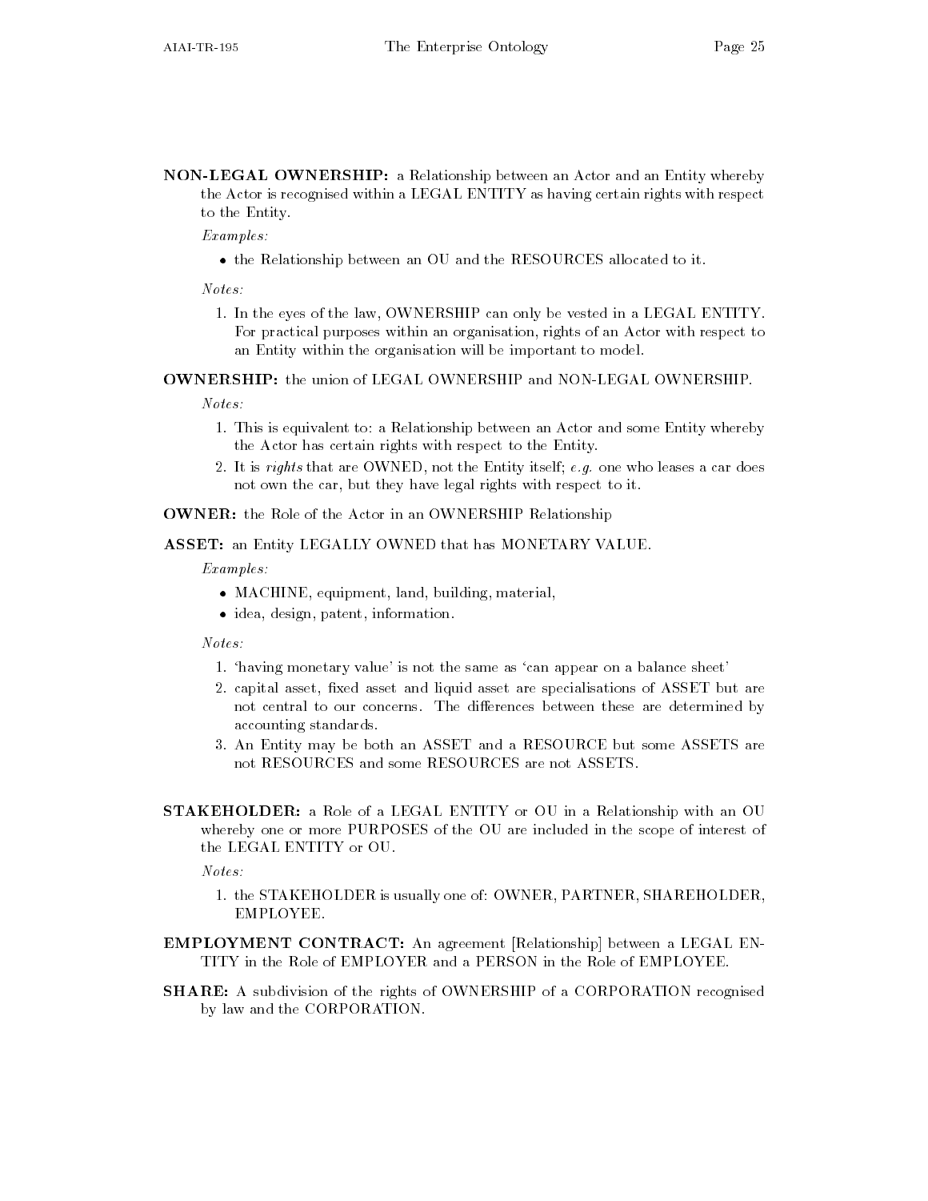**NON-LEGAL OWNERSHIP:** a Relationship between an Actor and an Entity whereby the Actor is recognised within a LEGAL ENTITY as having certain rights with respect to the Entity.

*Examples:*

- the Relationship between an OU and the RESOURCES allocated to it.

*Notes:*

1. In the eyes of the law, OWNERSHIP can only be vested in a LEGAL ENTITY. For practical purposes within an organisation, rights of an Actor with respect to an Entity within the organisation will be important to model.

**OWNERSHIP:** the union of LEGAL OWNERSHIP and NON-LEGAL OWNERSHIP.

*Notes:*

1. This is equivalent to: a Relationship between an Actor and some Entity whereby the Actor has certain rights with respect to the Entity.
2. It is *rights* that are OWNED, not the Entity itself; *e.g.* one who leases a car does not own the car, but they have legal rights with respect to it.

**OWNER:** the Role of the Actor in an OWNERSHIP Relationship

**ASSET:** an Entity LEGALLY OWNED that has MONETARY VALUE.

*Examples:*

- MACHINE, equipment, land, building, material,
- idea, design, patent, information.

*Notes:*

1. 'having monetary value' is not the same as 'can appear on a balance sheet'
2. capital asset, fixed asset and liquid asset are specialisations of ASSET but are not central to our concerns. The differences between these are determined by accounting standards.
3. An Entity may be both an ASSET and a RESOURCE but some ASSETS are not RESOURCES and some RESOURCES are not ASSETS.

**STAKEHOLDER:** a Role of a LEGAL ENTITY or OU in a Relationship with an OU whereby one or more PURPOSES of the OU are included in the scope of interest of the LEGAL ENTITY or OU.

*Notes:*

1. the STAKEHOLDER is usually one of: OWNER, PARTNER, SHAREHOLDER, EMPLOYEE.

**EMPLOYMENT CONTRACT:** An agreement [Relationship] between a LEGAL ENTITY in the Role of EMPLOYER and a PERSON in the Role of EMPLOYEE.

**SHARE:** A subdivision of the rights of OWNERSHIP of a CORPORATION recognised by law and the CORPORATION.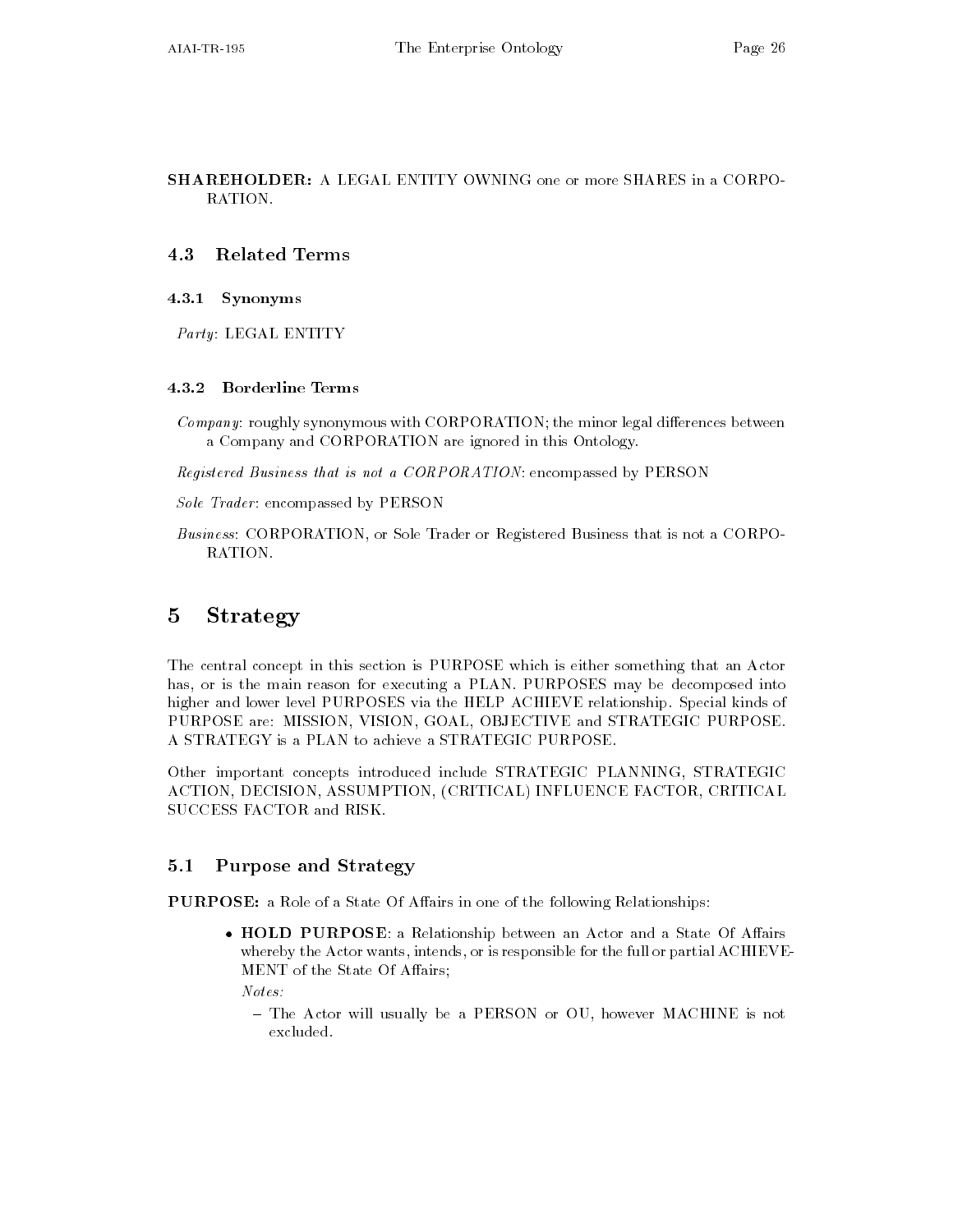**SHAREHOLDER:** A LEGAL ENTITY OWNING one or more SHARES in a CORPORATION.

## 4.3 Related Terms

### 4.3.1 Synonyms

*Party*: LEGAL ENTITY

### 4.3.2 Borderline Terms

*Company*: roughly synonymous with CORPORATION; the minor legal differences between a Company and CORPORATION are ignored in this Ontology.

*Registered Business that is not a CORPORATION*: encompassed by PERSON

*Sole Trader*: encompassed by PERSON

*Business*: CORPORATION, or Sole Trader or Registered Business that is not a CORPORATION.

# 5 Strategy

The central concept in this section is PURPOSE which is either something that an Actor has, or is the main reason for executing a PLAN. PURPOSES may be decomposed into higher and lower level PURPOSES via the HELP ACHIEVE relationship. Special kinds of PURPOSE are: MISSION, VISION, GOAL, OBJECTIVE and STRATEGIC PURPOSE. A STRATEGY is a PLAN to achieve a STRATEGIC PURPOSE.

Other important concepts introduced include STRATEGIC PLANNING, STRATEGIC ACTION, DECISION, ASSUMPTION, (CRITICAL) INFLUENCE FACTOR, CRITICAL SUCCESS FACTOR and RISK.

## 5.1 Purpose and Strategy

**PURPOSE:** a Role of a State Of Affairs in one of the following Relationships:

- **HOLD PURPOSE**: a Relationship between an Actor and a State Of Affairs whereby the Actor wants, intends, or is responsible for the full or partial ACHIEVEMENT of the State Of Affairs;

  *Notes:*

  - The Actor will usually be a PERSON or OU, however MACHINE is not excluded.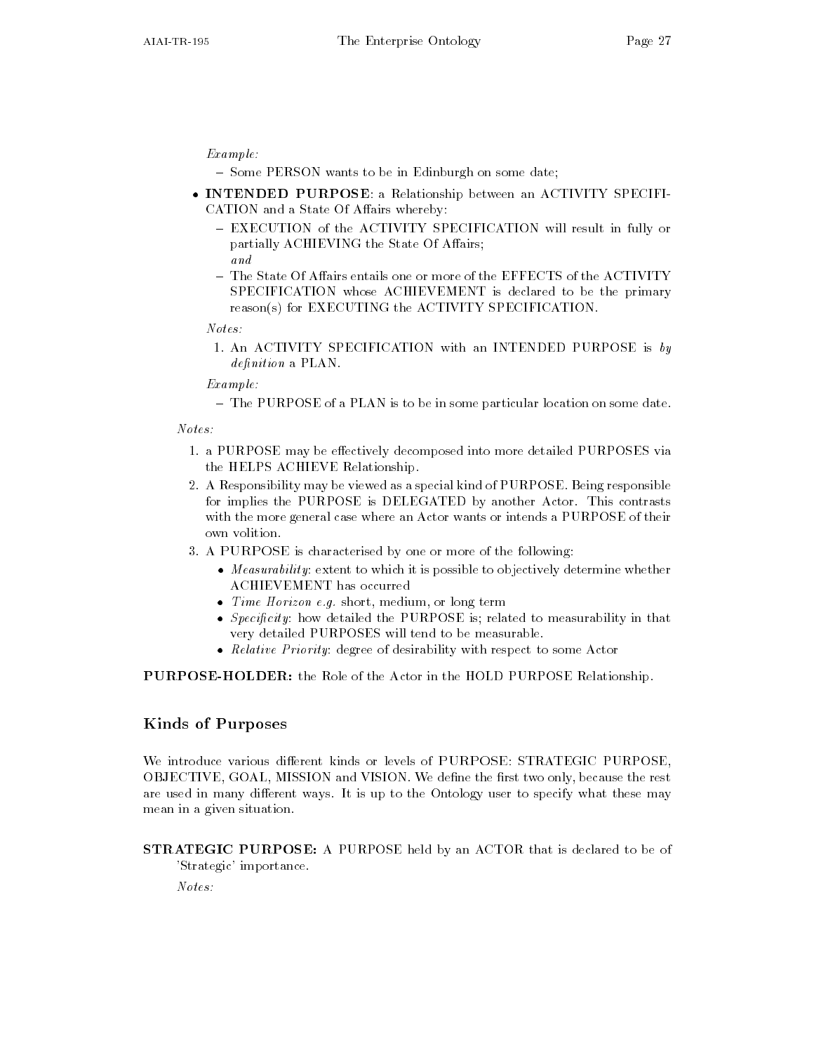*Example:*

- Some PERSON wants to be in Edinburgh on some date;

- **INTENDED PURPOSE**: a Relationship between an ACTIVITY SPECIFICATION and a State Of Affairs whereby:
  - EXECUTION of the ACTIVITY SPECIFICATION will result in fully or partially ACHIEVING the State Of Affairs;
    *and*
  - The State Of Affairs entails one or more of the EFFECTS of the ACTIVITY SPECIFICATION whose ACHIEVEMENT is declared to be the primary reason(s) for EXECUTING the ACTIVITY SPECIFICATION.

  *Notes:*

  1. An ACTIVITY SPECIFICATION with an INTENDED PURPOSE is *by definition* a PLAN.

  *Example:*

  - The PURPOSE of a PLAN is to be in some particular location on some date.

*Notes:*

1. a PURPOSE may be effectively decomposed into more detailed PURPOSES via the HELPS ACHIEVE Relationship.
2. A Responsibility may be viewed as a special kind of PURPOSE. Being responsible for implies the PURPOSE is DELEGATED by another Actor. This contrasts with the more general case where an Actor wants or intends a PURPOSE of their own volition.
3. A PURPOSE is characterised by one or more of the following:
   - *Measurability*: extent to which it is possible to objectively determine whether ACHIEVEMENT has occurred
   - *Time Horizon e.g.* short, medium, or long term
   - *Specificity*: how detailed the PURPOSE is; related to measurability in that very detailed PURPOSES will tend to be measurable.
   - *Relative Priority*: degree of desirability with respect to some Actor

**PURPOSE-HOLDER:** the Role of the Actor in the HOLD PURPOSE Relationship.

## Kinds of Purposes

We introduce various different kinds or levels of PURPOSE: STRATEGIC PURPOSE, OBJECTIVE, GOAL, MISSION and VISION. We define the first two only, because the rest are used in many different ways. It is up to the Ontology user to specify what these may mean in a given situation.

**STRATEGIC PURPOSE:** A PURPOSE held by an ACTOR that is declared to be of 'Strategic' importance.

*Notes:*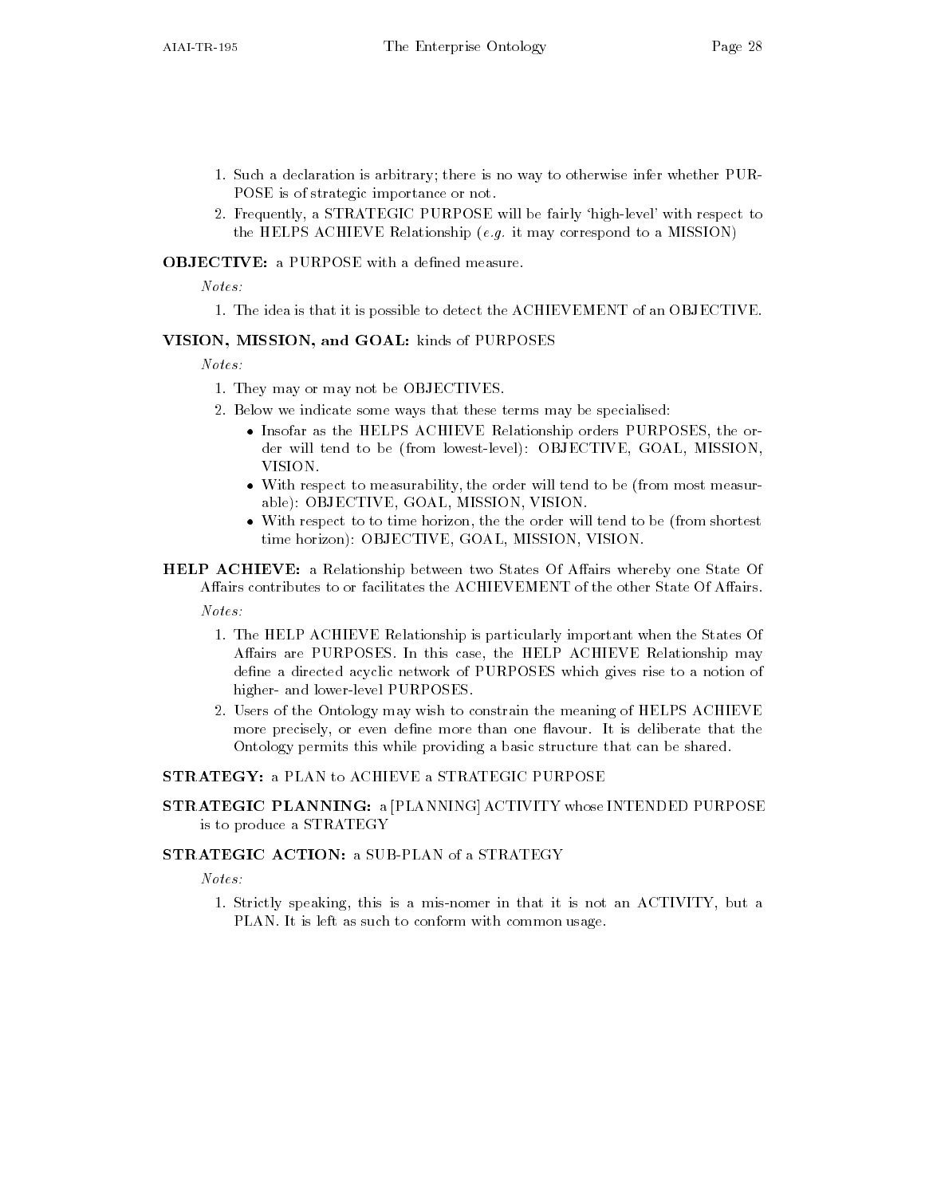1. Such a declaration is arbitrary; there is no way to otherwise infer whether PURPOSE is of strategic importance or not.
2. Frequently, a STRATEGIC PURPOSE will be fairly 'high-level' with respect to the HELPS ACHIEVE Relationship (*e.g.* it may correspond to a MISSION)

**OBJECTIVE:** a PURPOSE with a defined measure.

*Notes:*

1. The idea is that it is possible to detect the ACHIEVEMENT of an OBJECTIVE.

**VISION, MISSION, and GOAL:** kinds of PURPOSES

*Notes:*

1. They may or may not be OBJECTIVES.
2. Below we indicate some ways that these terms may be specialised:
   - Insofar as the HELPS ACHIEVE Relationship orders PURPOSES, the order will tend to be (from lowest-level): OBJECTIVE, GOAL, MISSION, VISION.
   - With respect to measurability, the order will tend to be (from most measurable): OBJECTIVE, GOAL, MISSION, VISION.
   - With respect to to time horizon, the the order will tend to be (from shortest time horizon): OBJECTIVE, GOAL, MISSION, VISION.

**HELP ACHIEVE:** a Relationship between two States Of Affairs whereby one State Of Affairs contributes to or facilitates the ACHIEVEMENT of the other State Of Affairs.

*Notes:*

1. The HELP ACHIEVE Relationship is particularly important when the States Of Affairs are PURPOSES. In this case, the HELP ACHIEVE Relationship may define a directed acyclic network of PURPOSES which gives rise to a notion of higher- and lower-level PURPOSES.
2. Users of the Ontology may wish to constrain the meaning of HELPS ACHIEVE more precisely, or even define more than one flavour. It is deliberate that the Ontology permits this while providing a basic structure that can be shared.

**STRATEGY:** a PLAN to ACHIEVE a STRATEGIC PURPOSE

**STRATEGIC PLANNING:** a [PLANNING] ACTIVITY whose INTENDED PURPOSE is to produce a STRATEGY

**STRATEGIC ACTION:** a SUB-PLAN of a STRATEGY

*Notes:*

1. Strictly speaking, this is a mis-nomer in that it is not an ACTIVITY, but a PLAN. It is left as such to conform with common usage.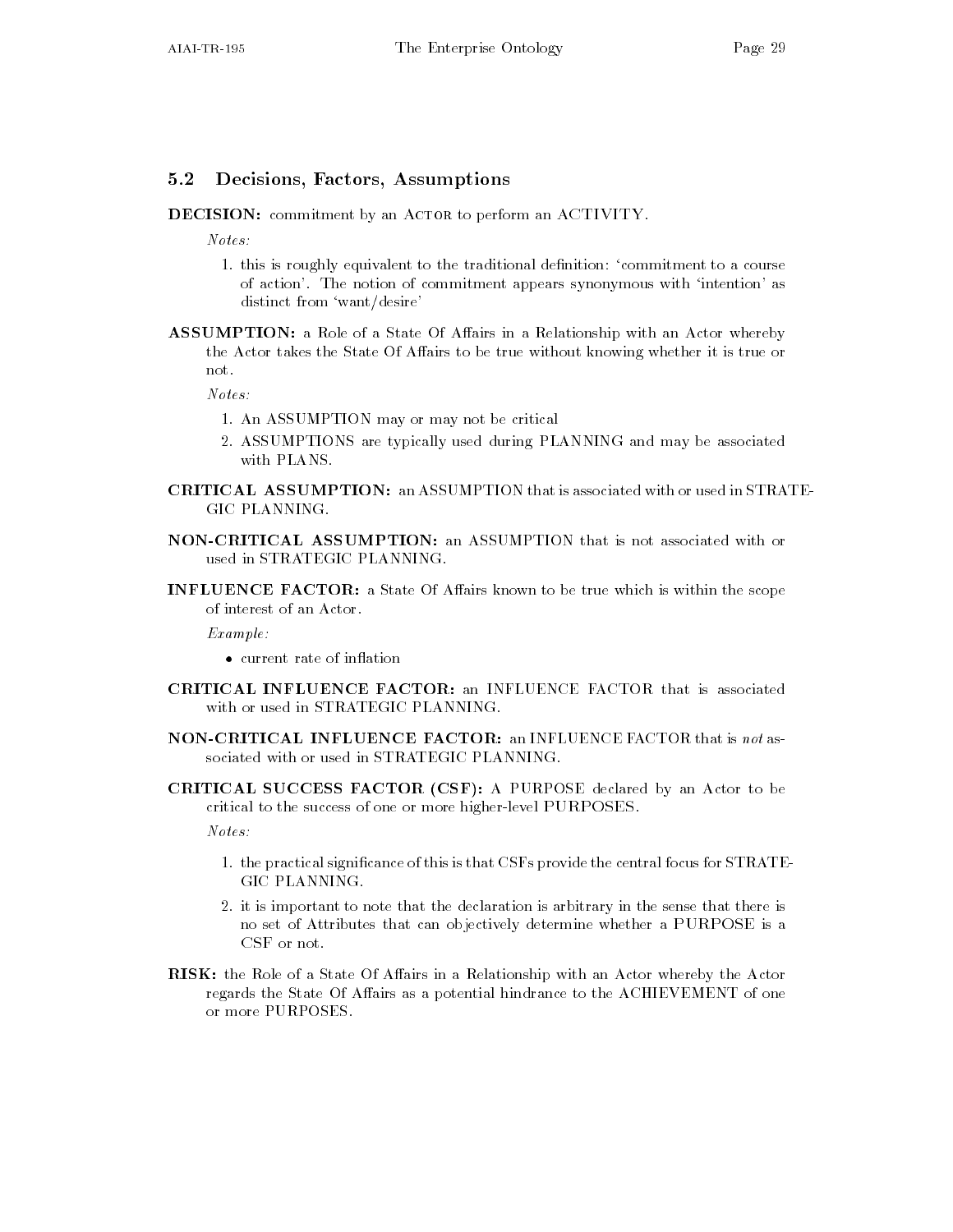## 5.2 Decisions, Factors, Assumptions

**DECISION:** commitment by an Actor to perform an ACTIVITY.

*Notes:*

1. this is roughly equivalent to the traditional definition: 'commitment to a course of action'. The notion of commitment appears synonymous with 'intention' as distinct from 'want/desire'

**ASSUMPTION:** a Role of a State Of Affairs in a Relationship with an Actor whereby the Actor takes the State Of Affairs to be true without knowing whether it is true or not.

*Notes:*

1. An ASSUMPTION may or may not be critical
2. ASSUMPTIONS are typically used during PLANNING and may be associated with PLANS.

**CRITICAL ASSUMPTION:** an ASSUMPTION that is associated with or used in STRATEGIC PLANNING.

**NON-CRITICAL ASSUMPTION:** an ASSUMPTION that is not associated with or used in STRATEGIC PLANNING.

**INFLUENCE FACTOR:** a State Of Affairs known to be true which is within the scope of interest of an Actor.

*Example:*

- current rate of inflation

**CRITICAL INFLUENCE FACTOR:** an INFLUENCE FACTOR that is associated with or used in STRATEGIC PLANNING.

**NON-CRITICAL INFLUENCE FACTOR:** an INFLUENCE FACTOR that is *not* associated with or used in STRATEGIC PLANNING.

**CRITICAL SUCCESS FACTOR (CSF):** A PURPOSE declared by an Actor to be critical to the success of one or more higher-level PURPOSES.

*Notes:*

1. the practical significance of this is that CSFs provide the central focus for STRATEGIC PLANNING.
2. it is important to note that the declaration is arbitrary in the sense that there is no set of Attributes that can objectively determine whether a PURPOSE is a CSF or not.

**RISK:** the Role of a State Of Affairs in a Relationship with an Actor whereby the Actor regards the State Of Affairs as a potential hindrance to the ACHIEVEMENT of one or more PURPOSES.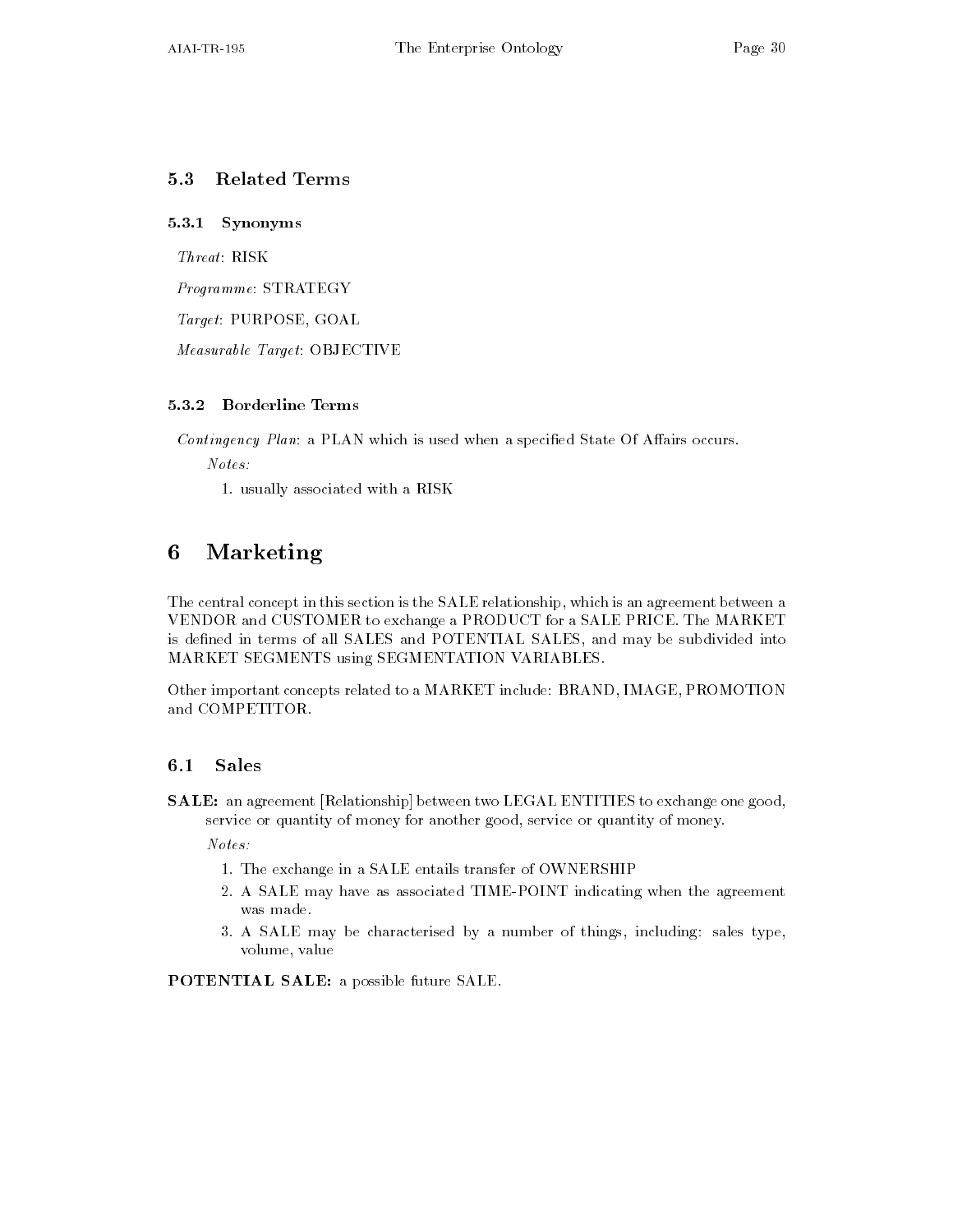### 5.3 Related Terms

#### 5.3.1 Synonyms

*Threat*: RISK

*Programme*: STRATEGY

*Target*: PURPOSE, GOAL

*Measurable Target*: OBJECTIVE

#### 5.3.2 Borderline Terms

*Contingency Plan*: a PLAN which is used when a specified State Of Affairs occurs.

*Notes:*

1. usually associated with a RISK

# 6 Marketing

The central concept in this section is the SALE relationship, which is an agreement between a VENDOR and CUSTOMER to exchange a PRODUCT for a SALE PRICE. The MARKET is defined in terms of all SALES and POTENTIAL SALES, and may be subdivided into MARKET SEGMENTS using SEGMENTATION VARIABLES.

Other important concepts related to a MARKET include: BRAND, IMAGE, PROMOTION and COMPETITOR.

## 6.1 Sales

**SALE:** an agreement [Relationship] between two LEGAL ENTITIES to exchange one good, service or quantity of money for another good, service or quantity of money.

*Notes:*

1. The exchange in a SALE entails transfer of OWNERSHIP
2. A SALE may have as associated TIME-POINT indicating when the agreement was made.
3. A SALE may be characterised by a number of things, including: sales type, volume, value

**POTENTIAL SALE:** a possible future SALE.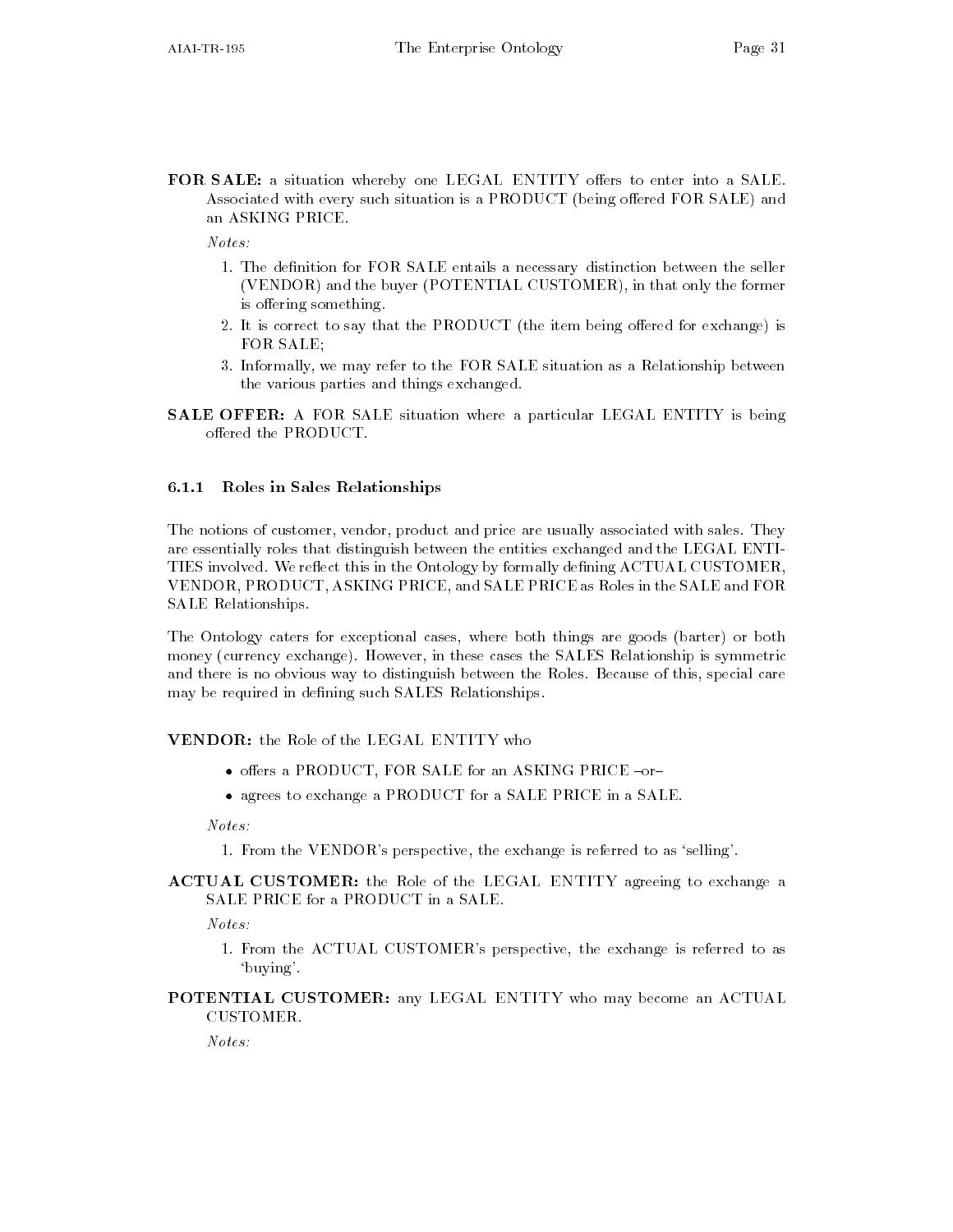**FOR SALE:** a situation whereby one LEGAL ENTITY offers to enter into a SALE. Associated with every such situation is a PRODUCT (being offered FOR SALE) and an ASKING PRICE.

*Notes:*

1. The definition for FOR SALE entails a necessary distinction between the seller (VENDOR) and the buyer (POTENTIAL CUSTOMER), in that only the former is offering something.
2. It is correct to say that the PRODUCT (the item being offered for exchange) is FOR SALE;
3. Informally, we may refer to the FOR SALE situation as a Relationship between the various parties and things exchanged.

**SALE OFFER:** A FOR SALE situation where a particular LEGAL ENTITY is being offered the PRODUCT.

### 6.1.1 Roles in Sales Relationships

The notions of customer, vendor, product and price are usually associated with sales. They are essentially roles that distinguish between the entities exchanged and the LEGAL ENTITIES involved. We reflect this in the Ontology by formally defining ACTUAL CUSTOMER, VENDOR, PRODUCT, ASKING PRICE, and SALE PRICE as Roles in the SALE and FOR SALE Relationships.

The Ontology caters for exceptional cases, where both things are goods (barter) or both money (currency exchange). However, in these cases the SALES Relationship is symmetric and there is no obvious way to distinguish between the Roles. Because of this, special care may be required in defining such SALES Relationships.

**VENDOR:** the Role of the LEGAL ENTITY who

- offers a PRODUCT, FOR SALE for an ASKING PRICE –or–
- agrees to exchange a PRODUCT for a SALE PRICE in a SALE.

*Notes:*

1. From the VENDOR's perspective, the exchange is referred to as 'selling'.

**ACTUAL CUSTOMER:** the Role of the LEGAL ENTITY agreeing to exchange a SALE PRICE for a PRODUCT in a SALE.

*Notes:*

1. From the ACTUAL CUSTOMER's perspective, the exchange is referred to as 'buying'.

**POTENTIAL CUSTOMER:** any LEGAL ENTITY who may become an ACTUAL CUSTOMER.

*Notes:*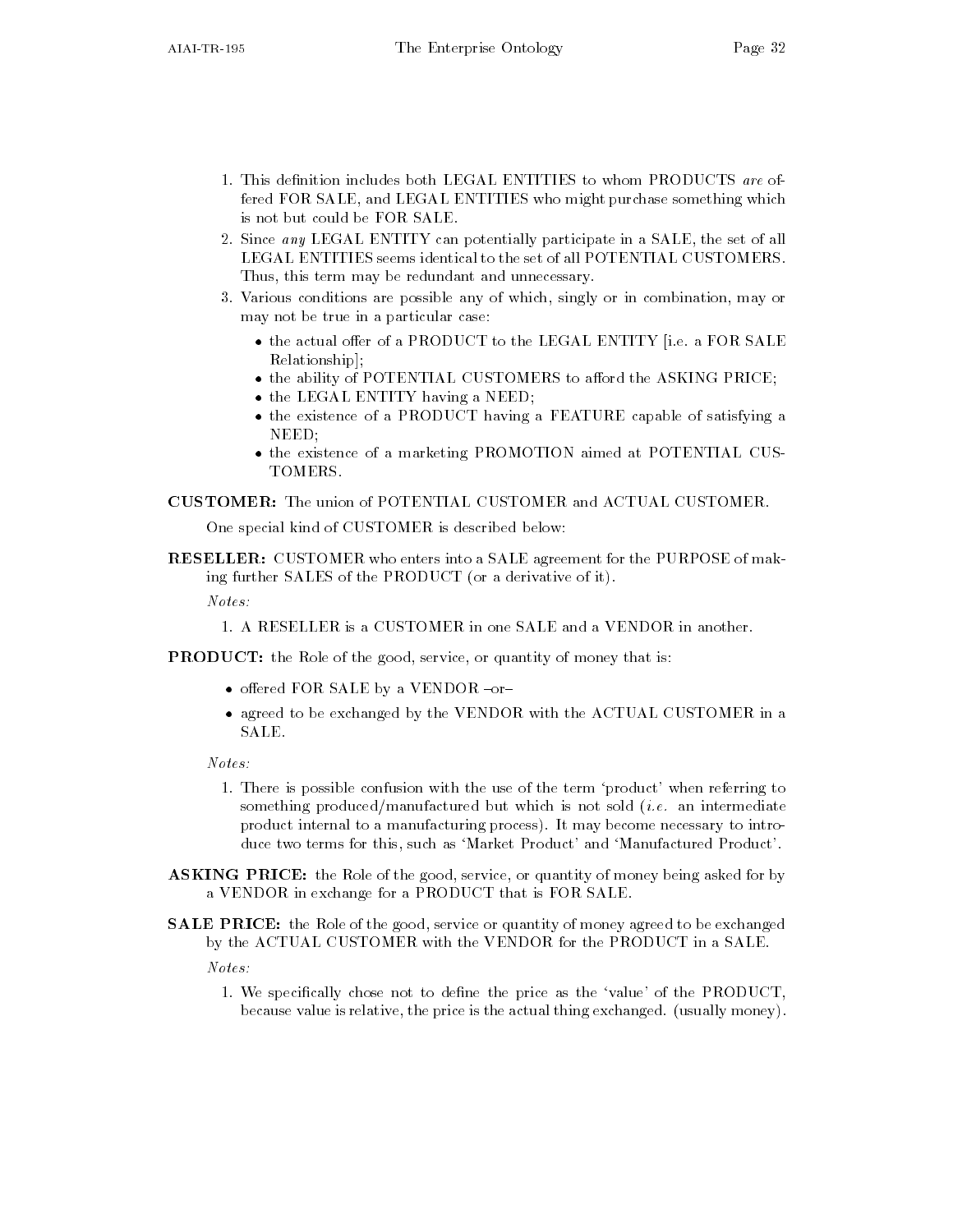1. This definition includes both LEGAL ENTITIES to whom PRODUCTS *are* offered FOR SALE, and LEGAL ENTITIES who might purchase something which is not but could be FOR SALE.
2. Since *any* LEGAL ENTITY can potentially participate in a SALE, the set of all LEGAL ENTITIES seems identical to the set of all POTENTIAL CUSTOMERS. Thus, this term may be redundant and unnecessary.
3. Various conditions are possible any of which, singly or in combination, may or may not be true in a particular case:
   - the actual offer of a PRODUCT to the LEGAL ENTITY [i.e. a FOR SALE Relationship];
   - the ability of POTENTIAL CUSTOMERS to afford the ASKING PRICE;
   - the LEGAL ENTITY having a NEED;
   - the existence of a PRODUCT having a FEATURE capable of satisfying a NEED;
   - the existence of a marketing PROMOTION aimed at POTENTIAL CUSTOMERS.

**CUSTOMER:** The union of POTENTIAL CUSTOMER and ACTUAL CUSTOMER.

One special kind of CUSTOMER is described below:

**RESELLER:** CUSTOMER who enters into a SALE agreement for the PURPOSE of making further SALES of the PRODUCT (or a derivative of it).

*Notes:*

1. A RESELLER is a CUSTOMER in one SALE and a VENDOR in another.

**PRODUCT:** the Role of the good, service, or quantity of money that is:

- offered FOR SALE by a VENDOR –or–
- agreed to be exchanged by the VENDOR with the ACTUAL CUSTOMER in a SALE.

*Notes:*

1. There is possible confusion with the use of the term 'product' when referring to something produced/manufactured but which is not sold (*i.e.* an intermediate product internal to a manufacturing process). It may become necessary to introduce two terms for this, such as 'Market Product' and 'Manufactured Product'.

**ASKING PRICE:** the Role of the good, service, or quantity of money being asked for by a VENDOR in exchange for a PRODUCT that is FOR SALE.

**SALE PRICE:** the Role of the good, service or quantity of money agreed to be exchanged by the ACTUAL CUSTOMER with the VENDOR for the PRODUCT in a SALE.

*Notes:*

1. We specifically chose not to define the price as the 'value' of the PRODUCT, because value is relative, the price is the actual thing exchanged. (usually money).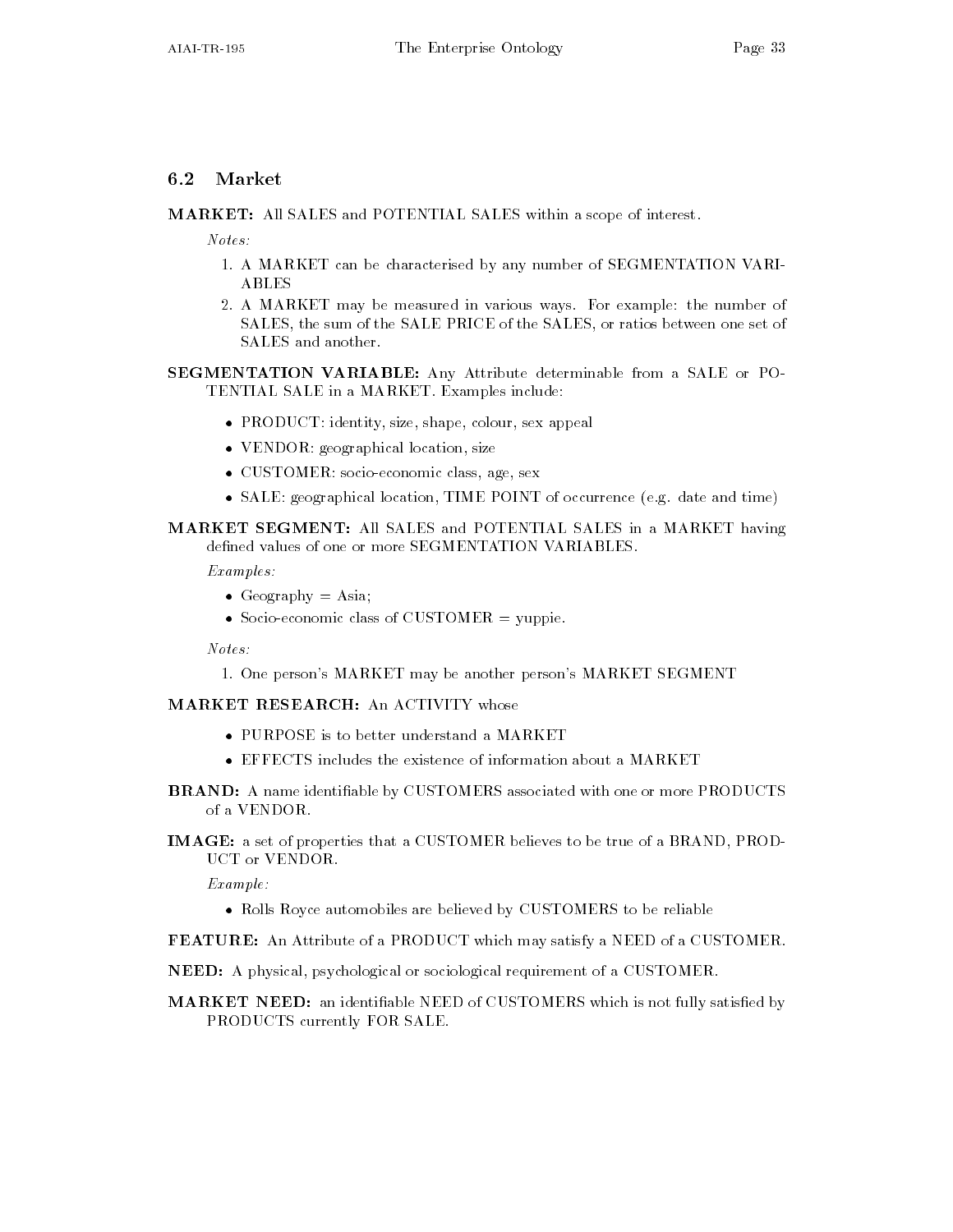## 6.2 Market

**MARKET:** All SALES and POTENTIAL SALES within a scope of interest.

*Notes:*

1. A MARKET can be characterised by any number of SEGMENTATION VARIABLES
2. A MARKET may be measured in various ways. For example: the number of SALES, the sum of the SALE PRICE of the SALES, or ratios between one set of SALES and another.

**SEGMENTATION VARIABLE:** Any Attribute determinable from a SALE or POTENTIAL SALE in a MARKET. Examples include:

- PRODUCT: identity, size, shape, colour, sex appeal
- VENDOR: geographical location, size
- CUSTOMER: socio-economic class, age, sex
- SALE: geographical location, TIME POINT of occurrence (e.g. date and time)

**MARKET SEGMENT:** All SALES and POTENTIAL SALES in a MARKET having defined values of one or more SEGMENTATION VARIABLES.

*Examples:*

- Geography = Asia;
- Socio-economic class of CUSTOMER = yuppie.

*Notes:*

1. One person's MARKET may be another person's MARKET SEGMENT

**MARKET RESEARCH:** An ACTIVITY whose

- PURPOSE is to better understand a MARKET
- EFFECTS includes the existence of information about a MARKET

**BRAND:** A name identifiable by CUSTOMERS associated with one or more PRODUCTS of a VENDOR.

**IMAGE:** a set of properties that a CUSTOMER believes to be true of a BRAND, PRODUCT or VENDOR.

*Example:*

- Rolls Royce automobiles are believed by CUSTOMERS to be reliable

**FEATURE:** An Attribute of a PRODUCT which may satisfy a NEED of a CUSTOMER.

**NEED:** A physical, psychological or sociological requirement of a CUSTOMER.

**MARKET NEED:** an identifiable NEED of CUSTOMERS which is not fully satisfied by PRODUCTS currently FOR SALE.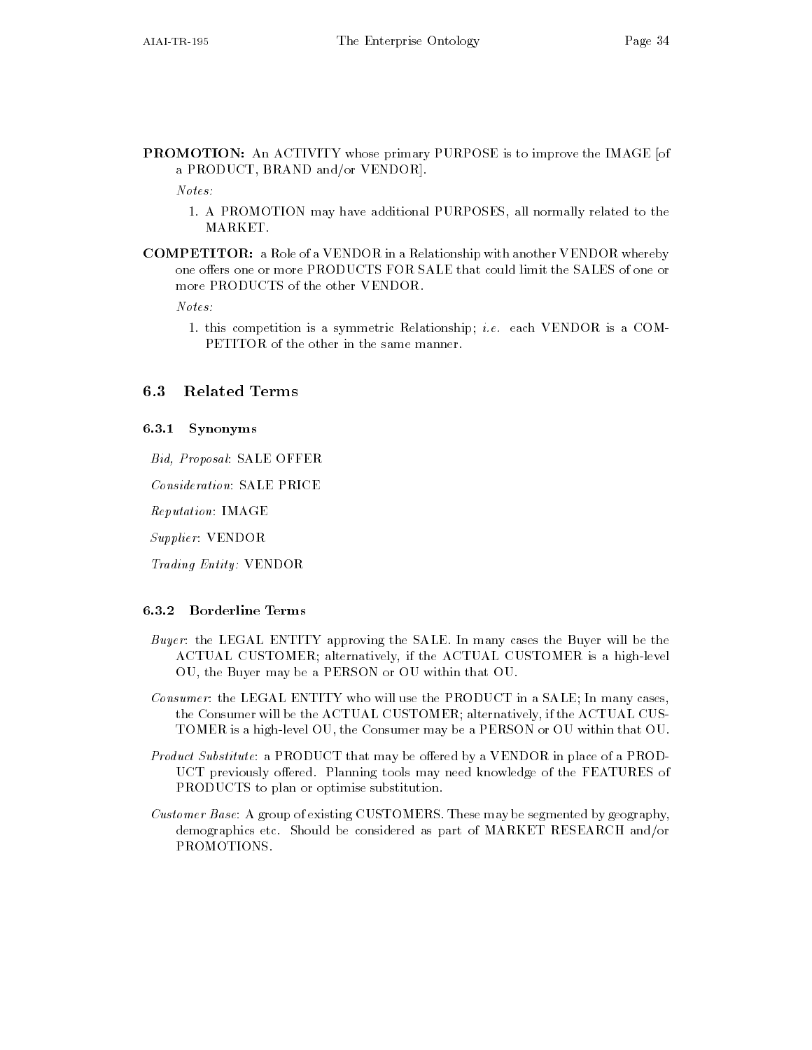**PROMOTION:** An ACTIVITY whose primary PURPOSE is to improve the IMAGE [of a PRODUCT, BRAND and/or VENDOR].

*Notes:*

1. A PROMOTION may have additional PURPOSES, all normally related to the MARKET.

**COMPETITOR:** a Role of a VENDOR in a Relationship with another VENDOR whereby one offers one or more PRODUCTS FOR SALE that could limit the SALES of one or more PRODUCTS of the other VENDOR.

*Notes:*

1. this competition is a symmetric Relationship; *i.e.* each VENDOR is a COMPETITOR of the other in the same manner.

## 6.3 Related Terms

### 6.3.1 Synonyms

*Bid, Proposal*: SALE OFFER

*Consideration*: SALE PRICE

*Reputation*: IMAGE

*Supplier*: VENDOR

*Trading Entity:* VENDOR

### 6.3.2 Borderline Terms

*Buyer*: the LEGAL ENTITY approving the SALE. In many cases the Buyer will be the ACTUAL CUSTOMER; alternatively, if the ACTUAL CUSTOMER is a high-level OU, the Buyer may be a PERSON or OU within that OU.

*Consumer*: the LEGAL ENTITY who will use the PRODUCT in a SALE; In many cases, the Consumer will be the ACTUAL CUSTOMER; alternatively, if the ACTUAL CUSTOMER is a high-level OU, the Consumer may be a PERSON or OU within that OU.

*Product Substitute*: a PRODUCT that may be offered by a VENDOR in place of a PRODUCT previously offered. Planning tools may need knowledge of the FEATURES of PRODUCTS to plan or optimise substitution.

*Customer Base*: A group of existing CUSTOMERS. These may be segmented by geography, demographics etc. Should be considered as part of MARKET RESEARCH and/or PROMOTIONS.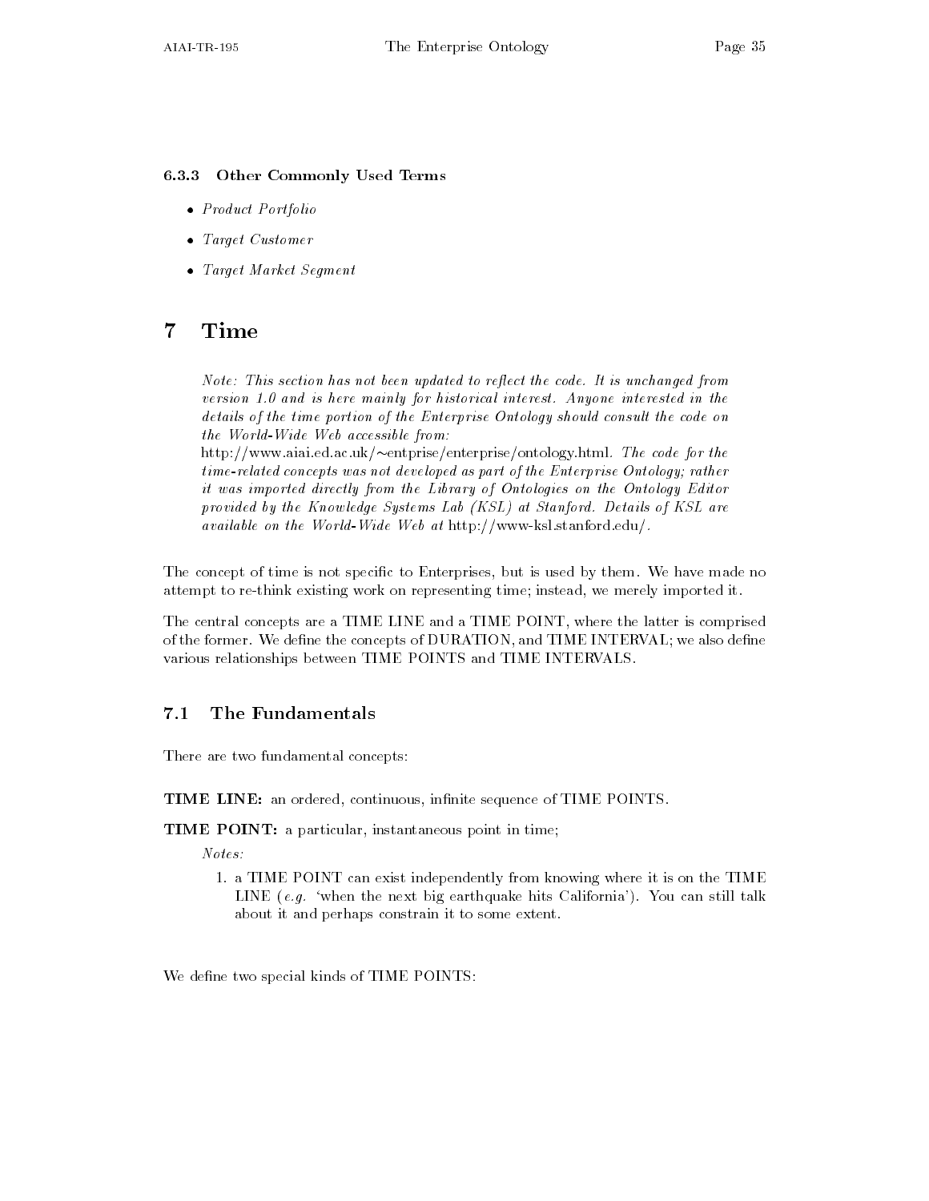### 6.3.3 Other Commonly Used Terms

- *Product Portfolio*
- *Target Customer*
- *Target Market Segment*

# 7 Time

> *Note: This section has not been updated to reflect the code. It is unchanged from version 1.0 and is here mainly for historical interest. Anyone interested in the details of the time portion of the Enterprise Ontology should consult the code on the World-Wide Web accessible from:*
> http://www.aiai.ed.ac.uk/~entprise/enterprise/ontology.html*. The code for the time-related concepts was not developed as part of the Enterprise Ontology; rather it was imported directly from the Library of Ontologies on the Ontology Editor provided by the Knowledge Systems Lab (KSL) at Stanford. Details of KSL are available on the World-Wide Web at* http://www-ksl.stanford.edu/.

The concept of time is not specific to Enterprises, but is used by them. We have made no attempt to re-think existing work on representing time; instead, we merely imported it.

The central concepts are a TIME LINE and a TIME POINT, where the latter is comprised of the former. We define the concepts of DURATION, and TIME INTERVAL; we also define various relationships between TIME POINTS and TIME INTERVALS.

## 7.1 The Fundamentals

There are two fundamental concepts:

**TIME LINE:** an ordered, continuous, infinite sequence of TIME POINTS.

**TIME POINT:** a particular, instantaneous point in time;

*Notes:*

1. a TIME POINT can exist independently from knowing where it is on the TIME LINE (*e.g.* 'when the next big earthquake hits California'). You can still talk about it and perhaps constrain it to some extent.

We define two special kinds of TIME POINTS: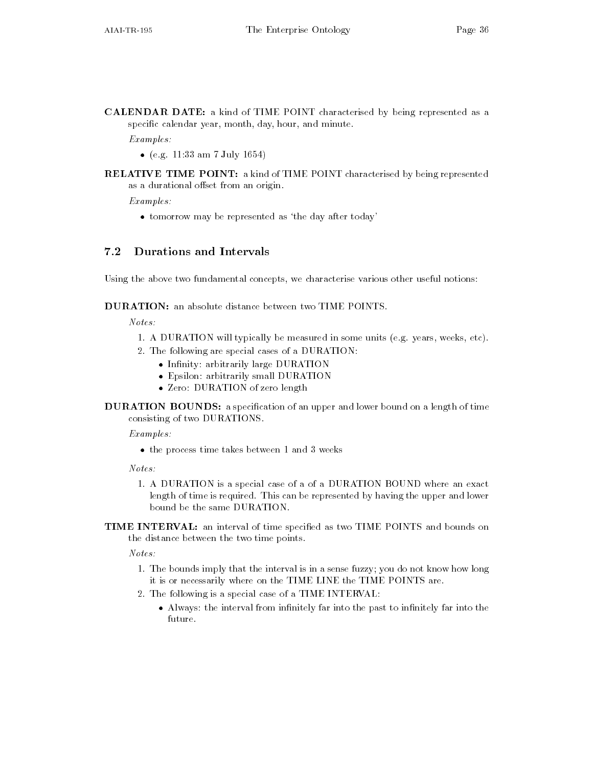**CALENDAR DATE:** a kind of TIME POINT characterised by being represented as a specific calendar year, month, day, hour, and minute.

*Examples:*

- (e.g. 11:33 am 7 July 1654)

**RELATIVE TIME POINT:** a kind of TIME POINT characterised by being represented as a durational offset from an origin.

*Examples:*

- tomorrow may be represented as 'the day after today'

## 7.2 Durations and Intervals

Using the above two fundamental concepts, we characterise various other useful notions:

**DURATION:** an absolute distance between two TIME POINTS.

*Notes:*

1. A DURATION will typically be measured in some units (e.g. years, weeks, etc).
2. The following are special cases of a DURATION:
   - Infinity: arbitrarily large DURATION
   - Epsilon: arbitrarily small DURATION
   - Zero: DURATION of zero length

**DURATION BOUNDS:** a specification of an upper and lower bound on a length of time consisting of two DURATIONS.

*Examples:*

- the process time takes between 1 and 3 weeks

*Notes:*

1. A DURATION is a special case of a of a DURATION BOUND where an exact length of time is required. This can be represented by having the upper and lower bound be the same DURATION.

**TIME INTERVAL:** an interval of time specified as two TIME POINTS and bounds on the distance between the two time points.

*Notes:*

1. The bounds imply that the interval is in a sense fuzzy; you do not know how long it is or necessarily where on the TIME LINE the TIME POINTS are.
2. The following is a special case of a TIME INTERVAL:
   - Always: the interval from infinitely far into the past to infinitely far into the future.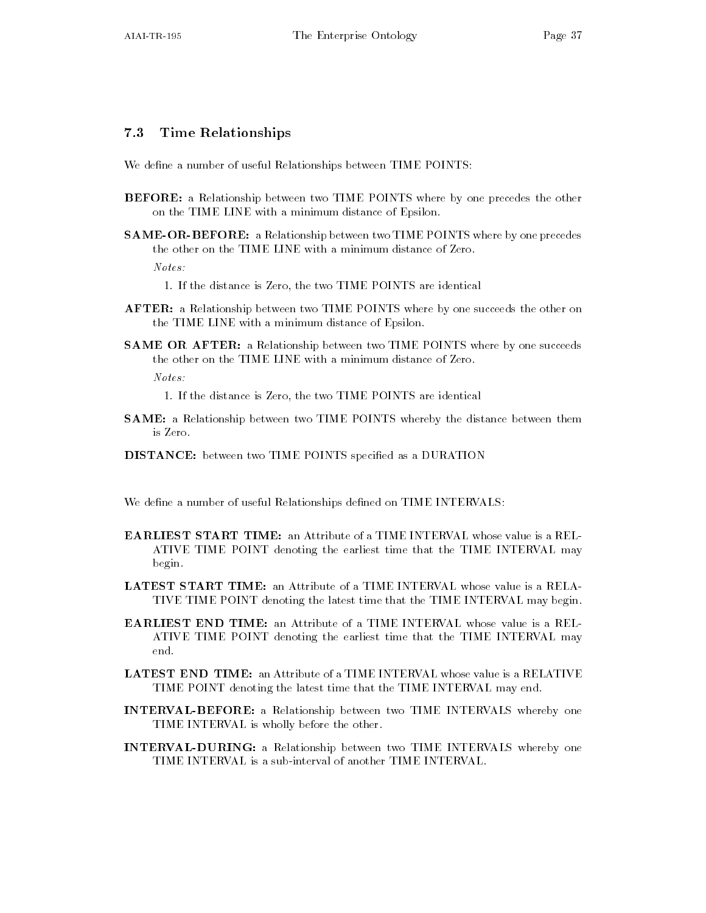### 7.3 Time Relationships

We define a number of useful Relationships between TIME POINTS:

**BEFORE:** a Relationship between two TIME POINTS where by one precedes the other on the TIME LINE with a minimum distance of Epsilon.

**SAME-OR-BEFORE:** a Relationship between two TIME POINTS where by one precedes the other on the TIME LINE with a minimum distance of Zero.

*Notes:*

1. If the distance is Zero, the two TIME POINTS are identical

**AFTER:** a Relationship between two TIME POINTS where by one succeeds the other on the TIME LINE with a minimum distance of Epsilon.

**SAME OR AFTER:** a Relationship between two TIME POINTS where by one succeeds the other on the TIME LINE with a minimum distance of Zero.

*Notes:*

1. If the distance is Zero, the two TIME POINTS are identical

**SAME:** a Relationship between two TIME POINTS whereby the distance between them is Zero.

**DISTANCE:** between two TIME POINTS specified as a DURATION

We define a number of useful Relationships defined on TIME INTERVALS:

**EARLIEST START TIME:** an Attribute of a TIME INTERVAL whose value is a RELATIVE TIME POINT denoting the earliest time that the TIME INTERVAL may begin.

**LATEST START TIME:** an Attribute of a TIME INTERVAL whose value is a RELATIVE TIME POINT denoting the latest time that the TIME INTERVAL may begin.

**EARLIEST END TIME:** an Attribute of a TIME INTERVAL whose value is a RELATIVE TIME POINT denoting the earliest time that the TIME INTERVAL may end.

**LATEST END TIME:** an Attribute of a TIME INTERVAL whose value is a RELATIVE TIME POINT denoting the latest time that the TIME INTERVAL may end.

**INTERVAL-BEFORE:** a Relationship between two TIME INTERVALS whereby one TIME INTERVAL is wholly before the other.

**INTERVAL-DURING:** a Relationship between two TIME INTERVALS whereby one TIME INTERVAL is a sub-interval of another TIME INTERVAL.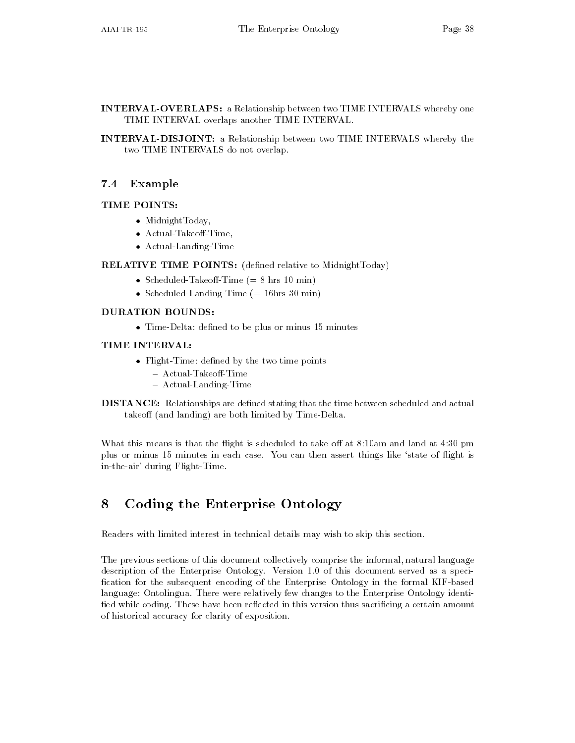**INTERVAL-OVERLAPS:** a Relationship between two TIME INTERVALS whereby one TIME INTERVAL overlaps another TIME INTERVAL.

**INTERVAL-DISJOINT:** a Relationship between two TIME INTERVALS whereby the two TIME INTERVALS do not overlap.

### 7.4 Example

**TIME POINTS:**

- MidnightToday,
- Actual-Takeoff-Time,
- Actual-Landing-Time

**RELATIVE TIME POINTS:** (defined relative to MidnightToday)

- Scheduled-Takeoff-Time (= 8 hrs 10 min)
- Scheduled-Landing-Time (= 16hrs 30 min)

**DURATION BOUNDS:**

- Time-Delta: defined to be plus or minus 15 minutes

**TIME INTERVAL:**

- Flight-Time: defined by the two time points
  - Actual-Takeoff-Time
  - Actual-Landing-Time

**DISTANCE:** Relationships are defined stating that the time between scheduled and actual takeoff (and landing) are both limited by Time-Delta.

What this means is that the flight is scheduled to take off at 8:10am and land at 4:30 pm plus or minus 15 minutes in each case. You can then assert things like 'state of flight is in-the-air' during Flight-Time.

## 8 Coding the Enterprise Ontology

Readers with limited interest in technical details may wish to skip this section.

The previous sections of this document collectively comprise the informal, natural language description of the Enterprise Ontology. Version 1.0 of this document served as a specification for the subsequent encoding of the Enterprise Ontology in the formal KIF-based language: Ontolingua. There were relatively few changes to the Enterprise Ontology identified while coding. These have been reflected in this version thus sacrificing a certain amount of historical accuracy for clarity of exposition.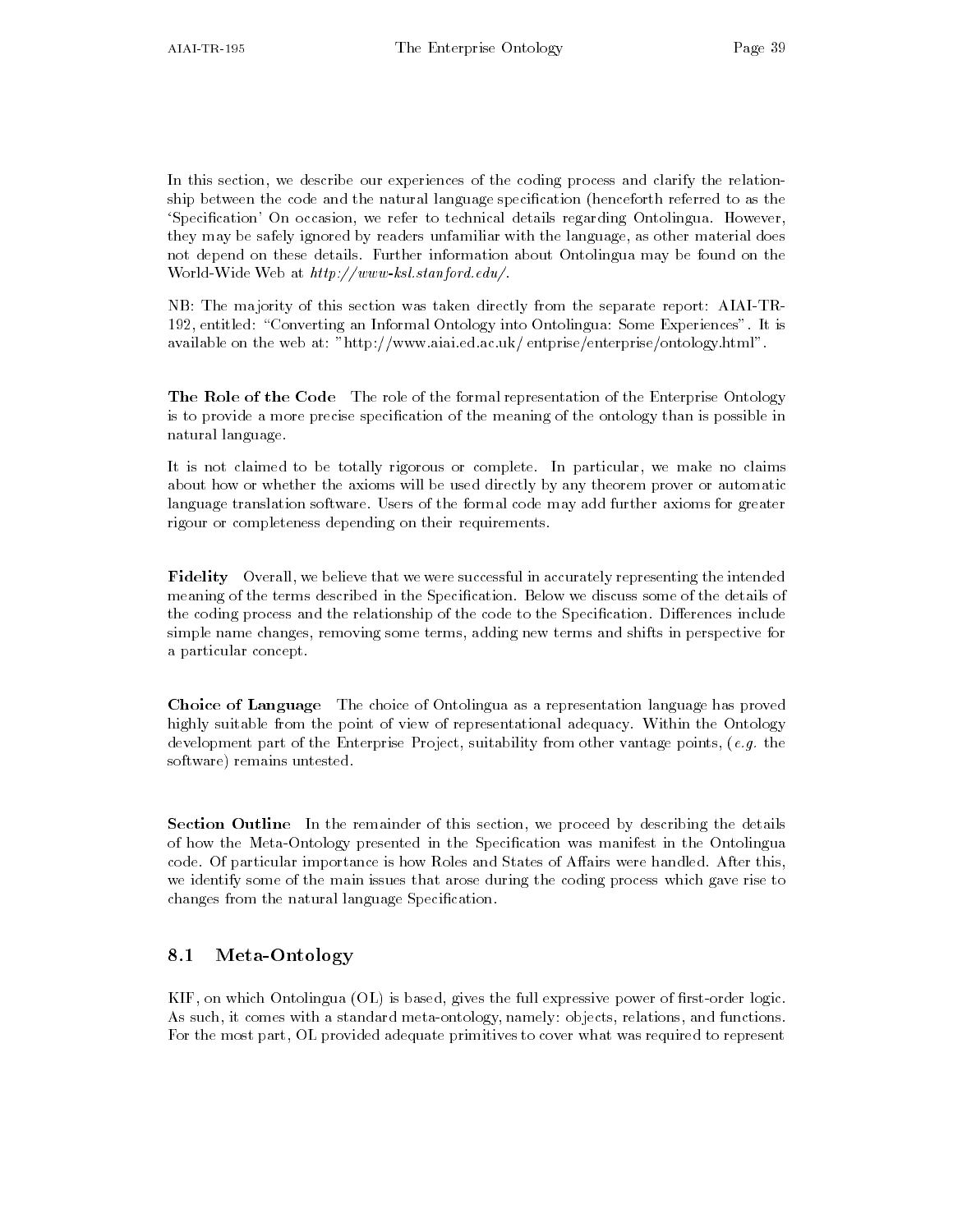In this section, we describe our experiences of the coding process and clarify the relationship between the code and the natural language specification (henceforth referred to as the 'Specification' On occasion, we refer to technical details regarding Ontolingua. However, they may be safely ignored by readers unfamiliar with the language, as other material does not depend on these details. Further information about Ontolingua may be found on the World-Wide Web at *http://www-ksl.stanford.edu/*.

NB: The majority of this section was taken directly from the separate report: AIAI-TR-192, entitled: "Converting an Informal Ontology into Ontolingua: Some Experiences". It is available on the web at: "http://www.aiai.ed.ac.uk/ entprise/enterprise/ontology.html".

**The Role of the Code** The role of the formal representation of the Enterprise Ontology is to provide a more precise specification of the meaning of the ontology than is possible in natural language.

It is not claimed to be totally rigorous or complete. In particular, we make no claims about how or whether the axioms will be used directly by any theorem prover or automatic language translation software. Users of the formal code may add further axioms for greater rigour or completeness depending on their requirements.

**Fidelity** Overall, we believe that we were successful in accurately representing the intended meaning of the terms described in the Specification. Below we discuss some of the details of the coding process and the relationship of the code to the Specification. Differences include simple name changes, removing some terms, adding new terms and shifts in perspective for a particular concept.

**Choice of Language** The choice of Ontolingua as a representation language has proved highly suitable from the point of view of representational adequacy. Within the Ontology development part of the Enterprise Project, suitability from other vantage points, (*e.g.* the software) remains untested.

**Section Outline** In the remainder of this section, we proceed by describing the details of how the Meta-Ontology presented in the Specification was manifest in the Ontolingua code. Of particular importance is how Roles and States of Affairs were handled. After this, we identify some of the main issues that arose during the coding process which gave rise to changes from the natural language Specification.

## 8.1 Meta-Ontology

KIF, on which Ontolingua (OL) is based, gives the full expressive power of first-order logic. As such, it comes with a standard meta-ontology, namely: objects, relations, and functions. For the most part, OL provided adequate primitives to cover what was required to represent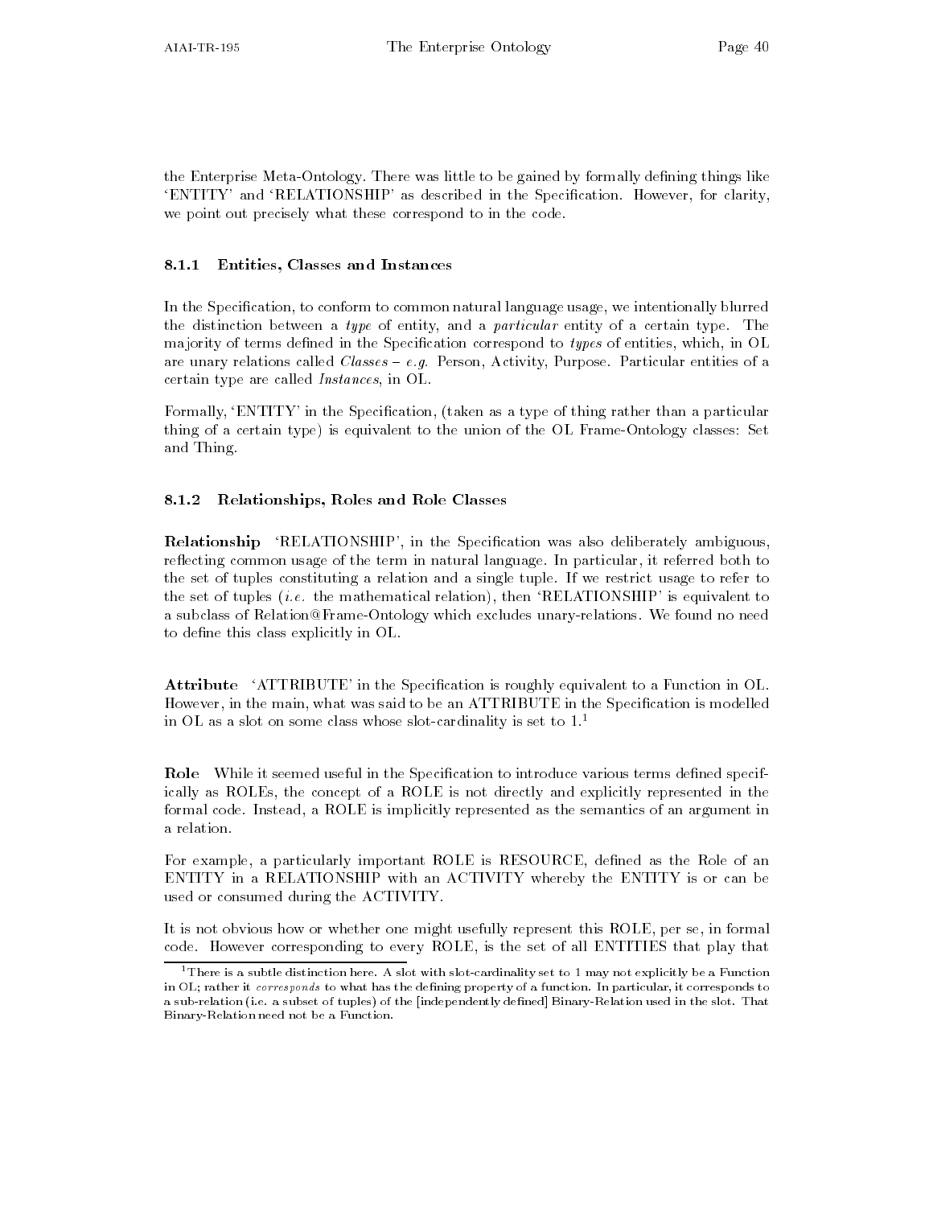the Enterprise Meta-Ontology. There was little to be gained by formally defining things like 'ENTITY' and 'RELATIONSHIP' as described in the Specification. However, for clarity, we point out precisely what these correspond to in the code.

### 8.1.1 Entities, Classes and Instances

In the Specification, to conform to common natural language usage, we intentionally blurred the distinction between a *type* of entity, and a *particular* entity of a certain type. The majority of terms defined in the Specification correspond to *types* of entities, which, in OL are unary relations called *Classes* – *e.g.* Person, Activity, Purpose. Particular entities of a certain type are called *Instances*, in OL.

Formally, 'ENTITY' in the Specification, (taken as a type of thing rather than a particular thing of a certain type) is equivalent to the union of the OL Frame-Ontology classes: Set and Thing.

### 8.1.2 Relationships, Roles and Role Classes

**Relationship** 'RELATIONSHIP', in the Specification was also deliberately ambiguous, reflecting common usage of the term in natural language. In particular, it referred both to the set of tuples constituting a relation and a single tuple. If we restrict usage to refer to the set of tuples (*i.e.* the mathematical relation), then 'RELATIONSHIP' is equivalent to a subclass of Relation@Frame-Ontology which excludes unary-relations. We found no need to define this class explicitly in OL.

**Attribute** 'ATTRIBUTE' in the Specification is roughly equivalent to a Function in OL. However, in the main, what was said to be an ATTRIBUTE in the Specification is modelled in OL as a slot on some class whose slot-cardinality is set to 1.[1]

**Role** While it seemed useful in the Specification to introduce various terms defined specifically as ROLEs, the concept of a ROLE is not directly and explicitly represented in the formal code. Instead, a ROLE is implicitly represented as the semantics of an argument in a relation.

For example, a particularly important ROLE is RESOURCE, defined as the Role of an ENTITY in a RELATIONSHIP with an ACTIVITY whereby the ENTITY is or can be used or consumed during the ACTIVITY.

It is not obvious how or whether one might usefully represent this ROLE, per se, in formal code. However corresponding to every ROLE, is the set of all ENTITIES that play that

---

[1] There is a subtle distinction here. A slot with slot-cardinality set to 1 may not explicitly be a Function in OL; rather it *corresponds* to what has the defining property of a function. In particular, it corresponds to a sub-relation (i.e. a subset of tuples) of the [independently defined] Binary-Relation used in the slot. That Binary-Relation need not be a Function.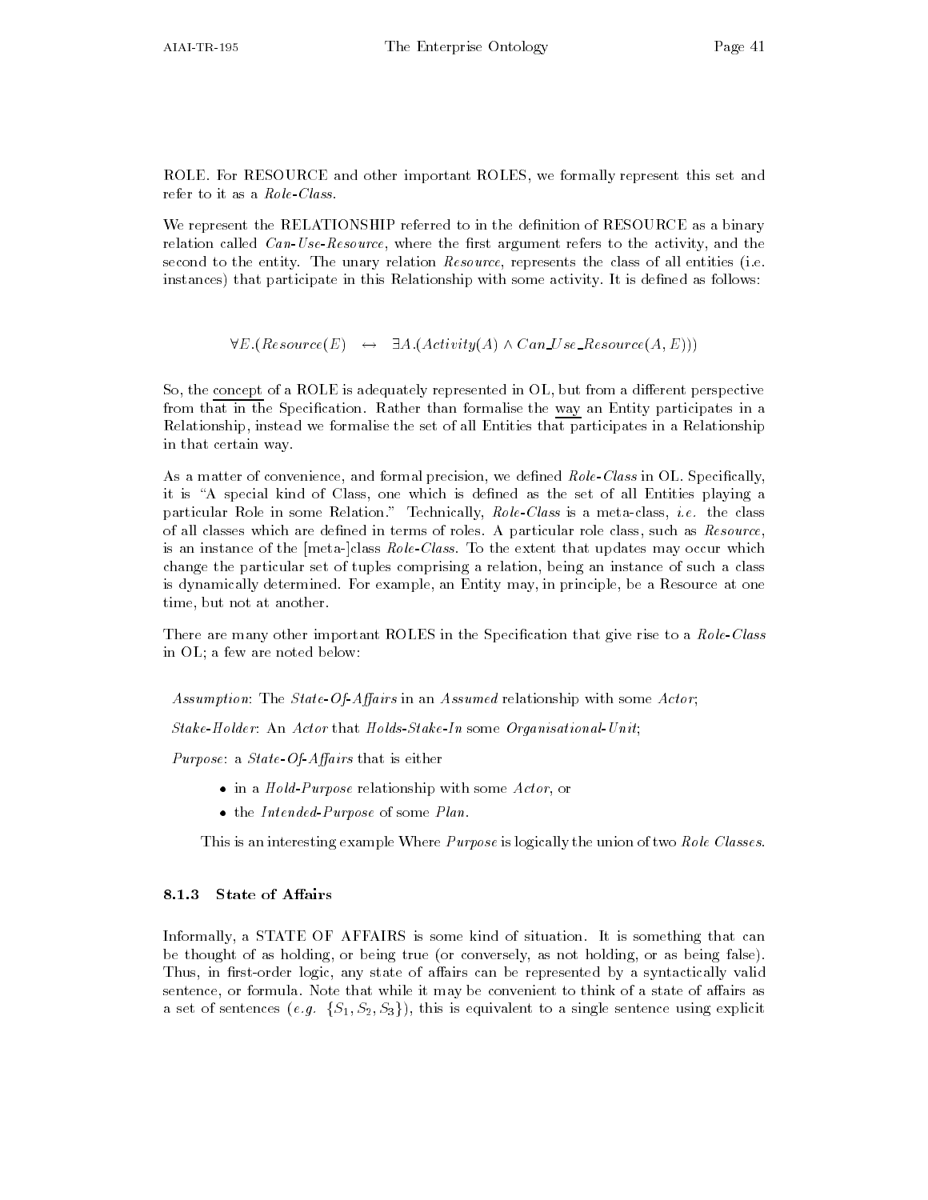ROLE. For RESOURCE and other important ROLES, we formally represent this set and refer to it as a *Role-Class*.

We represent the RELATIONSHIP referred to in the definition of RESOURCE as a binary relation called *Can-Use-Resource*, where the first argument refers to the activity, and the second to the entity. The unary relation *Resource*, represents the class of all entities (i.e. instances) that participate in this Relationship with some activity. It is defined as follows:

$$\forall E.(Resource(E) \;\; \leftrightarrow \;\; \exists A.(Activity(A) \wedge Can\_Use\_Resource(A, E)))$$

So, the concept of a ROLE is adequately represented in OL, but from a different perspective from that in the Specification. Rather than formalise the way an Entity participates in a Relationship, instead we formalise the set of all Entities that participates in a Relationship in that certain way.

As a matter of convenience, and formal precision, we defined *Role-Class* in OL. Specifically, it is "A special kind of Class, one which is defined as the set of all Entities playing a particular Role in some Relation." Technically, *Role-Class* is a meta-class, *i.e.* the class of all classes which are defined in terms of roles. A particular role class, such as *Resource*, is an instance of the [meta-]class *Role-Class*. To the extent that updates may occur which change the particular set of tuples comprising a relation, being an instance of such a class is dynamically determined. For example, an Entity may, in principle, be a Resource at one time, but not at another.

There are many other important ROLES in the Specification that give rise to a *Role-Class* in OL; a few are noted below:

*Assumption*: The *State-Of-Affairs* in an *Assumed* relationship with some *Actor*;

*Stake-Holder*: An *Actor* that *Holds-Stake-In* some *Organisational-Unit*;

*Purpose*: a *State-Of-Affairs* that is either

- in a *Hold-Purpose* relationship with some *Actor*, or
- the *Intended-Purpose* of some *Plan*.

This is an interesting example Where *Purpose* is logically the union of two *Role Classes*.

#### 8.1.3 State of Affairs

Informally, a STATE OF AFFAIRS is some kind of situation. It is something that can be thought of as holding, or being true (or conversely, as not holding, or as being false). Thus, in first-order logic, any state of affairs can be represented by a syntactically valid sentence, or formula. Note that while it may be convenient to think of a state of affairs as a set of sentences (*e.g.* $\{S_1, S_2, S_3\}$), this is equivalent to a single sentence using explicit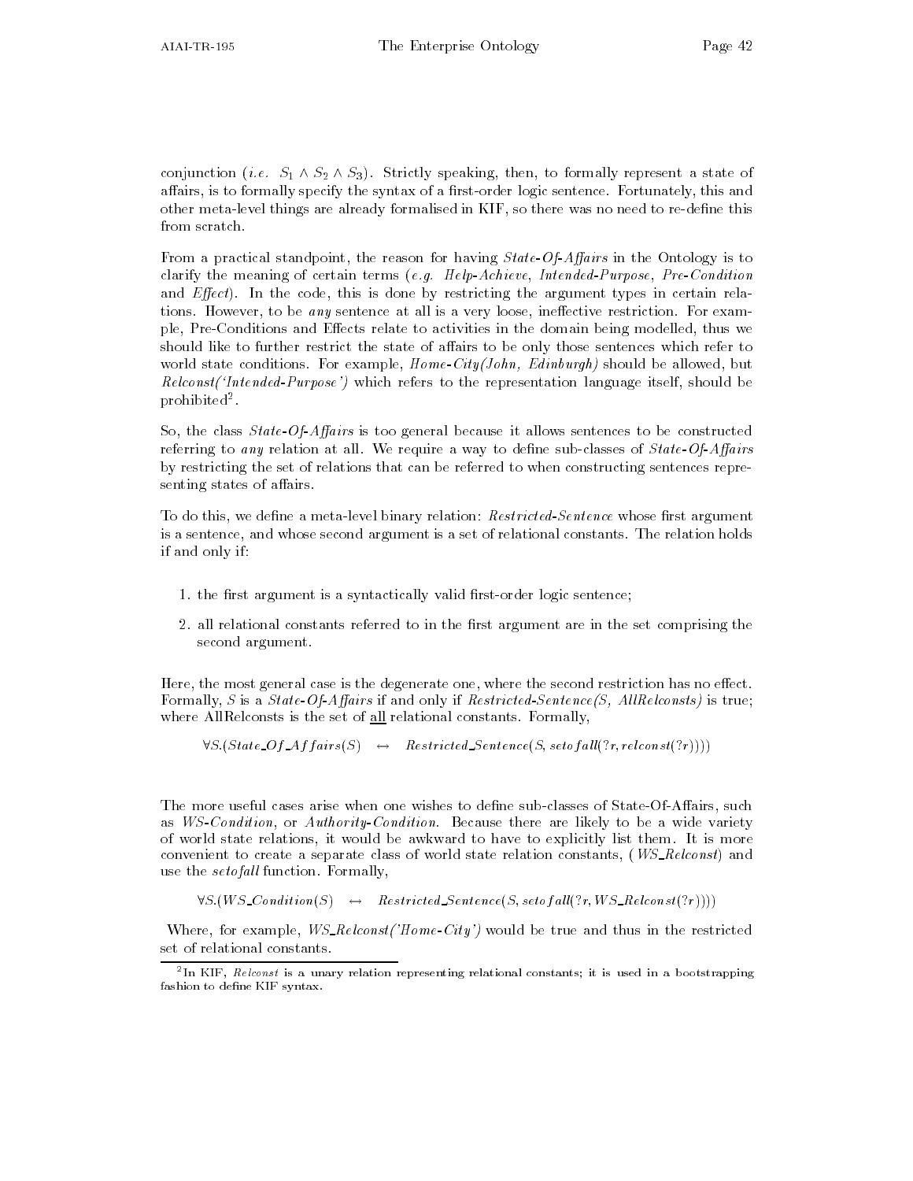conjunction (*i.e.* $S_1 \wedge S_2 \wedge S_3$). Strictly speaking, then, to formally represent a state of affairs, is to formally specify the syntax of a first-order logic sentence. Fortunately, this and other meta-level things are already formalised in KIF, so there was no need to re-define this from scratch.

From a practical standpoint, the reason for having *State-Of-Affairs* in the Ontology is to clarify the meaning of certain terms (*e.g. Help-Achieve*, *Intended-Purpose*, *Pre-Condition* and *Effect*). In the code, this is done by restricting the argument types in certain relations. However, to be *any* sentence at all is a very loose, ineffective restriction. For example, Pre-Conditions and Effects relate to activities in the domain being modelled, thus we should like to further restrict the state of affairs to be only those sentences which refer to world state conditions. For example, *Home-City(John, Edinburgh)* should be allowed, but *Relconst('Intended-Purpose')* which refers to the representation language itself, should be prohibited[2].

So, the class *State-Of-Affairs* is too general because it allows sentences to be constructed referring to *any* relation at all. We require a way to define sub-classes of *State-Of-Affairs* by restricting the set of relations that can be referred to when constructing sentences representing states of affairs.

To do this, we define a meta-level binary relation: *Restricted-Sentence* whose first argument is a sentence, and whose second argument is a set of relational constants. The relation holds if and only if:

1. the first argument is a syntactically valid first-order logic sentence;
2. all relational constants referred to in the first argument are in the set comprising the second argument.

Here, the most general case is the degenerate one, where the second restriction has no effect. Formally, $S$ is a *State-Of-Affairs* if and only if *Restricted-Sentence(S, AllRelconsts)* is true; where AllRelconsts is the set of all relational constants. Formally,

$$\forall S.(State\_Of\_Affairs(S) \quad \leftrightarrow \quad Restricted\_Sentence(S, setofall(?r, relconst(?r))))$$

The more useful cases arise when one wishes to define sub-classes of State-Of-Affairs, such as *WS-Condition*, or *Authority-Condition*. Because there are likely to be a wide variety of world state relations, it would be awkward to have to explicitly list them. It is more convenient to create a separate class of world state relation constants, (*WS_Relconst*) and use the *setofall* function. Formally,

$$\forall S.(WS\_Condition(S) \quad \leftrightarrow \quad Restricted\_Sentence(S, setofall(?r, WS\_Relconst(?r))))$$

Where, for example, *WS_Relconst('Home-City')* would be true and thus in the restricted set of relational constants.

[2] In KIF, *Relconst* is a unary relation representing relational constants; it is used in a bootstrapping fashion to define KIF syntax.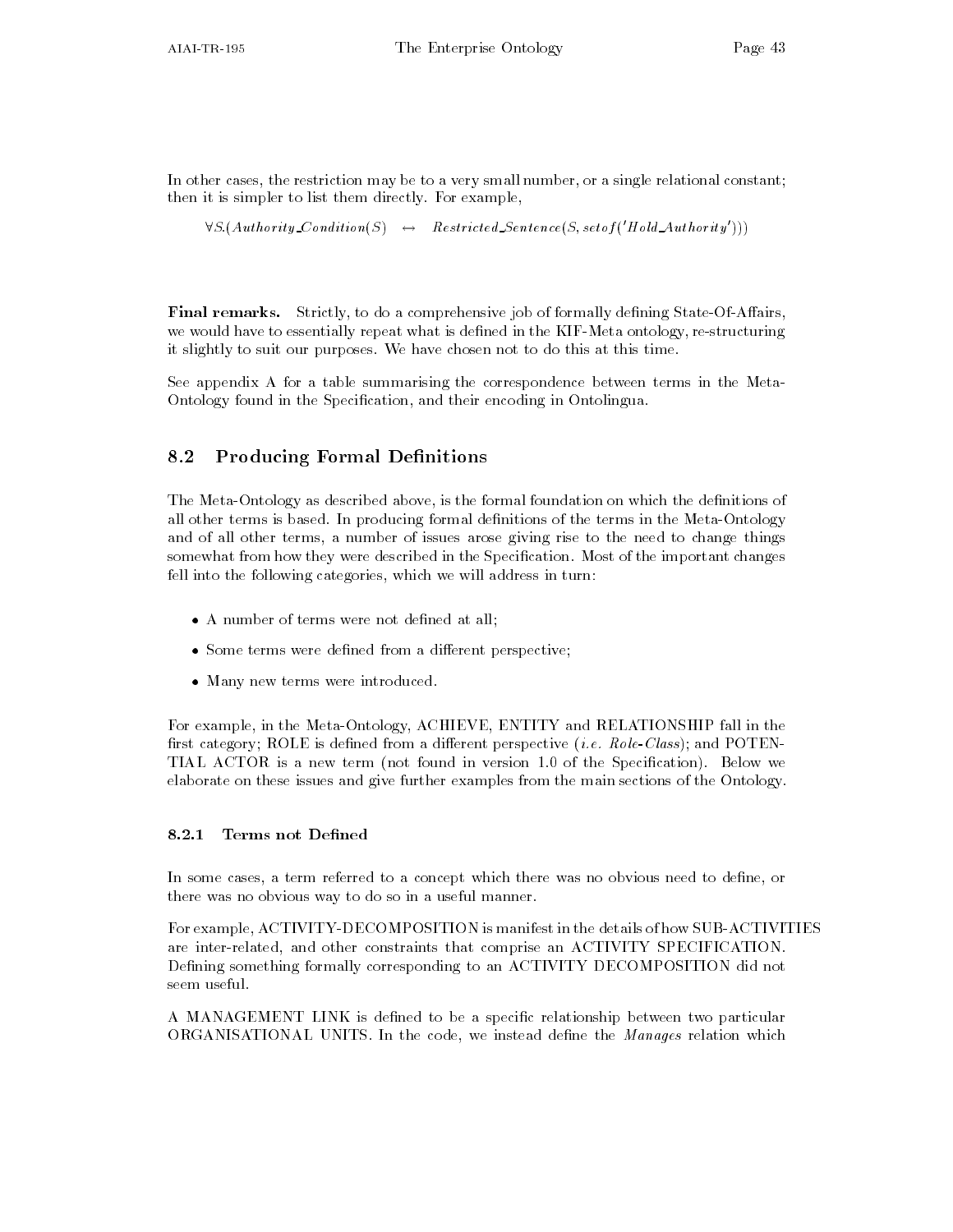In other cases, the restriction may be to a very small number, or a single relational constant; then it is simpler to list them directly. For example,

$$\forall S.(Authority\_Condition(S) \quad \leftrightarrow \quad Restricted\_Sentence(S, setof('Hold\_Authority')))$$

**Final remarks.** Strictly, to do a comprehensive job of formally defining State-Of-Affairs, we would have to essentially repeat what is defined in the KIF-Meta ontology, re-structuring it slightly to suit our purposes. We have chosen not to do this at this time.

See appendix A for a table summarising the correspondence between terms in the Meta-Ontology found in the Specification, and their encoding in Ontolingua.

## 8.2 Producing Formal Definitions

The Meta-Ontology as described above, is the formal foundation on which the definitions of all other terms is based. In producing formal definitions of the terms in the Meta-Ontology and of all other terms, a number of issues arose giving rise to the need to change things somewhat from how they were described in the Specification. Most of the important changes fell into the following categories, which we will address in turn:

- A number of terms were not defined at all;
- Some terms were defined from a different perspective;
- Many new terms were introduced.

For example, in the Meta-Ontology, ACHIEVE, ENTITY and RELATIONSHIP fall in the first category; ROLE is defined from a different perspective (*i.e. Role-Class*); and POTENTIAL ACTOR is a new term (not found in version 1.0 of the Specification). Below we elaborate on these issues and give further examples from the main sections of the Ontology.

### 8.2.1 Terms not Defined

In some cases, a term referred to a concept which there was no obvious need to define, or there was no obvious way to do so in a useful manner.

For example, ACTIVITY-DECOMPOSITION is manifest in the details of how SUB-ACTIVITIES are inter-related, and other constraints that comprise an ACTIVITY SPECIFICATION. Defining something formally corresponding to an ACTIVITY DECOMPOSITION did not seem useful.

A MANAGEMENT LINK is defined to be a specific relationship between two particular ORGANISATIONAL UNITS. In the code, we instead define the *Manages* relation which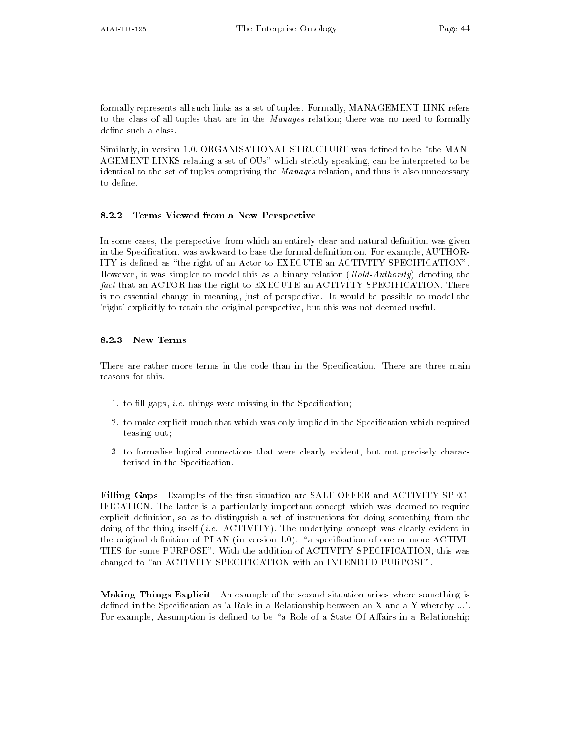formally represents all such links as a set of tuples. Formally, MANAGEMENT LINK refers to the class of all tuples that are in the *Manages* relation; there was no need to formally define such a class.

Similarly, in version 1.0, ORGANISATIONAL STRUCTURE was defined to be "the MANAGEMENT LINKS relating a set of OUs" which strictly speaking, can be interpreted to be identical to the set of tuples comprising the *Manages* relation, and thus is also unnecessary to define.

### 8.2.2 Terms Viewed from a New Perspective

In some cases, the perspective from which an entirely clear and natural definition was given in the Specification, was awkward to base the formal definition on. For example, AUTHORITY is defined as "the right of an Actor to EXECUTE an ACTIVITY SPECIFICATION". However, it was simpler to model this as a binary relation (*Hold-Authority*) denoting the *fact* that an ACTOR has the right to EXECUTE an ACTIVITY SPECIFICATION. There is no essential change in meaning, just of perspective. It would be possible to model the 'right' explicitly to retain the original perspective, but this was not deemed useful.

### 8.2.3 New Terms

There are rather more terms in the code than in the Specification. There are three main reasons for this.

1. to fill gaps, *i.e.* things were missing in the Specification;
2. to make explicit much that which was only implied in the Specification which required teasing out;
3. to formalise logical connections that were clearly evident, but not precisely characterised in the Specification.

**Filling Gaps** Examples of the first situation are SALE OFFER and ACTIVITY SPECIFICATION. The latter is a particularly important concept which was deemed to require explicit definition, so as to distinguish a set of instructions for doing something from the doing of the thing itself (*i.e.* ACTIVITY). The underlying concept was clearly evident in the original definition of PLAN (in version 1.0): "a specification of one or more ACTIVITIES for some PURPOSE". With the addition of ACTIVITY SPECIFICATION, this was changed to "an ACTIVITY SPECIFICATION with an INTENDED PURPOSE".

**Making Things Explicit** An example of the second situation arises where something is defined in the Specification as 'a Role in a Relationship between an X and a Y whereby ...'. For example, Assumption is defined to be "a Role of a State Of Affairs in a Relationship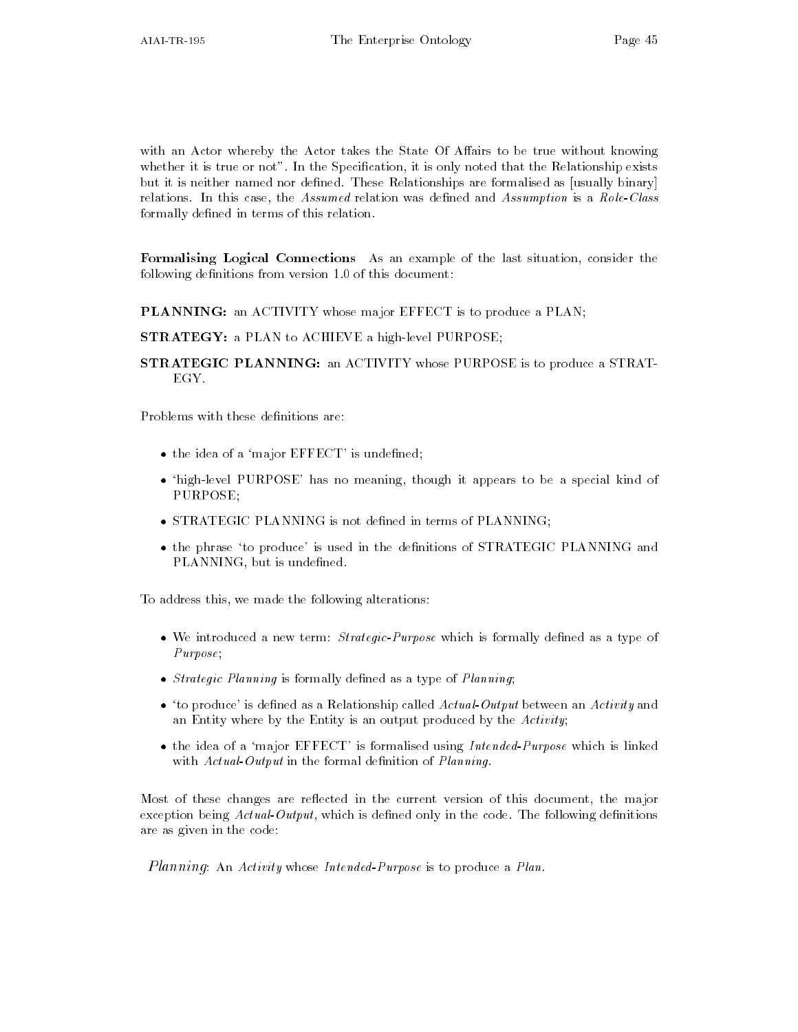with an Actor whereby the Actor takes the State Of Affairs to be true without knowing whether it is true or not". In the Specification, it is only noted that the Relationship exists but it is neither named nor defined. These Relationships are formalised as [usually binary] relations. In this case, the *Assumed* relation was defined and *Assumption* is a *Role-Class* formally defined in terms of this relation.

**Formalising Logical Connections** As an example of the last situation, consider the following definitions from version 1.0 of this document:

**PLANNING:** an ACTIVITY whose major EFFECT is to produce a PLAN;

**STRATEGY:** a PLAN to ACHIEVE a high-level PURPOSE;

**STRATEGIC PLANNING:** an ACTIVITY whose PURPOSE is to produce a STRATEGY.

Problems with these definitions are:

- the idea of a 'major EFFECT' is undefined;
- 'high-level PURPOSE' has no meaning, though it appears to be a special kind of PURPOSE;
- STRATEGIC PLANNING is not defined in terms of PLANNING;
- the phrase 'to produce' is used in the definitions of STRATEGIC PLANNING and PLANNING, but is undefined.

To address this, we made the following alterations:

- We introduced a new term: *Strategic-Purpose* which is formally defined as a type of *Purpose*;
- *Strategic Planning* is formally defined as a type of *Planning*;
- 'to produce' is defined as a Relationship called *Actual-Output* between an *Activity* and an Entity where by the Entity is an output produced by the *Activity*;
- the idea of a 'major EFFECT' is formalised using *Intended-Purpose* which is linked with *Actual-Output* in the formal definition of *Planning*.

Most of these changes are reflected in the current version of this document, the major exception being *Actual-Output*, which is defined only in the code. The following definitions are as given in the code:

*Planning*: An *Activity* whose *Intended-Purpose* is to produce a *Plan*.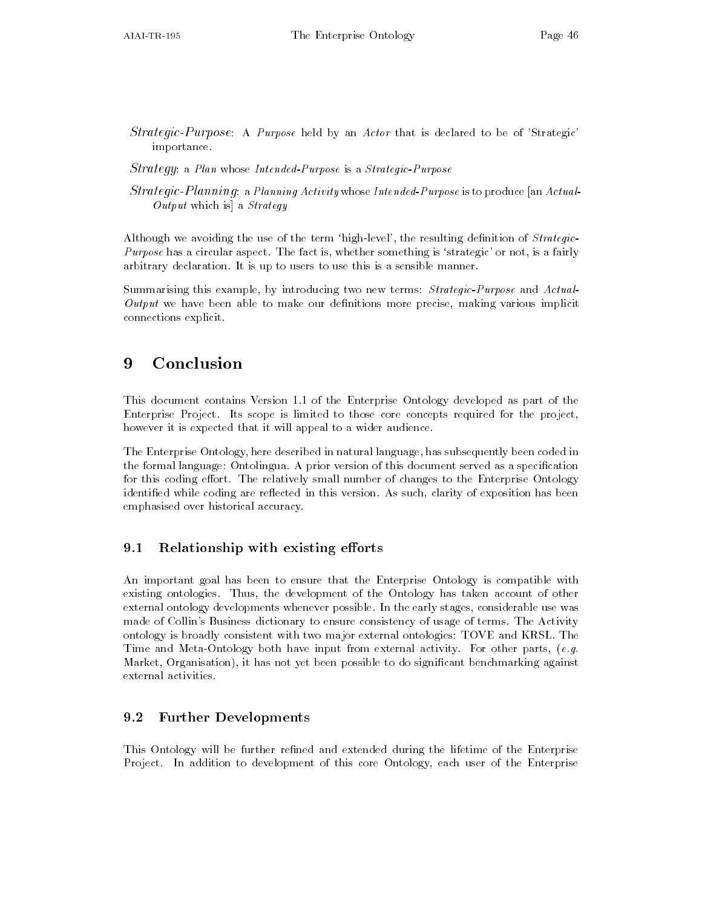*Strategic-Purpose*: A *Purpose* held by an *Actor* that is declared to be of 'Strategic' importance.

*Strategy*: a *Plan* whose *Intended-Purpose* is a *Strategic-Purpose*

*Strategic-Planning*: a *Planning Activity* whose *Intended-Purpose* is to produce [an *Actual-Output* which is] a *Strategy*

Although we avoiding the use of the term 'high-level', the resulting definition of *Strategic-Purpose* has a circular aspect. The fact is, whether something is 'strategic' or not, is a fairly arbitrary declaration. It is up to users to use this is a sensible manner.

Summarising this example, by introducing two new terms: *Strategic-Purpose* and *Actual-Output* we have been able to make our definitions more precise, making various implicit connections explicit.

# 9 Conclusion

This document contains Version 1.1 of the Enterprise Ontology developed as part of the Enterprise Project. Its scope is limited to those core concepts required for the project, however it is expected that it will appeal to a wider audience.

The Enterprise Ontology, here described in natural language, has subsequently been coded in the formal language: Ontolingua. A prior version of this document served as a specification for this coding effort. The relatively small number of changes to the Enterprise Ontology identified while coding are reflected in this version. As such, clarity of exposition has been emphasised over historical accuracy.

## 9.1 Relationship with existing efforts

An important goal has been to ensure that the Enterprise Ontology is compatible with existing ontologies. Thus, the development of the Ontology has taken account of other external ontology developments whenever possible. In the early stages, considerable use was made of Collin's Business dictionary to ensure consistency of usage of terms. The Activity ontology is broadly consistent with two major external ontologies: TOVE and KRSL. The Time and Meta-Ontology both have input from external activity. For other parts, (*e.g.* Market, Organisation), it has not yet been possible to do significant benchmarking against external activities.

## 9.2 Further Developments

This Ontology will be further refined and extended during the lifetime of the Enterprise Project. In addition to development of this core Ontology, each user of the Enterprise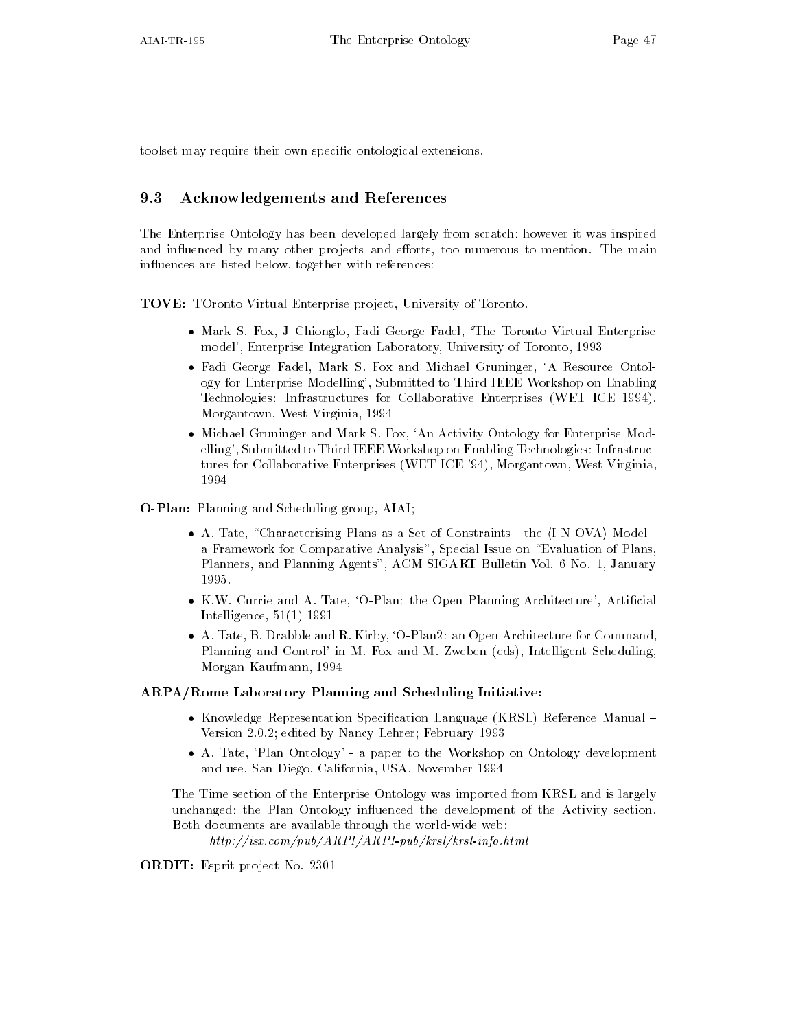toolset may require their own specific ontological extensions.

## 9.3 Acknowledgements and References

The Enterprise Ontology has been developed largely from scratch; however it was inspired and influenced by many other projects and efforts, too numerous to mention. The main influences are listed below, together with references:

**TOVE:** TOronto Virtual Enterprise project, University of Toronto.

- Mark S. Fox, J Chionglo, Fadi George Fadel, 'The Toronto Virtual Enterprise model', Enterprise Integration Laboratory, University of Toronto, 1993
- Fadi George Fadel, Mark S. Fox and Michael Gruninger, 'A Resource Ontology for Enterprise Modelling', Submitted to Third IEEE Workshop on Enabling Technologies: Infrastructures for Collaborative Enterprises (WET ICE 1994), Morgantown, West Virginia, 1994
- Michael Gruninger and Mark S. Fox, 'An Activity Ontology for Enterprise Modelling', Submitted to Third IEEE Workshop on Enabling Technologies: Infrastructures for Collaborative Enterprises (WET ICE '94), Morgantown, West Virginia, 1994

**O-Plan:** Planning and Scheduling group, AIAI;

- A. Tate, "Characterising Plans as a Set of Constraints - the ⟨I-N-OVA⟩ Model - a Framework for Comparative Analysis", Special Issue on "Evaluation of Plans, Planners, and Planning Agents", ACM SIGART Bulletin Vol. 6 No. 1, January 1995.
- K.W. Currie and A. Tate, 'O-Plan: the Open Planning Architecture', Artificial Intelligence, 51(1) 1991
- A. Tate, B. Drabble and R. Kirby, 'O-Plan2: an Open Architecture for Command, Planning and Control' in M. Fox and M. Zweben (eds), Intelligent Scheduling, Morgan Kaufmann, 1994

**ARPA/Rome Laboratory Planning and Scheduling Initiative:**

- Knowledge Representation Specification Language (KRSL) Reference Manual – Version 2.0.2; edited by Nancy Lehrer; February 1993
- A. Tate, 'Plan Ontology' - a paper to the Workshop on Ontology development and use, San Diego, California, USA, November 1994

The Time section of the Enterprise Ontology was imported from KRSL and is largely unchanged; the Plan Ontology influenced the development of the Activity section. Both documents are available through the world-wide web:

*http://isx.com/pub/ARPI/ARPI-pub/krsl/krsl-info.html*

**ORDIT:** Esprit project No. 2301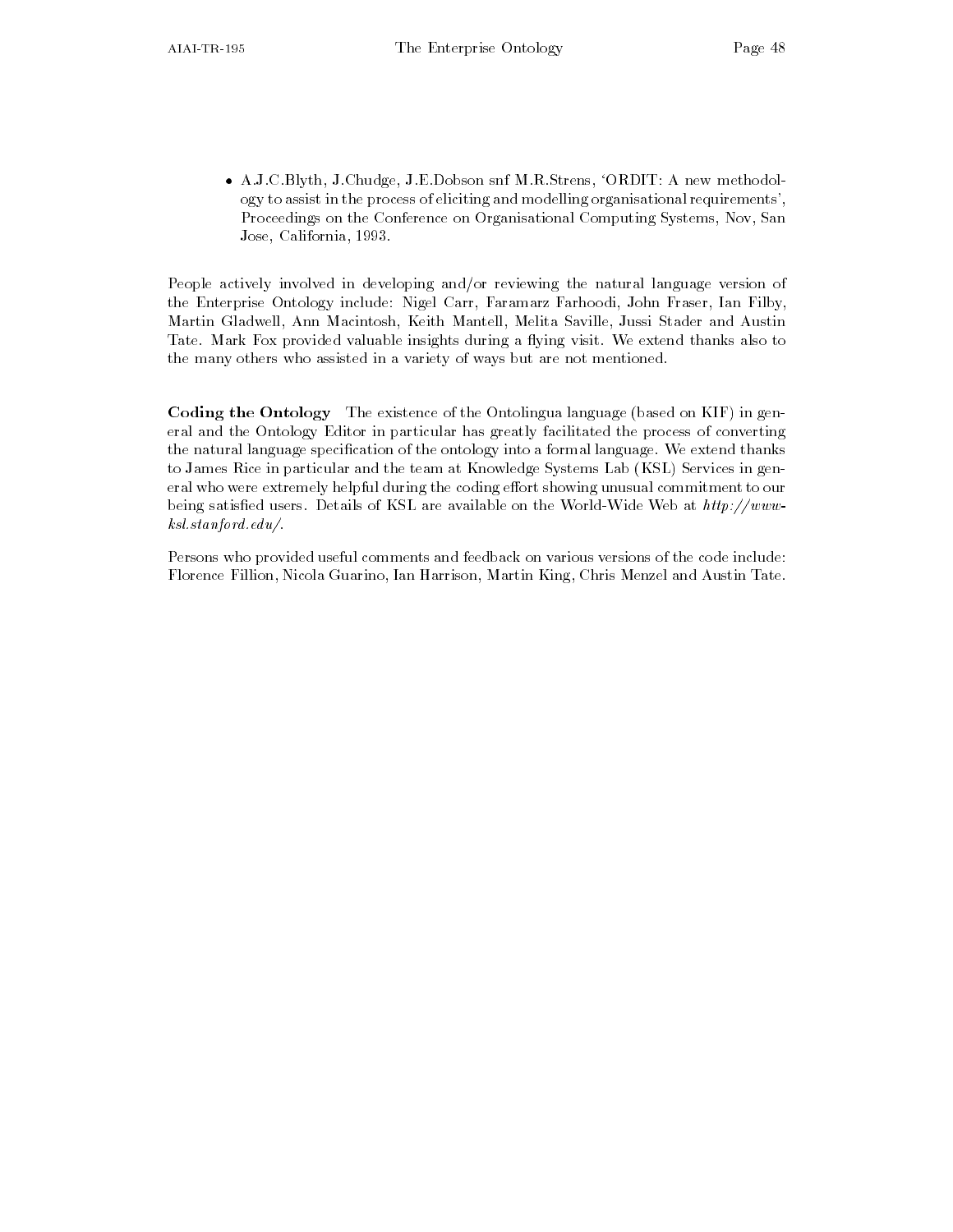- A.J.C.Blyth, J.Chudge, J.E.Dobson snf M.R.Strens, 'ORDIT: A new methodology to assist in the process of eliciting and modelling organisational requirements', Proceedings on the Conference on Organisational Computing Systems, Nov, San Jose, California, 1993.

People actively involved in developing and/or reviewing the natural language version of the Enterprise Ontology include: Nigel Carr, Faramarz Farhoodi, John Fraser, Ian Filby, Martin Gladwell, Ann Macintosh, Keith Mantell, Melita Saville, Jussi Stader and Austin Tate. Mark Fox provided valuable insights during a flying visit. We extend thanks also to the many others who assisted in a variety of ways but are not mentioned.

**Coding the Ontology** The existence of the Ontolingua language (based on KIF) in general and the Ontology Editor in particular has greatly facilitated the process of converting the natural language specification of the ontology into a formal language. We extend thanks to James Rice in particular and the team at Knowledge Systems Lab (KSL) Services in general who were extremely helpful during the coding effort showing unusual commitment to our being satisfied users. Details of KSL are available on the World-Wide Web at *http://www-ksl.stanford.edu/*.

Persons who provided useful comments and feedback on various versions of the code include: Florence Fillion, Nicola Guarino, Ian Harrison, Martin King, Chris Menzel and Austin Tate.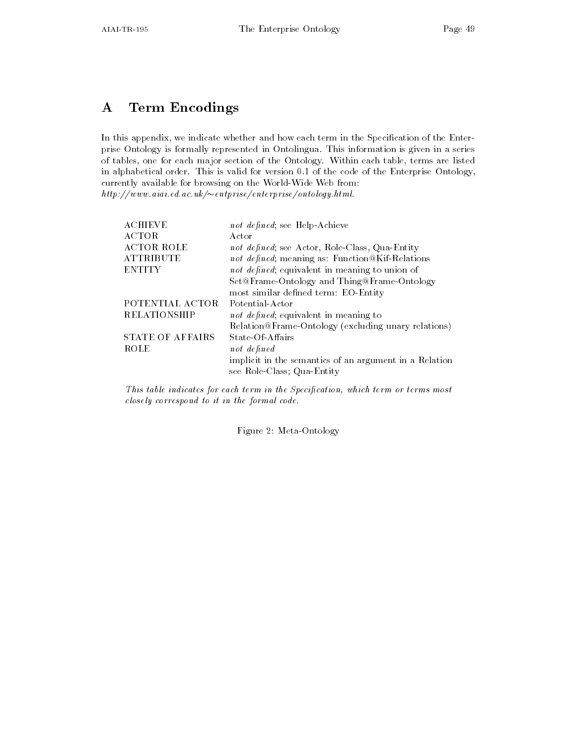# A Term Encodings

In this appendix, we indicate whether and how each term in the Specification of the Enterprise Ontology is formally represented in Ontolingua. This information is given in a series of tables, one for each major section of the Ontology. Within each table, terms are listed in alphabetical order. This is valid for version 0.1 of the code of the Enterprise Ontology, currently available for browsing on the World-Wide Web from:
*http://www.aiai.ed.ac.uk/~entprise/enterprise/ontology.html*.

| | |
|---|---|
| ACHIEVE | *not defined*; see Help-Achieve |
| ACTOR | Actor |
| ACTOR ROLE | *not defined*; see Actor, Role-Class, Qua-Entity |
| ATTRIBUTE | *not defined*; meaning as: Function@Kif-Relations |
| ENTITY | *not defined*; equivalent in meaning to union of Set@Frame-Ontology and Thing@Frame-Ontology most similar defined term: EO-Entity |
| POTENTIAL ACTOR | Potential-Actor |
| RELATIONSHIP | *not defined*; equivalent in meaning to Relation@Frame-Ontology (excluding unary relations) |
| STATE OF AFFAIRS | State-Of-Affairs |
| ROLE | *not defined* implicit in the semantics of an argument in a Relation see Role-Class; Qua-Entity |

*This table indicates for each term in the Specification, which term or terms most closely correspond to it in the formal code.*

Figure 2: Meta-Ontology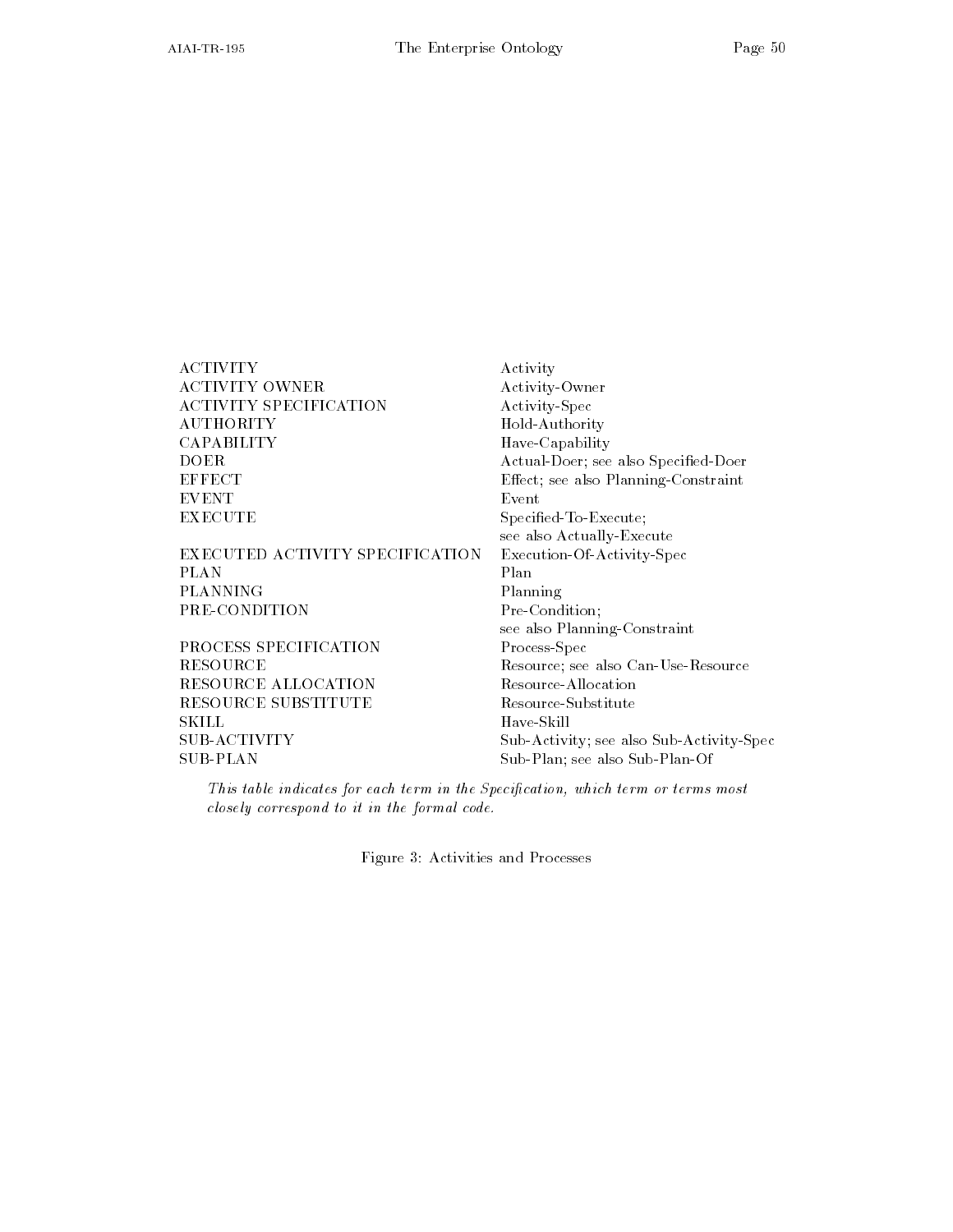| | |
|---|---|
| ACTIVITY | Activity |
| ACTIVITY OWNER | Activity-Owner |
| ACTIVITY SPECIFICATION | Activity-Spec |
| AUTHORITY | Hold-Authority |
| CAPABILITY | Have-Capability |
| DOER | Actual-Doer; see also Specified-Doer |
| EFFECT | Effect; see also Planning-Constraint |
| EVENT | Event |
| EXECUTE | Specified-To-Execute; see also Actually-Execute |
| EXECUTED ACTIVITY SPECIFICATION | Execution-Of-Activity-Spec |
| PLAN | Plan |
| PLANNING | Planning |
| PRE-CONDITION | Pre-Condition; see also Planning-Constraint |
| PROCESS SPECIFICATION | Process-Spec |
| RESOURCE | Resource; see also Can-Use-Resource |
| RESOURCE ALLOCATION | Resource-Allocation |
| RESOURCE SUBSTITUTE | Resource-Substitute |
| SKILL | Have-Skill |
| SUB-ACTIVITY | Sub-Activity; see also Sub-Activity-Spec |
| SUB-PLAN | Sub-Plan; see also Sub-Plan-Of |

*This table indicates for each term in the Specification, which term or terms most closely correspond to it in the formal code.*

Figure 3: Activities and Processes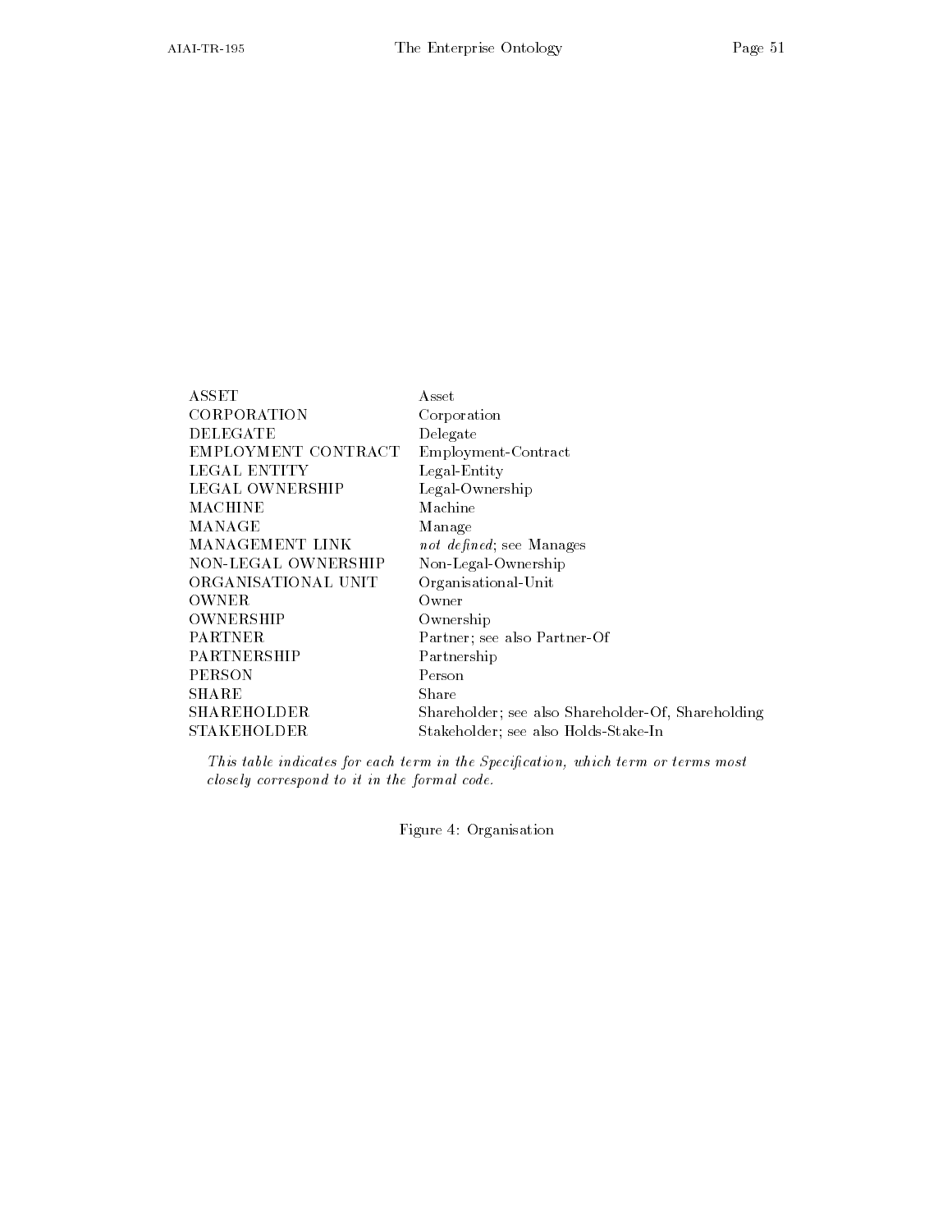| | |
|---|---|
| ASSET | Asset |
| CORPORATION | Corporation |
| DELEGATE | Delegate |
| EMPLOYMENT CONTRACT | Employment-Contract |
| LEGAL ENTITY | Legal-Entity |
| LEGAL OWNERSHIP | Legal-Ownership |
| MACHINE | Machine |
| MANAGE | Manage |
| MANAGEMENT LINK | *not defined*; see Manages |
| NON-LEGAL OWNERSHIP | Non-Legal-Ownership |
| ORGANISATIONAL UNIT | Organisational-Unit |
| OWNER | Owner |
| OWNERSHIP | Ownership |
| PARTNER | Partner; see also Partner-Of |
| PARTNERSHIP | Partnership |
| PERSON | Person |
| SHARE | Share |
| SHAREHOLDER | Shareholder; see also Shareholder-Of, Shareholding |
| STAKEHOLDER | Stakeholder; see also Holds-Stake-In |

*This table indicates for each term in the Specification, which term or terms most closely correspond to it in the formal code.*

Figure 4: Organisation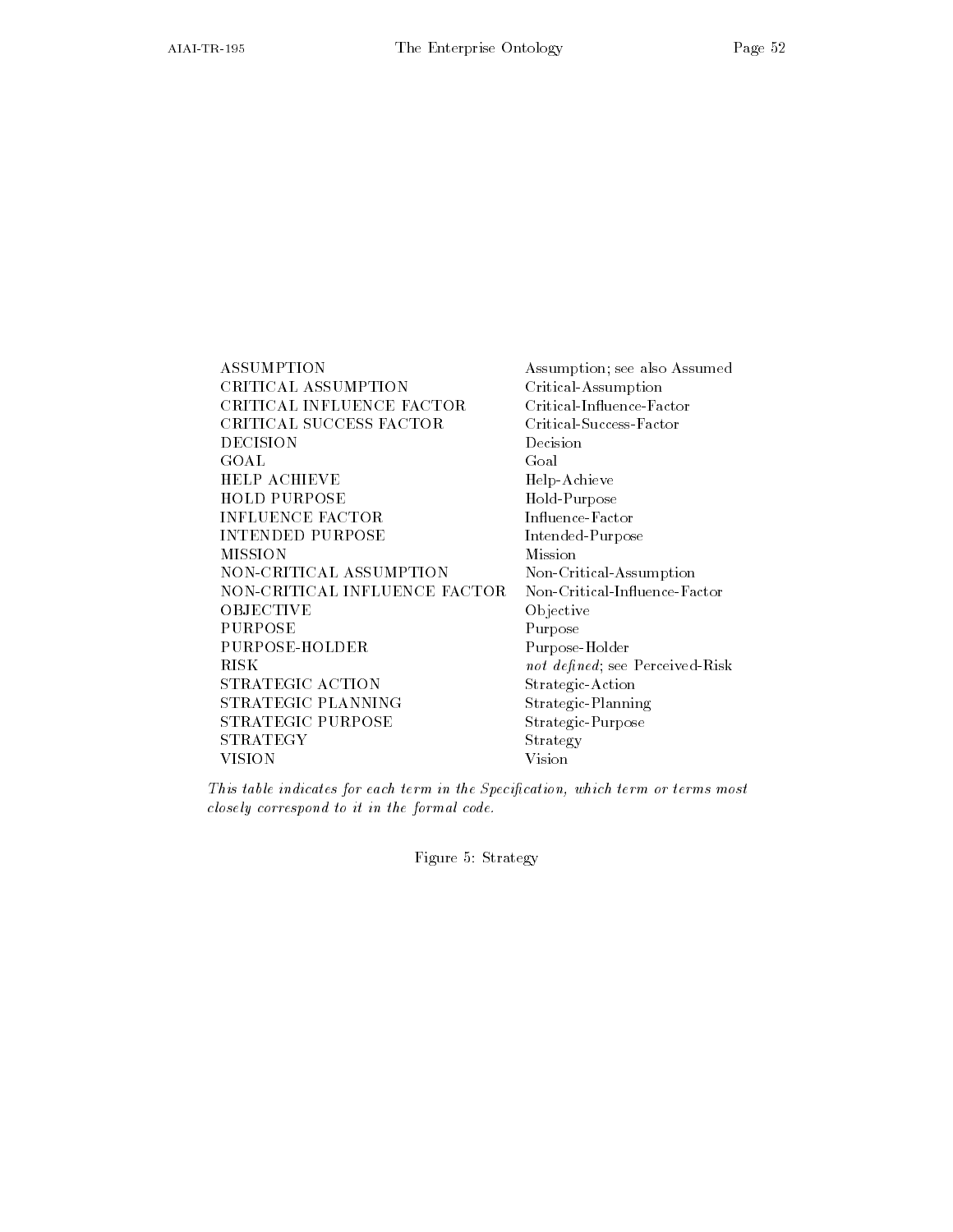| | |
|---|---|
| ASSUMPTION | Assumption; see also Assumed |
| CRITICAL ASSUMPTION | Critical-Assumption |
| CRITICAL INFLUENCE FACTOR | Critical-Influence-Factor |
| CRITICAL SUCCESS FACTOR | Critical-Success-Factor |
| DECISION | Decision |
| GOAL | Goal |
| HELP ACHIEVE | Help-Achieve |
| HOLD PURPOSE | Hold-Purpose |
| INFLUENCE FACTOR | Influence-Factor |
| INTENDED PURPOSE | Intended-Purpose |
| MISSION | Mission |
| NON-CRITICAL ASSUMPTION | Non-Critical-Assumption |
| NON-CRITICAL INFLUENCE FACTOR | Non-Critical-Influence-Factor |
| OBJECTIVE | Objective |
| PURPOSE | Purpose |
| PURPOSE-HOLDER | Purpose-Holder |
| RISK | *not defined*; see Perceived-Risk |
| STRATEGIC ACTION | Strategic-Action |
| STRATEGIC PLANNING | Strategic-Planning |
| STRATEGIC PURPOSE | Strategic-Purpose |
| STRATEGY | Strategy |
| VISION | Vision |

*This table indicates for each term in the Specification, which term or terms most closely correspond to it in the formal code.*

Figure 5: Strategy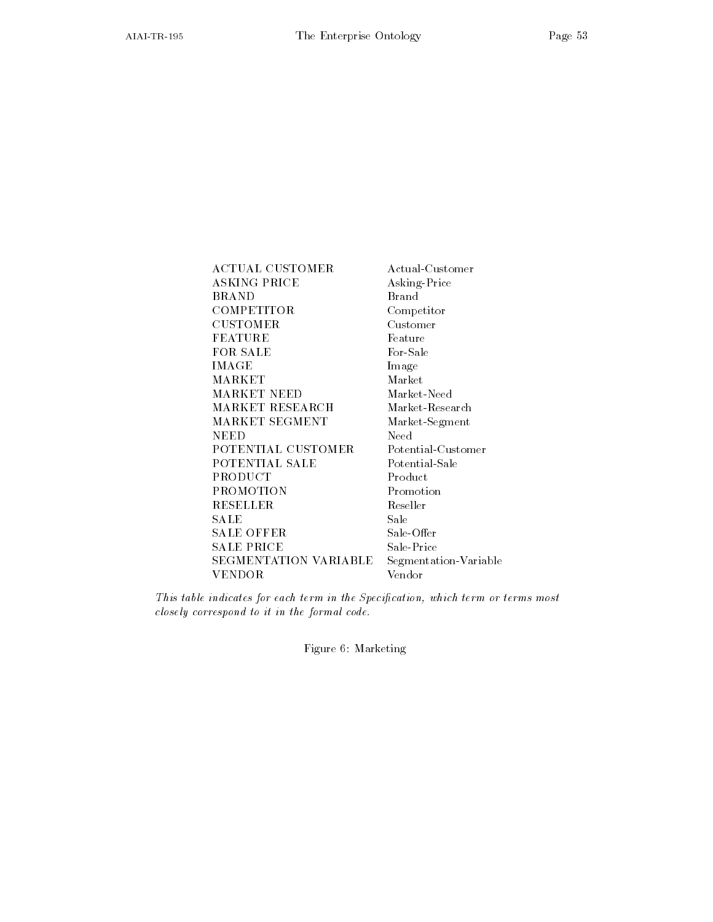| | |
|---|---|
| ACTUAL CUSTOMER | Actual-Customer |
| ASKING PRICE | Asking-Price |
| BRAND | Brand |
| COMPETITOR | Competitor |
| CUSTOMER | Customer |
| FEATURE | Feature |
| FOR SALE | For-Sale |
| IMAGE | Image |
| MARKET | Market |
| MARKET NEED | Market-Need |
| MARKET RESEARCH | Market-Research |
| MARKET SEGMENT | Market-Segment |
| NEED | Need |
| POTENTIAL CUSTOMER | Potential-Customer |
| POTENTIAL SALE | Potential-Sale |
| PRODUCT | Product |
| PROMOTION | Promotion |
| RESELLER | Reseller |
| SALE | Sale |
| SALE OFFER | Sale-Offer |
| SALE PRICE | Sale-Price |
| SEGMENTATION VARIABLE | Segmentation-Variable |
| VENDOR | Vendor |

*This table indicates for each term in the Specification, which term or terms most closely correspond to it in the formal code.*

Figure 6: Marketing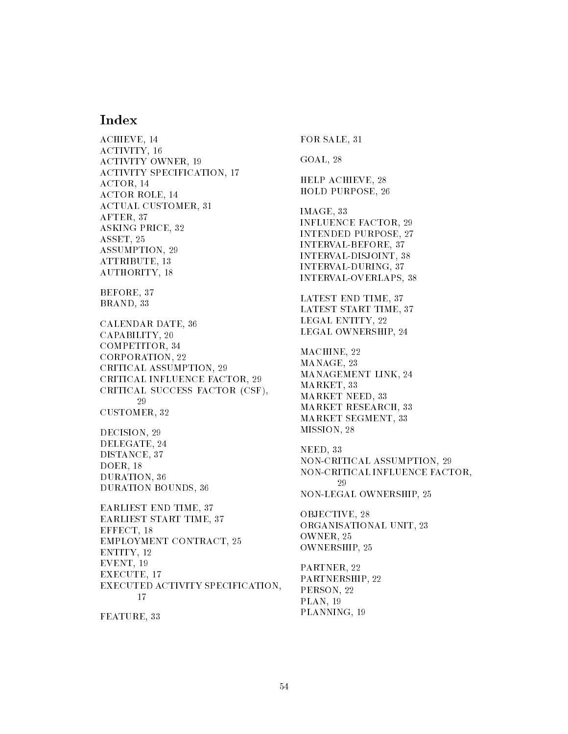# Index

ACHIEVE, 14
ACTIVITY, 16
ACTIVITY OWNER, 19
ACTIVITY SPECIFICATION, 17
ACTOR, 14
ACTOR ROLE, 14
ACTUAL CUSTOMER, 31
AFTER, 37
ASKING PRICE, 32
ASSET, 25
ASSUMPTION, 29
ATTRIBUTE, 13
AUTHORITY, 18

BEFORE, 37
BRAND, 33

CALENDAR DATE, 36
CAPABILITY, 20
COMPETITOR, 34
CORPORATION, 22
CRITICAL ASSUMPTION, 29
CRITICAL INFLUENCE FACTOR, 29
CRITICAL SUCCESS FACTOR (CSF), 29
CUSTOMER, 32

DECISION, 29
DELEGATE, 24
DISTANCE, 37
DOER, 18
DURATION, 36
DURATION BOUNDS, 36

EARLIEST END TIME, 37
EARLIEST START TIME, 37
EFFECT, 18
EMPLOYMENT CONTRACT, 25
ENTITY, 12
EVENT, 19
EXECUTE, 17
EXECUTED ACTIVITY SPECIFICATION, 17

FEATURE, 33
FOR SALE, 31

GOAL, 28

HELP ACHIEVE, 28
HOLD PURPOSE, 26

IMAGE, 33
INFLUENCE FACTOR, 29
INTENDED PURPOSE, 27
INTERVAL-BEFORE, 37
INTERVAL-DISJOINT, 38
INTERVAL-DURING, 37
INTERVAL-OVERLAPS, 38

LATEST END TIME, 37
LATEST START TIME, 37
LEGAL ENTITY, 22
LEGAL OWNERSHIP, 24

MACHINE, 22
MANAGE, 23
MANAGEMENT LINK, 24
MARKET, 33
MARKET NEED, 33
MARKET RESEARCH, 33
MARKET SEGMENT, 33
MISSION, 28

NEED, 33
NON-CRITICAL ASSUMPTION, 29
NON-CRITICAL INFLUENCE FACTOR, 29
NON-LEGAL OWNERSHIP, 25

OBJECTIVE, 28
ORGANISATIONAL UNIT, 23
OWNER, 25
OWNERSHIP, 25

PARTNER, 22
PARTNERSHIP, 22
PERSON, 22
PLAN, 19
PLANNING, 19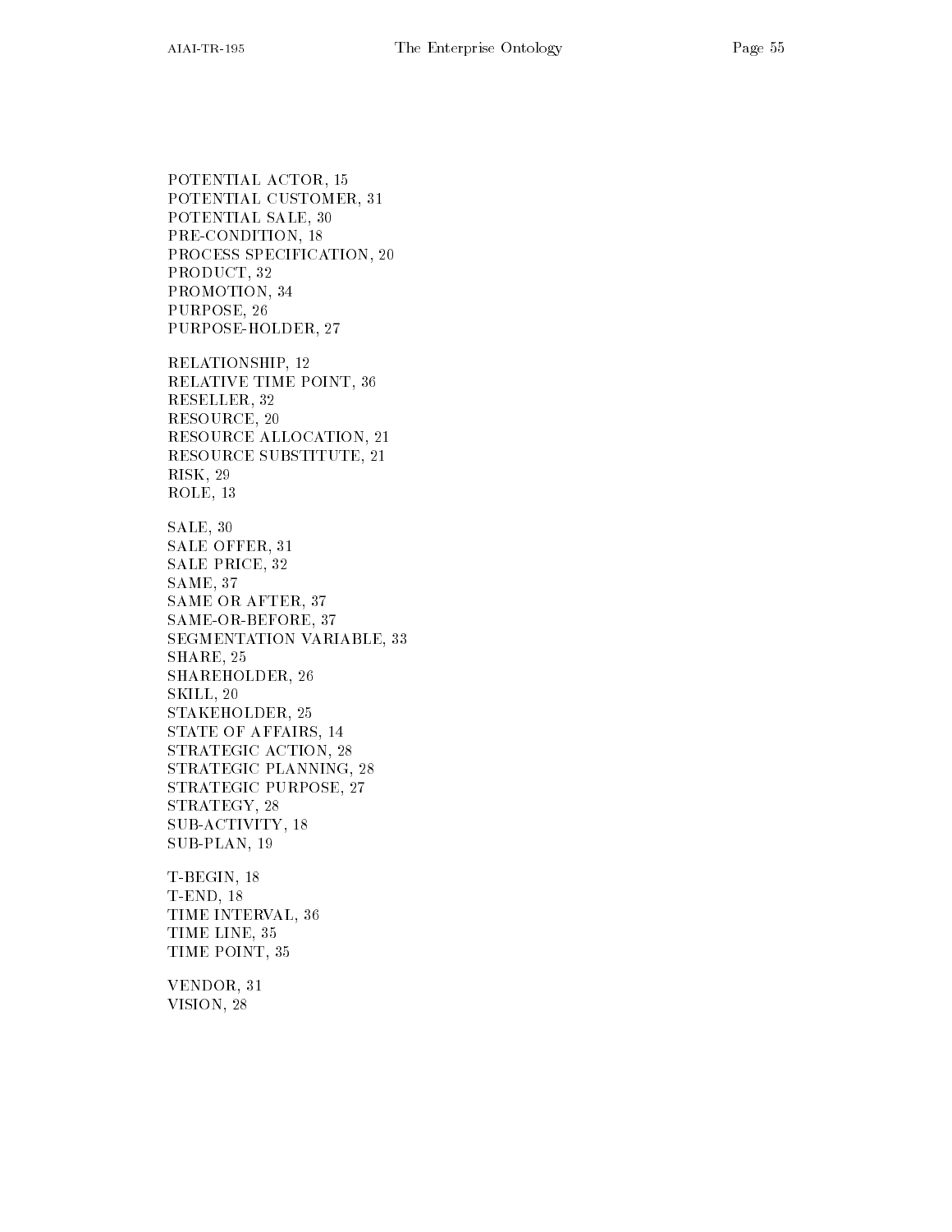POTENTIAL ACTOR, 15
POTENTIAL CUSTOMER, 31
POTENTIAL SALE, 30
PRE-CONDITION, 18
PROCESS SPECIFICATION, 20
PRODUCT, 32
PROMOTION, 34
PURPOSE, 26
PURPOSE-HOLDER, 27

RELATIONSHIP, 12
RELATIVE TIME POINT, 36
RESELLER, 32
RESOURCE, 20
RESOURCE ALLOCATION, 21
RESOURCE SUBSTITUTE, 21
RISK, 29
ROLE, 13

SALE, 30
SALE OFFER, 31
SALE PRICE, 32
SAME, 37
SAME OR AFTER, 37
SAME-OR-BEFORE, 37
SEGMENTATION VARIABLE, 33
SHARE, 25
SHAREHOLDER, 26
SKILL, 20
STAKEHOLDER, 25
STATE OF AFFAIRS, 14
STRATEGIC ACTION, 28
STRATEGIC PLANNING, 28
STRATEGIC PURPOSE, 27
STRATEGY, 28
SUB-ACTIVITY, 18
SUB-PLAN, 19

T-BEGIN, 18
T-END, 18
TIME INTERVAL, 36
TIME LINE, 35
TIME POINT, 35

VENDOR, 31
VISION, 28